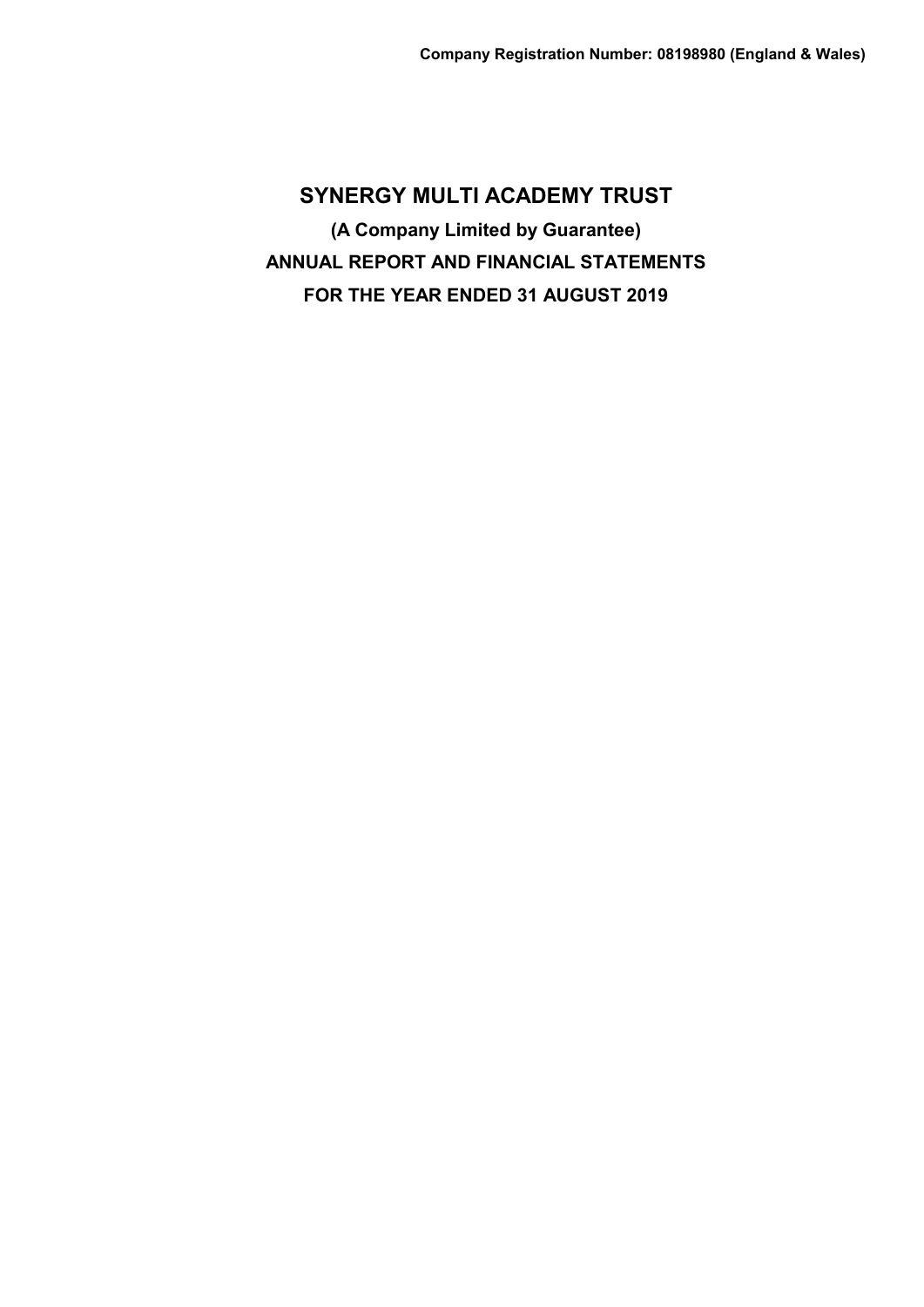**Company Registration Number: 08198980 (England & Wales)**

# SYNERGY MULTI ACADEMY TRUST

**(A Company Limited by Guarantee)**

**ANNUAL REPORT AND FINANCIAL STATEMENTS**

**FOR THE YEAR ENDED 31 AUGUST 2019**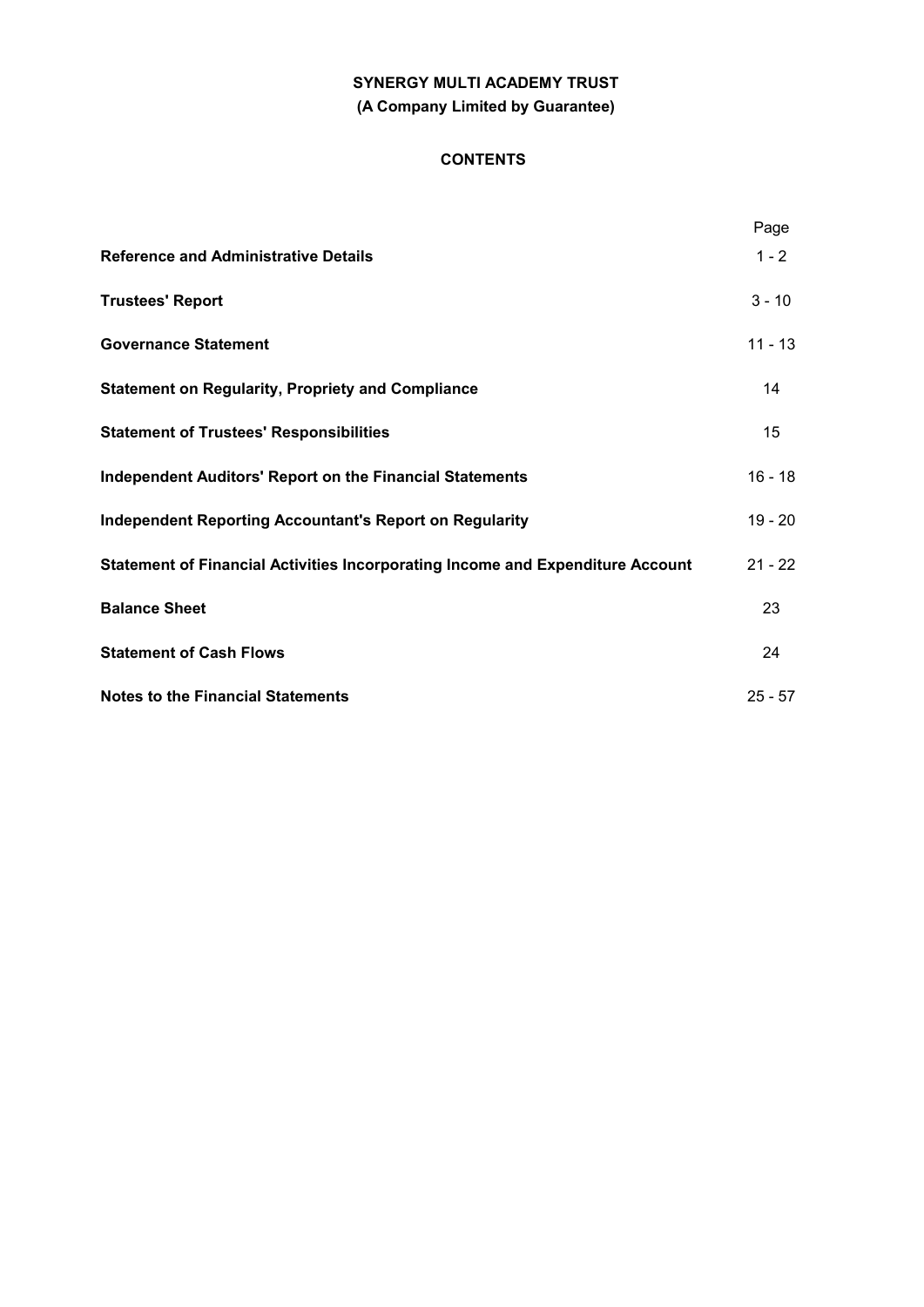**SYNERGY MULTI ACADEMY TRUST**

**(A Company Limited by Guarantee)**

# CONTENTS

| | Page |
|---|---|
| **Reference and Administrative Details** | 1 - 2 |
| **Trustees' Report** | 3 - 10 |
| **Governance Statement** | 11 - 13 |
| **Statement on Regularity, Propriety and Compliance** | 14 |
| **Statement of Trustees' Responsibilities** | 15 |
| **Independent Auditors' Report on the Financial Statements** | 16 - 18 |
| **Independent Reporting Accountant's Report on Regularity** | 19 - 20 |
| **Statement of Financial Activities Incorporating Income and Expenditure Account** | 21 - 22 |
| **Balance Sheet** | 23 |
| **Statement of Cash Flows** | 24 |
| **Notes to the Financial Statements** | 25 - 57 |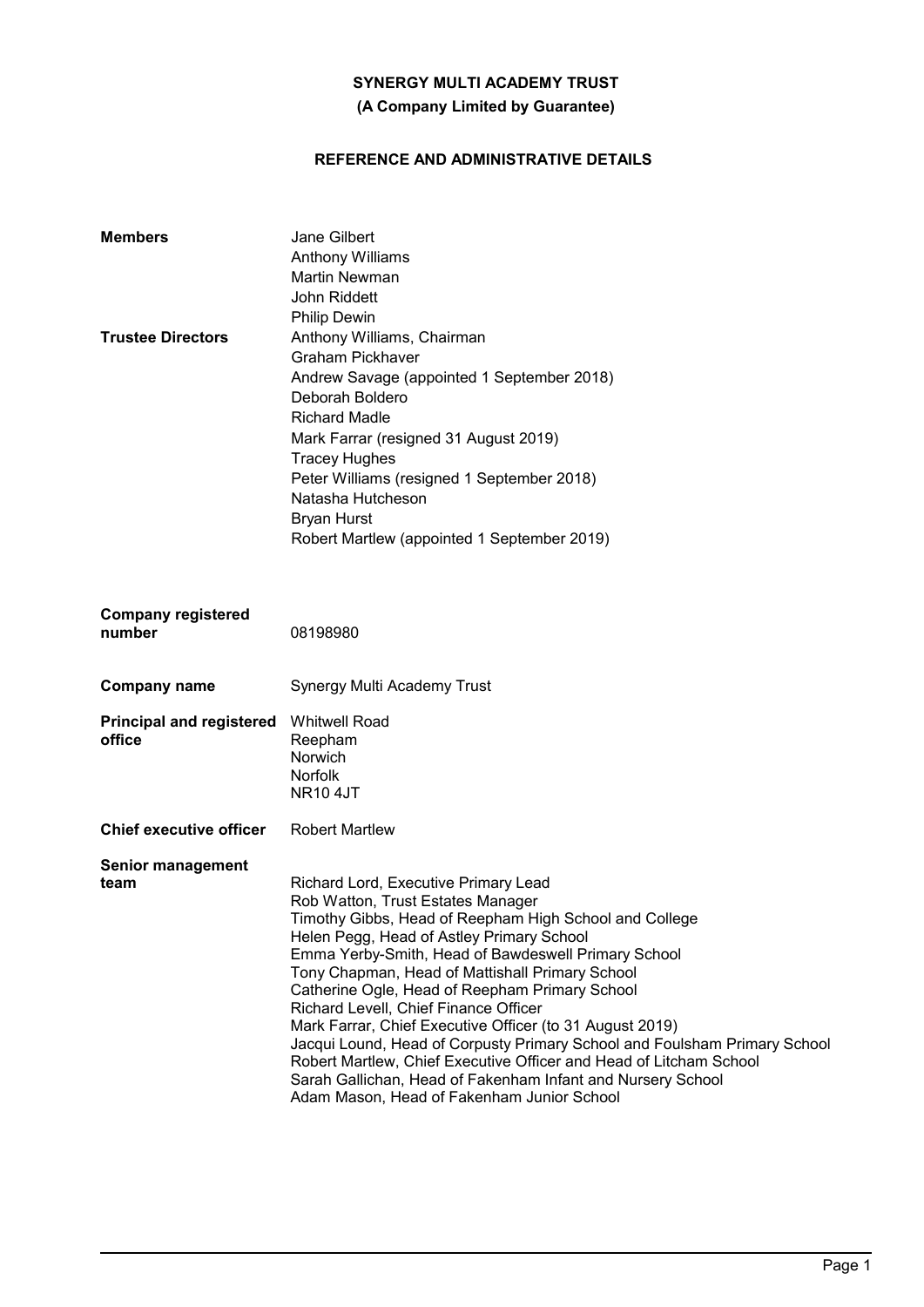**SYNERGY MULTI ACADEMY TRUST**
**(A Company Limited by Guarantee)**

## REFERENCE AND ADMINISTRATIVE DETAILS

| | |
|---|---|
| **Members** | Jane Gilbert<br>Anthony Williams<br>Martin Newman<br>John Riddett<br>Philip Dewin |
| **Trustee Directors** | Anthony Williams, Chairman<br>Graham Pickhaver<br>Andrew Savage (appointed 1 September 2018)<br>Deborah Boldero<br>Richard Madle<br>Mark Farrar (resigned 31 August 2019)<br>Tracey Hughes<br>Peter Williams (resigned 1 September 2018)<br>Natasha Hutcheson<br>Bryan Hurst<br>Robert Martlew (appointed 1 September 2019) |
| **Company registered number** | 08198980 |
| **Company name** | Synergy Multi Academy Trust |
| **Principal and registered office** | Whitwell Road<br>Reepham<br>Norwich<br>Norfolk<br>NR10 4JT |
| **Chief executive officer** | Robert Martlew |
| **Senior management team** | Richard Lord, Executive Primary Lead<br>Rob Watton, Trust Estates Manager<br>Timothy Gibbs, Head of Reepham High School and College<br>Helen Pegg, Head of Astley Primary School<br>Emma Yerby-Smith, Head of Bawdeswell Primary School<br>Tony Chapman, Head of Mattishall Primary School<br>Catherine Ogle, Head of Reepham Primary School<br>Richard Levell, Chief Finance Officer<br>Mark Farrar, Chief Executive Officer (to 31 August 2019)<br>Jacqui Lound, Head of Corpusty Primary School and Foulsham Primary School<br>Robert Martlew, Chief Executive Officer and Head of Litcham School<br>Sarah Gallichan, Head of Fakenham Infant and Nursery School<br>Adam Mason, Head of Fakenham Junior School |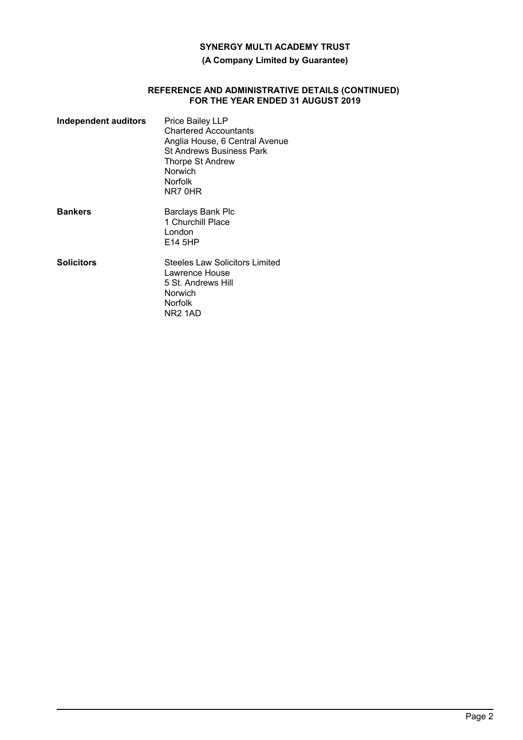# SYNERGY MULTI ACADEMY TRUST

**(A Company Limited by Guarantee)**

## REFERENCE AND ADMINISTRATIVE DETAILS (CONTINUED) FOR THE YEAR ENDED 31 AUGUST 2019

| | |
|---|---|
| **Independent auditors** | Price Bailey LLP<br>Chartered Accountants<br>Anglia House, 6 Central Avenue<br>St Andrews Business Park<br>Thorpe St Andrew<br>Norwich<br>Norfolk<br>NR7 0HR |
| **Bankers** | Barclays Bank Plc<br>1 Churchill Place<br>London<br>E14 5HP |
| **Solicitors** | Steeles Law Solicitors Limited<br>Lawrence House<br>5 St. Andrews Hill<br>Norwich<br>Norfolk<br>NR2 1AD |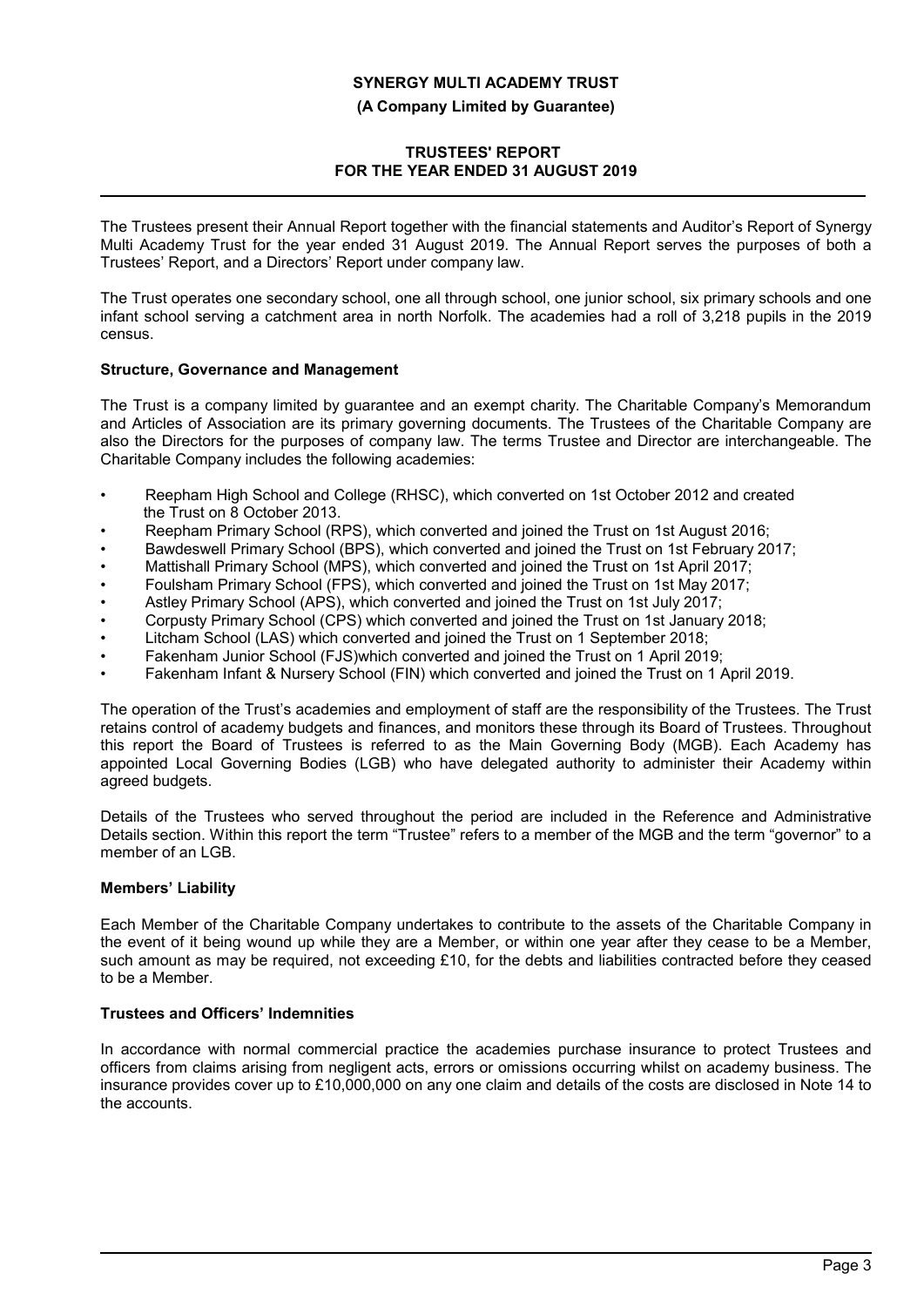**SYNERGY MULTI ACADEMY TRUST**

**(A Company Limited by Guarantee)**

**TRUSTEES' REPORT**
**FOR THE YEAR ENDED 31 AUGUST 2019**

The Trustees present their Annual Report together with the financial statements and Auditor's Report of Synergy Multi Academy Trust for the year ended 31 August 2019. The Annual Report serves the purposes of both a Trustees' Report, and a Directors' Report under company law.

The Trust operates one secondary school, one all through school, one junior school, six primary schools and one infant school serving a catchment area in north Norfolk. The academies had a roll of 3,218 pupils in the 2019 census.

**Structure, Governance and Management**

The Trust is a company limited by guarantee and an exempt charity. The Charitable Company's Memorandum and Articles of Association are its primary governing documents. The Trustees of the Charitable Company are also the Directors for the purposes of company law. The terms Trustee and Director are interchangeable. The Charitable Company includes the following academies:

- Reepham High School and College (RHSC), which converted on 1st October 2012 and created the Trust on 8 October 2013.
- Reepham Primary School (RPS), which converted and joined the Trust on 1st August 2016;
- Bawdeswell Primary School (BPS), which converted and joined the Trust on 1st February 2017;
- Mattishall Primary School (MPS), which converted and joined the Trust on 1st April 2017;
- Foulsham Primary School (FPS), which converted and joined the Trust on 1st May 2017;
- Astley Primary School (APS), which converted and joined the Trust on 1st July 2017;
- Corpusty Primary School (CPS) which converted and joined the Trust on 1st January 2018;
- Litcham School (LAS) which converted and joined the Trust on 1 September 2018;
- Fakenham Junior School (FJS)which converted and joined the Trust on 1 April 2019;
- Fakenham Infant & Nursery School (FIN) which converted and joined the Trust on 1 April 2019.

The operation of the Trust's academies and employment of staff are the responsibility of the Trustees. The Trust retains control of academy budgets and finances, and monitors these through its Board of Trustees. Throughout this report the Board of Trustees is referred to as the Main Governing Body (MGB). Each Academy has appointed Local Governing Bodies (LGB) who have delegated authority to administer their Academy within agreed budgets.

Details of the Trustees who served throughout the period are included in the Reference and Administrative Details section. Within this report the term "Trustee" refers to a member of the MGB and the term "governor" to a member of an LGB.

**Members' Liability**

Each Member of the Charitable Company undertakes to contribute to the assets of the Charitable Company in the event of it being wound up while they are a Member, or within one year after they cease to be a Member, such amount as may be required, not exceeding £10, for the debts and liabilities contracted before they ceased to be a Member.

**Trustees and Officers' Indemnities**

In accordance with normal commercial practice the academies purchase insurance to protect Trustees and officers from claims arising from negligent acts, errors or omissions occurring whilst on academy business. The insurance provides cover up to £10,000,000 on any one claim and details of the costs are disclosed in Note 14 to the accounts.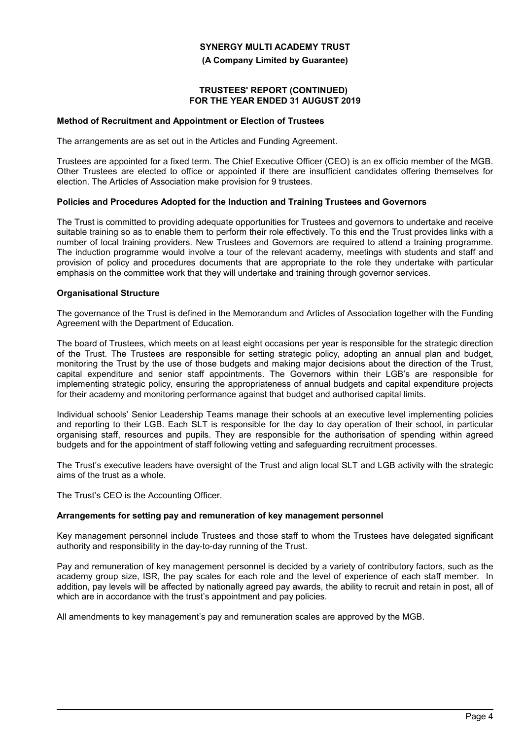### Method of Recruitment and Appointment or Election of Trustees

The arrangements are as set out in the Articles and Funding Agreement.

Trustees are appointed for a fixed term. The Chief Executive Officer (CEO) is an ex officio member of the MGB. Other Trustees are elected to office or appointed if there are insufficient candidates offering themselves for election. The Articles of Association make provision for 9 trustees.

### Policies and Procedures Adopted for the Induction and Training Trustees and Governors

The Trust is committed to providing adequate opportunities for Trustees and governors to undertake and receive suitable training so as to enable them to perform their role effectively. To this end the Trust provides links with a number of local training providers. New Trustees and Governors are required to attend a training programme. The induction programme would involve a tour of the relevant academy, meetings with students and staff and provision of policy and procedures documents that are appropriate to the role they undertake with particular emphasis on the committee work that they will undertake and training through governor services.

### Organisational Structure

The governance of the Trust is defined in the Memorandum and Articles of Association together with the Funding Agreement with the Department of Education.

The board of Trustees, which meets on at least eight occasions per year is responsible for the strategic direction of the Trust. The Trustees are responsible for setting strategic policy, adopting an annual plan and budget, monitoring the Trust by the use of those budgets and making major decisions about the direction of the Trust, capital expenditure and senior staff appointments. The Governors within their LGB's are responsible for implementing strategic policy, ensuring the appropriateness of annual budgets and capital expenditure projects for their academy and monitoring performance against that budget and authorised capital limits.

Individual schools' Senior Leadership Teams manage their schools at an executive level implementing policies and reporting to their LGB. Each SLT is responsible for the day to day operation of their school, in particular organising staff, resources and pupils. They are responsible for the authorisation of spending within agreed budgets and for the appointment of staff following vetting and safeguarding recruitment processes.

The Trust's executive leaders have oversight of the Trust and align local SLT and LGB activity with the strategic aims of the trust as a whole.

The Trust's CEO is the Accounting Officer.

### Arrangements for setting pay and remuneration of key management personnel

Key management personnel include Trustees and those staff to whom the Trustees have delegated significant authority and responsibility in the day-to-day running of the Trust.

Pay and remuneration of key management personnel is decided by a variety of contributory factors, such as the academy group size, ISR, the pay scales for each role and the level of experience of each staff member. In addition, pay levels will be affected by nationally agreed pay awards, the ability to recruit and retain in post, all of which are in accordance with the trust's appointment and pay policies.

All amendments to key management's pay and remuneration scales are approved by the MGB.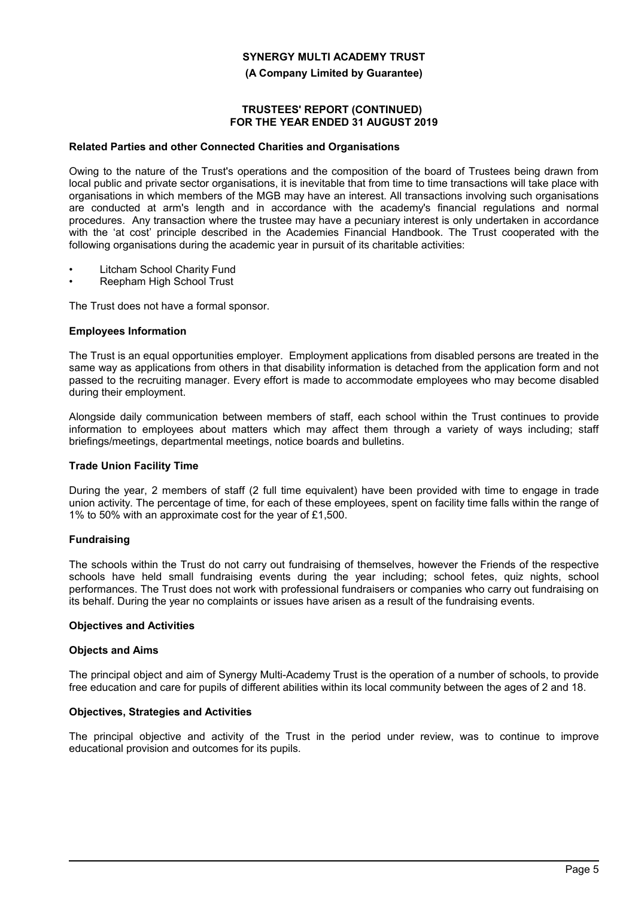### Related Parties and other Connected Charities and Organisations

Owing to the nature of the Trust's operations and the composition of the board of Trustees being drawn from local public and private sector organisations, it is inevitable that from time to time transactions will take place with organisations in which members of the MGB may have an interest. All transactions involving such organisations are conducted at arm's length and in accordance with the academy's financial regulations and normal procedures. Any transaction where the trustee may have a pecuniary interest is only undertaken in accordance with the 'at cost' principle described in the Academies Financial Handbook. The Trust cooperated with the following organisations during the academic year in pursuit of its charitable activities:

- Litcham School Charity Fund
- Reepham High School Trust

The Trust does not have a formal sponsor.

### Employees Information

The Trust is an equal opportunities employer. Employment applications from disabled persons are treated in the same way as applications from others in that disability information is detached from the application form and not passed to the recruiting manager. Every effort is made to accommodate employees who may become disabled during their employment.

Alongside daily communication between members of staff, each school within the Trust continues to provide information to employees about matters which may affect them through a variety of ways including; staff briefings/meetings, departmental meetings, notice boards and bulletins.

### Trade Union Facility Time

During the year, 2 members of staff (2 full time equivalent) have been provided with time to engage in trade union activity. The percentage of time, for each of these employees, spent on facility time falls within the range of 1% to 50% with an approximate cost for the year of £1,500.

### Fundraising

The schools within the Trust do not carry out fundraising of themselves, however the Friends of the respective schools have held small fundraising events during the year including; school fetes, quiz nights, school performances. The Trust does not work with professional fundraisers or companies who carry out fundraising on its behalf. During the year no complaints or issues have arisen as a result of the fundraising events.

### Objectives and Activities

### Objects and Aims

The principal object and aim of Synergy Multi-Academy Trust is the operation of a number of schools, to provide free education and care for pupils of different abilities within its local community between the ages of 2 and 18.

### Objectives, Strategies and Activities

The principal objective and activity of the Trust in the period under review, was to continue to improve educational provision and outcomes for its pupils.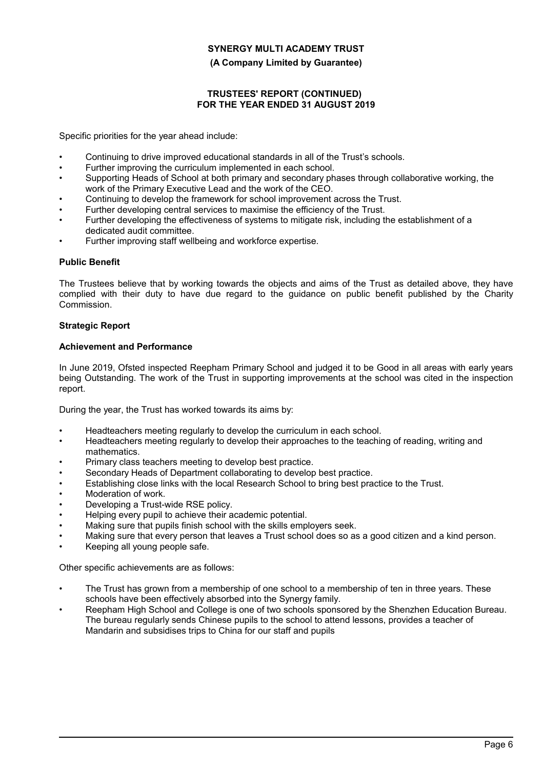Specific priorities for the year ahead include:

- Continuing to drive improved educational standards in all of the Trust's schools.
- Further improving the curriculum implemented in each school.
- Supporting Heads of School at both primary and secondary phases through collaborative working, the work of the Primary Executive Lead and the work of the CEO.
- Continuing to develop the framework for school improvement across the Trust.
- Further developing central services to maximise the efficiency of the Trust.
- Further developing the effectiveness of systems to mitigate risk, including the establishment of a dedicated audit committee.
- Further improving staff wellbeing and workforce expertise.

### Public Benefit

The Trustees believe that by working towards the objects and aims of the Trust as detailed above, they have complied with their duty to have due regard to the guidance on public benefit published by the Charity Commission.

## Strategic Report

### Achievement and Performance

In June 2019, Ofsted inspected Reepham Primary School and judged it to be Good in all areas with early years being Outstanding. The work of the Trust in supporting improvements at the school was cited in the inspection report.

During the year, the Trust has worked towards its aims by:

- Headteachers meeting regularly to develop the curriculum in each school.
- Headteachers meeting regularly to develop their approaches to the teaching of reading, writing and mathematics.
- Primary class teachers meeting to develop best practice.
- Secondary Heads of Department collaborating to develop best practice.
- Establishing close links with the local Research School to bring best practice to the Trust.
- Moderation of work.
- Developing a Trust-wide RSE policy.
- Helping every pupil to achieve their academic potential.
- Making sure that pupils finish school with the skills employers seek.
- Making sure that every person that leaves a Trust school does so as a good citizen and a kind person.
- Keeping all young people safe.

Other specific achievements are as follows:

- The Trust has grown from a membership of one school to a membership of ten in three years. These schools have been effectively absorbed into the Synergy family.
- Reepham High School and College is one of two schools sponsored by the Shenzhen Education Bureau. The bureau regularly sends Chinese pupils to the school to attend lessons, provides a teacher of Mandarin and subsidises trips to China for our staff and pupils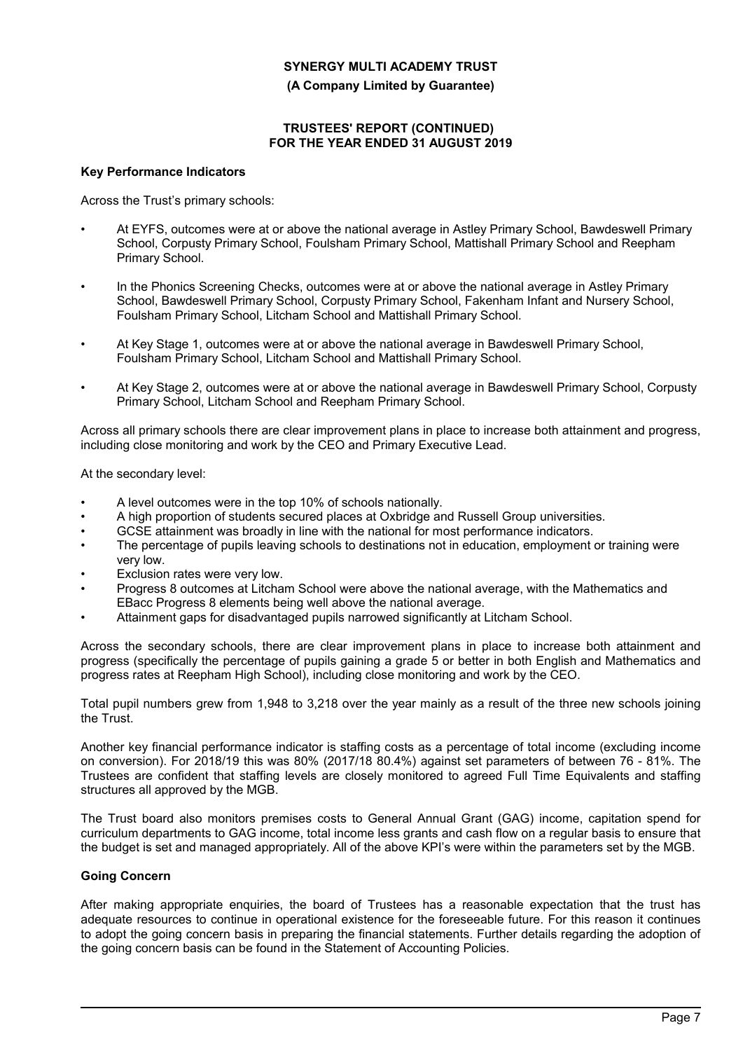### Key Performance Indicators

Across the Trust's primary schools:

- At EYFS, outcomes were at or above the national average in Astley Primary School, Bawdeswell Primary School, Corpusty Primary School, Foulsham Primary School, Mattishall Primary School and Reepham Primary School.
- In the Phonics Screening Checks, outcomes were at or above the national average in Astley Primary School, Bawdeswell Primary School, Corpusty Primary School, Fakenham Infant and Nursery School, Foulsham Primary School, Litcham School and Mattishall Primary School.
- At Key Stage 1, outcomes were at or above the national average in Bawdeswell Primary School, Foulsham Primary School, Litcham School and Mattishall Primary School.
- At Key Stage 2, outcomes were at or above the national average in Bawdeswell Primary School, Corpusty Primary School, Litcham School and Reepham Primary School.

Across all primary schools there are clear improvement plans in place to increase both attainment and progress, including close monitoring and work by the CEO and Primary Executive Lead.

At the secondary level:

- A level outcomes were in the top 10% of schools nationally.
- A high proportion of students secured places at Oxbridge and Russell Group universities.
- GCSE attainment was broadly in line with the national for most performance indicators.
- The percentage of pupils leaving schools to destinations not in education, employment or training were very low.
- Exclusion rates were very low.
- Progress 8 outcomes at Litcham School were above the national average, with the Mathematics and EBacc Progress 8 elements being well above the national average.
- Attainment gaps for disadvantaged pupils narrowed significantly at Litcham School.

Across the secondary schools, there are clear improvement plans in place to increase both attainment and progress (specifically the percentage of pupils gaining a grade 5 or better in both English and Mathematics and progress rates at Reepham High School), including close monitoring and work by the CEO.

Total pupil numbers grew from 1,948 to 3,218 over the year mainly as a result of the three new schools joining the Trust.

Another key financial performance indicator is staffing costs as a percentage of total income (excluding income on conversion). For 2018/19 this was 80% (2017/18 80.4%) against set parameters of between 76 - 81%. The Trustees are confident that staffing levels are closely monitored to agreed Full Time Equivalents and staffing structures all approved by the MGB.

The Trust board also monitors premises costs to General Annual Grant (GAG) income, capitation spend for curriculum departments to GAG income, total income less grants and cash flow on a regular basis to ensure that the budget is set and managed appropriately. All of the above KPI's were within the parameters set by the MGB.

### Going Concern

After making appropriate enquiries, the board of Trustees has a reasonable expectation that the trust has adequate resources to continue in operational existence for the foreseeable future. For this reason it continues to adopt the going concern basis in preparing the financial statements. Further details regarding the adoption of the going concern basis can be found in the Statement of Accounting Policies.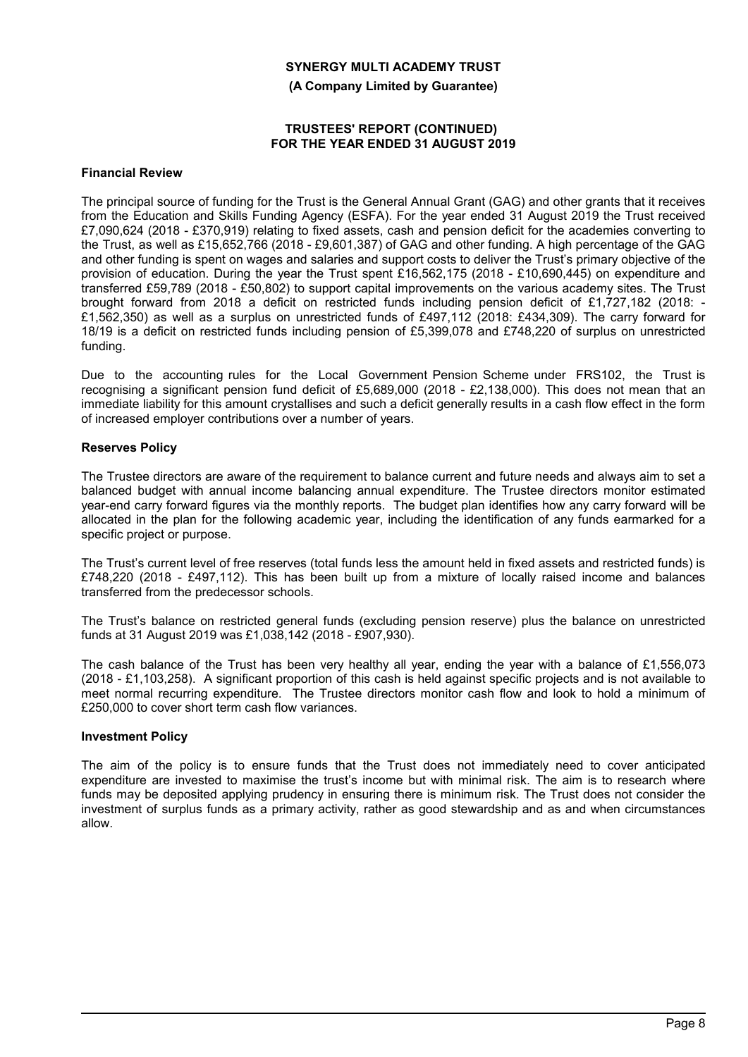## Financial Review

The principal source of funding for the Trust is the General Annual Grant (GAG) and other grants that it receives from the Education and Skills Funding Agency (ESFA). For the year ended 31 August 2019 the Trust received £7,090,624 (2018 - £370,919) relating to fixed assets, cash and pension deficit for the academies converting to the Trust, as well as £15,652,766 (2018 - £9,601,387) of GAG and other funding. A high percentage of the GAG and other funding is spent on wages and salaries and support costs to deliver the Trust's primary objective of the provision of education. During the year the Trust spent £16,562,175 (2018 - £10,690,445) on expenditure and transferred £59,789 (2018 - £50,802) to support capital improvements on the various academy sites. The Trust brought forward from 2018 a deficit on restricted funds including pension deficit of £1,727,182 (2018: - £1,562,350) as well as a surplus on unrestricted funds of £497,112 (2018: £434,309). The carry forward for 18/19 is a deficit on restricted funds including pension of £5,399,078 and £748,220 of surplus on unrestricted funding.

Due to the accounting rules for the Local Government Pension Scheme under FRS102, the Trust is recognising a significant pension fund deficit of £5,689,000 (2018 - £2,138,000). This does not mean that an immediate liability for this amount crystallises and such a deficit generally results in a cash flow effect in the form of increased employer contributions over a number of years.

## Reserves Policy

The Trustee directors are aware of the requirement to balance current and future needs and always aim to set a balanced budget with annual income balancing annual expenditure. The Trustee directors monitor estimated year-end carry forward figures via the monthly reports. The budget plan identifies how any carry forward will be allocated in the plan for the following academic year, including the identification of any funds earmarked for a specific project or purpose.

The Trust's current level of free reserves (total funds less the amount held in fixed assets and restricted funds) is £748,220 (2018 - £497,112). This has been built up from a mixture of locally raised income and balances transferred from the predecessor schools.

The Trust's balance on restricted general funds (excluding pension reserve) plus the balance on unrestricted funds at 31 August 2019 was £1,038,142 (2018 - £907,930).

The cash balance of the Trust has been very healthy all year, ending the year with a balance of £1,556,073 (2018 - £1,103,258). A significant proportion of this cash is held against specific projects and is not available to meet normal recurring expenditure. The Trustee directors monitor cash flow and look to hold a minimum of £250,000 to cover short term cash flow variances.

## Investment Policy

The aim of the policy is to ensure funds that the Trust does not immediately need to cover anticipated expenditure are invested to maximise the trust's income but with minimal risk. The aim is to research where funds may be deposited applying prudency in ensuring there is minimum risk. The Trust does not consider the investment of surplus funds as a primary activity, rather as good stewardship and as and when circumstances allow.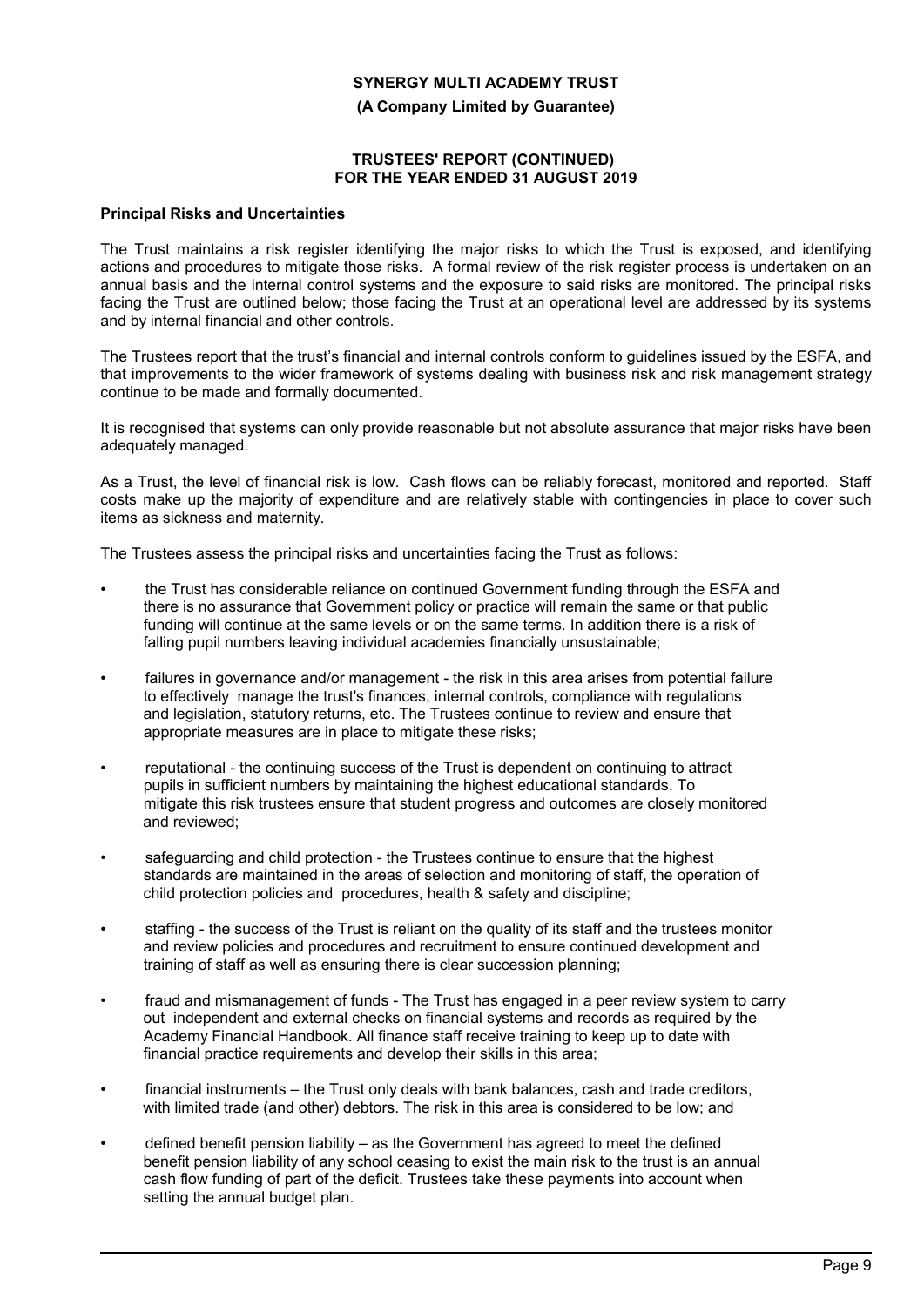## Principal Risks and Uncertainties

The Trust maintains a risk register identifying the major risks to which the Trust is exposed, and identifying actions and procedures to mitigate those risks. A formal review of the risk register process is undertaken on an annual basis and the internal control systems and the exposure to said risks are monitored. The principal risks facing the Trust are outlined below; those facing the Trust at an operational level are addressed by its systems and by internal financial and other controls.

The Trustees report that the trust's financial and internal controls conform to guidelines issued by the ESFA, and that improvements to the wider framework of systems dealing with business risk and risk management strategy continue to be made and formally documented.

It is recognised that systems can only provide reasonable but not absolute assurance that major risks have been adequately managed.

As a Trust, the level of financial risk is low. Cash flows can be reliably forecast, monitored and reported. Staff costs make up the majority of expenditure and are relatively stable with contingencies in place to cover such items as sickness and maternity.

The Trustees assess the principal risks and uncertainties facing the Trust as follows:

- the Trust has considerable reliance on continued Government funding through the ESFA and there is no assurance that Government policy or practice will remain the same or that public funding will continue at the same levels or on the same terms. In addition there is a risk of falling pupil numbers leaving individual academies financially unsustainable;
- failures in governance and/or management - the risk in this area arises from potential failure to effectively manage the trust's finances, internal controls, compliance with regulations and legislation, statutory returns, etc. The Trustees continue to review and ensure that appropriate measures are in place to mitigate these risks;
- reputational - the continuing success of the Trust is dependent on continuing to attract pupils in sufficient numbers by maintaining the highest educational standards. To mitigate this risk trustees ensure that student progress and outcomes are closely monitored and reviewed;
- safeguarding and child protection - the Trustees continue to ensure that the highest standards are maintained in the areas of selection and monitoring of staff, the operation of child protection policies and procedures, health & safety and discipline;
- staffing - the success of the Trust is reliant on the quality of its staff and the trustees monitor and review policies and procedures and recruitment to ensure continued development and training of staff as well as ensuring there is clear succession planning;
- fraud and mismanagement of funds - The Trust has engaged in a peer review system to carry out independent and external checks on financial systems and records as required by the Academy Financial Handbook. All finance staff receive training to keep up to date with financial practice requirements and develop their skills in this area;
- financial instruments – the Trust only deals with bank balances, cash and trade creditors, with limited trade (and other) debtors. The risk in this area is considered to be low; and
- defined benefit pension liability – as the Government has agreed to meet the defined benefit pension liability of any school ceasing to exist the main risk to the trust is an annual cash flow funding of part of the deficit. Trustees take these payments into account when setting the annual budget plan.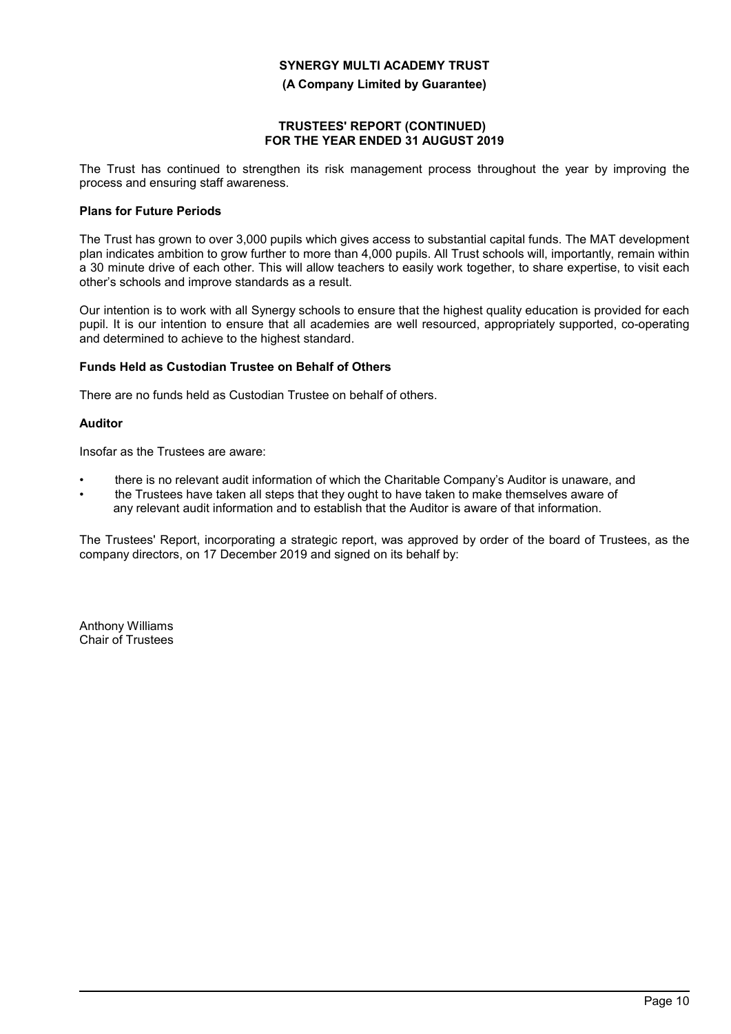The Trust has continued to strengthen its risk management process throughout the year by improving the process and ensuring staff awareness.

### Plans for Future Periods

The Trust has grown to over 3,000 pupils which gives access to substantial capital funds. The MAT development plan indicates ambition to grow further to more than 4,000 pupils. All Trust schools will, importantly, remain within a 30 minute drive of each other. This will allow teachers to easily work together, to share expertise, to visit each other's schools and improve standards as a result.

Our intention is to work with all Synergy schools to ensure that the highest quality education is provided for each pupil. It is our intention to ensure that all academies are well resourced, appropriately supported, co-operating and determined to achieve to the highest standard.

### Funds Held as Custodian Trustee on Behalf of Others

There are no funds held as Custodian Trustee on behalf of others.

### Auditor

Insofar as the Trustees are aware:

- there is no relevant audit information of which the Charitable Company's Auditor is unaware, and
- the Trustees have taken all steps that they ought to have taken to make themselves aware of any relevant audit information and to establish that the Auditor is aware of that information.

The Trustees' Report, incorporating a strategic report, was approved by order of the board of Trustees, as the company directors, on 17 December 2019 and signed on its behalf by:

Anthony Williams
Chair of Trustees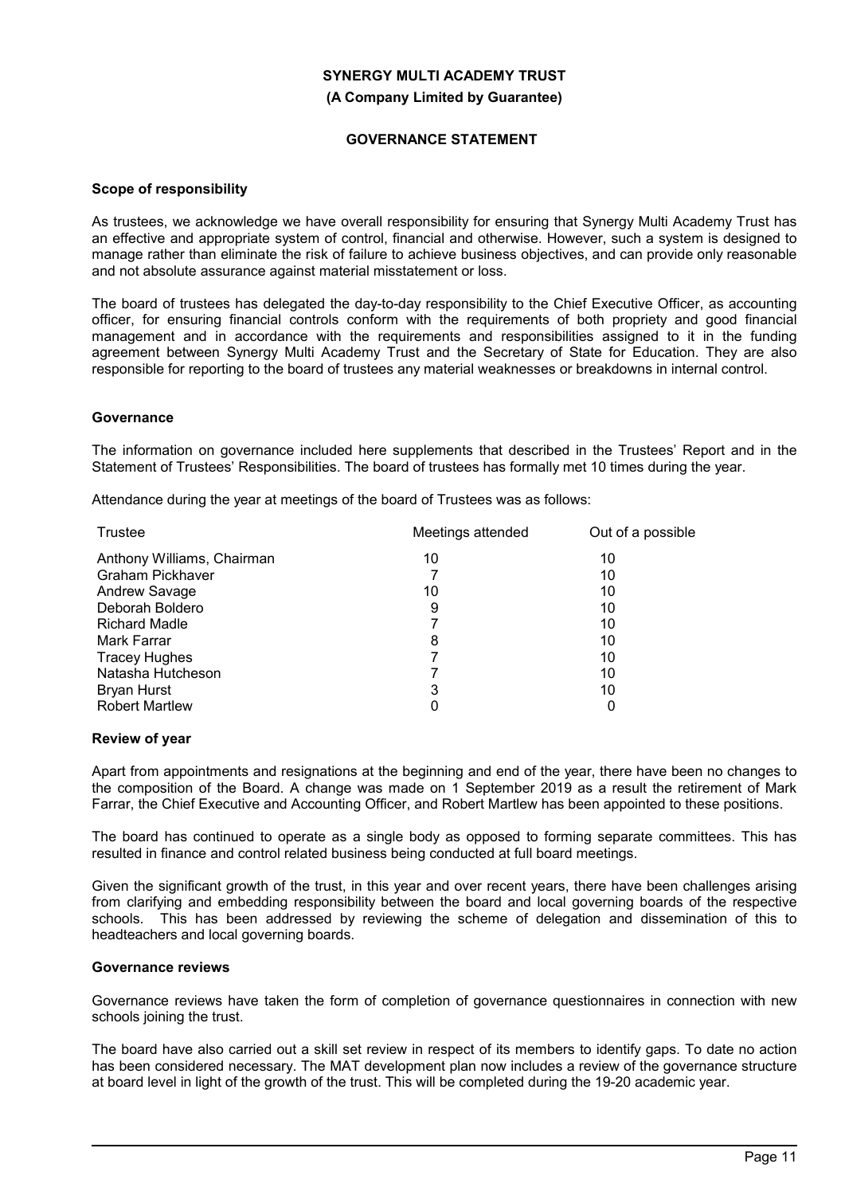**SYNERGY MULTI ACADEMY TRUST**

**(A Company Limited by Guarantee)**

**GOVERNANCE STATEMENT**

### Scope of responsibility

As trustees, we acknowledge we have overall responsibility for ensuring that Synergy Multi Academy Trust has an effective and appropriate system of control, financial and otherwise. However, such a system is designed to manage rather than eliminate the risk of failure to achieve business objectives, and can provide only reasonable and not absolute assurance against material misstatement or loss.

The board of trustees has delegated the day-to-day responsibility to the Chief Executive Officer, as accounting officer, for ensuring financial controls conform with the requirements of both propriety and good financial management and in accordance with the requirements and responsibilities assigned to it in the funding agreement between Synergy Multi Academy Trust and the Secretary of State for Education. They are also responsible for reporting to the board of trustees any material weaknesses or breakdowns in internal control.

### Governance

The information on governance included here supplements that described in the Trustees' Report and in the Statement of Trustees' Responsibilities. The board of trustees has formally met 10 times during the year.

Attendance during the year at meetings of the board of Trustees was as follows:

| Trustee | Meetings attended | Out of a possible |
|---|---|---|
| Anthony Williams, Chairman | 10 | 10 |
| Graham Pickhaver | 7 | 10 |
| Andrew Savage | 10 | 10 |
| Deborah Boldero | 9 | 10 |
| Richard Madle | 7 | 10 |
| Mark Farrar | 8 | 10 |
| Tracey Hughes | 7 | 10 |
| Natasha Hutcheson | 7 | 10 |
| Bryan Hurst | 3 | 10 |
| Robert Martlew | 0 | 0 |

### Review of year

Apart from appointments and resignations at the beginning and end of the year, there have been no changes to the composition of the Board. A change was made on 1 September 2019 as a result the retirement of Mark Farrar, the Chief Executive and Accounting Officer, and Robert Martlew has been appointed to these positions.

The board has continued to operate as a single body as opposed to forming separate committees. This has resulted in finance and control related business being conducted at full board meetings.

Given the significant growth of the trust, in this year and over recent years, there have been challenges arising from clarifying and embedding responsibility between the board and local governing boards of the respective schools. This has been addressed by reviewing the scheme of delegation and dissemination of this to headteachers and local governing boards.

### Governance reviews

Governance reviews have taken the form of completion of governance questionnaires in connection with new schools joining the trust.

The board have also carried out a skill set review in respect of its members to identify gaps. To date no action has been considered necessary. The MAT development plan now includes a review of the governance structure at board level in light of the growth of the trust. This will be completed during the 19-20 academic year.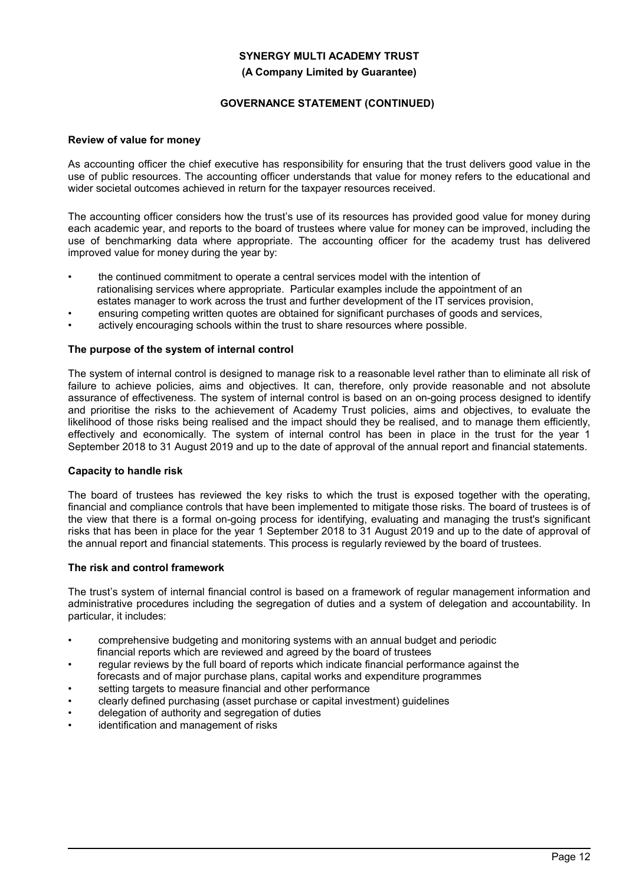#### Review of value for money

As accounting officer the chief executive has responsibility for ensuring that the trust delivers good value in the use of public resources. The accounting officer understands that value for money refers to the educational and wider societal outcomes achieved in return for the taxpayer resources received.

The accounting officer considers how the trust's use of its resources has provided good value for money during each academic year, and reports to the board of trustees where value for money can be improved, including the use of benchmarking data where appropriate. The accounting officer for the academy trust has delivered improved value for money during the year by:

- the continued commitment to operate a central services model with the intention of rationalising services where appropriate. Particular examples include the appointment of an estates manager to work across the trust and further development of the IT services provision,
- ensuring competing written quotes are obtained for significant purchases of goods and services,
- actively encouraging schools within the trust to share resources where possible.

#### The purpose of the system of internal control

The system of internal control is designed to manage risk to a reasonable level rather than to eliminate all risk of failure to achieve policies, aims and objectives. It can, therefore, only provide reasonable and not absolute assurance of effectiveness. The system of internal control is based on an on-going process designed to identify and prioritise the risks to the achievement of Academy Trust policies, aims and objectives, to evaluate the likelihood of those risks being realised and the impact should they be realised, and to manage them efficiently, effectively and economically. The system of internal control has been in place in the trust for the year 1 September 2018 to 31 August 2019 and up to the date of approval of the annual report and financial statements.

#### Capacity to handle risk

The board of trustees has reviewed the key risks to which the trust is exposed together with the operating, financial and compliance controls that have been implemented to mitigate those risks. The board of trustees is of the view that there is a formal on-going process for identifying, evaluating and managing the trust's significant risks that has been in place for the year 1 September 2018 to 31 August 2019 and up to the date of approval of the annual report and financial statements. This process is regularly reviewed by the board of trustees.

#### The risk and control framework

The trust's system of internal financial control is based on a framework of regular management information and administrative procedures including the segregation of duties and a system of delegation and accountability. In particular, it includes:

- comprehensive budgeting and monitoring systems with an annual budget and periodic financial reports which are reviewed and agreed by the board of trustees
- regular reviews by the full board of reports which indicate financial performance against the forecasts and of major purchase plans, capital works and expenditure programmes
- setting targets to measure financial and other performance
- clearly defined purchasing (asset purchase or capital investment) guidelines
- delegation of authority and segregation of duties
- identification and management of risks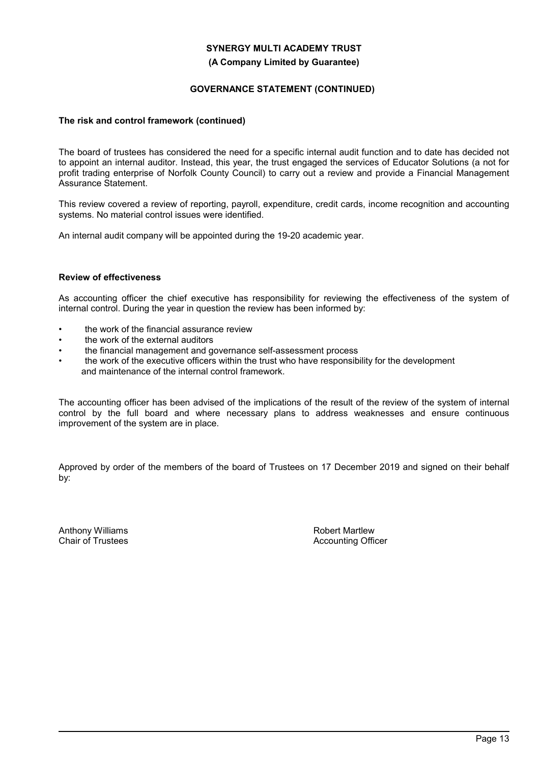**SYNERGY MULTI ACADEMY TRUST**
**(A Company Limited by Guarantee)**

**GOVERNANCE STATEMENT (CONTINUED)**

**The risk and control framework (continued)**

The board of trustees has considered the need for a specific internal audit function and to date has decided not to appoint an internal auditor. Instead, this year, the trust engaged the services of Educator Solutions (a not for profit trading enterprise of Norfolk County Council) to carry out a review and provide a Financial Management Assurance Statement.

This review covered a review of reporting, payroll, expenditure, credit cards, income recognition and accounting systems. No material control issues were identified.

An internal audit company will be appointed during the 19-20 academic year.

**Review of effectiveness**

As accounting officer the chief executive has responsibility for reviewing the effectiveness of the system of internal control. During the year in question the review has been informed by:

- the work of the financial assurance review
- the work of the external auditors
- the financial management and governance self-assessment process
- the work of the executive officers within the trust who have responsibility for the development and maintenance of the internal control framework.

The accounting officer has been advised of the implications of the result of the review of the system of internal control by the full board and where necessary plans to address weaknesses and ensure continuous improvement of the system are in place.

Approved by order of the members of the board of Trustees on 17 December 2019 and signed on their behalf by:

Anthony Williams
Chair of Trustees

Robert Martlew
Accounting Officer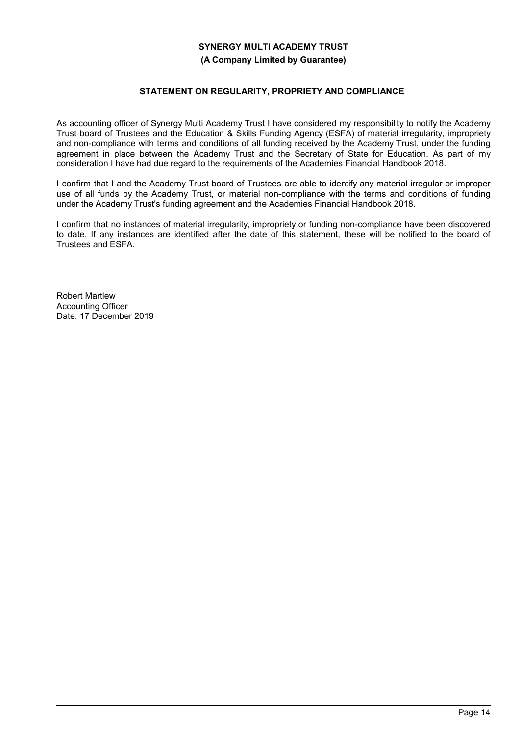**SYNERGY MULTI ACADEMY TRUST**

**(A Company Limited by Guarantee)**

## STATEMENT ON REGULARITY, PROPRIETY AND COMPLIANCE

As accounting officer of Synergy Multi Academy Trust I have considered my responsibility to notify the Academy Trust board of Trustees and the Education & Skills Funding Agency (ESFA) of material irregularity, impropriety and non-compliance with terms and conditions of all funding received by the Academy Trust, under the funding agreement in place between the Academy Trust and the Secretary of State for Education. As part of my consideration I have had due regard to the requirements of the Academies Financial Handbook 2018.

I confirm that I and the Academy Trust board of Trustees are able to identify any material irregular or improper use of all funds by the Academy Trust, or material non-compliance with the terms and conditions of funding under the Academy Trust's funding agreement and the Academies Financial Handbook 2018.

I confirm that no instances of material irregularity, impropriety or funding non-compliance have been discovered to date. If any instances are identified after the date of this statement, these will be notified to the board of Trustees and ESFA.

Robert Martlew
Accounting Officer
Date: 17 December 2019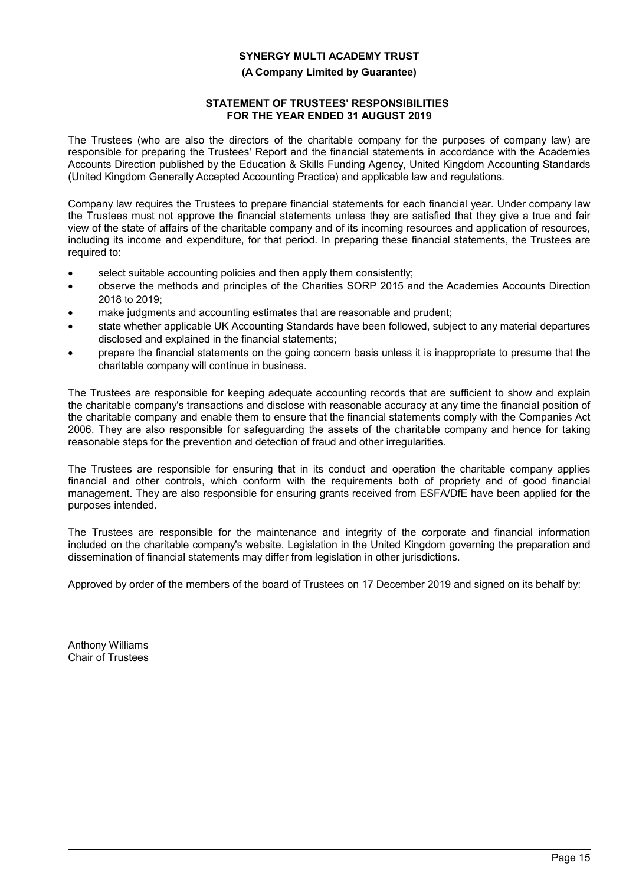**SYNERGY MULTI ACADEMY TRUST**

**(A Company Limited by Guarantee)**

## STATEMENT OF TRUSTEES' RESPONSIBILITIES FOR THE YEAR ENDED 31 AUGUST 2019

The Trustees (who are also the directors of the charitable company for the purposes of company law) are responsible for preparing the Trustees' Report and the financial statements in accordance with the Academies Accounts Direction published by the Education & Skills Funding Agency, United Kingdom Accounting Standards (United Kingdom Generally Accepted Accounting Practice) and applicable law and regulations.

Company law requires the Trustees to prepare financial statements for each financial year. Under company law the Trustees must not approve the financial statements unless they are satisfied that they give a true and fair view of the state of affairs of the charitable company and of its incoming resources and application of resources, including its income and expenditure, for that period. In preparing these financial statements, the Trustees are required to:

- select suitable accounting policies and then apply them consistently;
- observe the methods and principles of the Charities SORP 2015 and the Academies Accounts Direction 2018 to 2019;
- make judgments and accounting estimates that are reasonable and prudent;
- state whether applicable UK Accounting Standards have been followed, subject to any material departures disclosed and explained in the financial statements;
- prepare the financial statements on the going concern basis unless it is inappropriate to presume that the charitable company will continue in business.

The Trustees are responsible for keeping adequate accounting records that are sufficient to show and explain the charitable company's transactions and disclose with reasonable accuracy at any time the financial position of the charitable company and enable them to ensure that the financial statements comply with the Companies Act 2006. They are also responsible for safeguarding the assets of the charitable company and hence for taking reasonable steps for the prevention and detection of fraud and other irregularities.

The Trustees are responsible for ensuring that in its conduct and operation the charitable company applies financial and other controls, which conform with the requirements both of propriety and of good financial management. They are also responsible for ensuring grants received from ESFA/DfE have been applied for the purposes intended.

The Trustees are responsible for the maintenance and integrity of the corporate and financial information included on the charitable company's website. Legislation in the United Kingdom governing the preparation and dissemination of financial statements may differ from legislation in other jurisdictions.

Approved by order of the members of the board of Trustees on 17 December 2019 and signed on its behalf by:

Anthony Williams
Chair of Trustees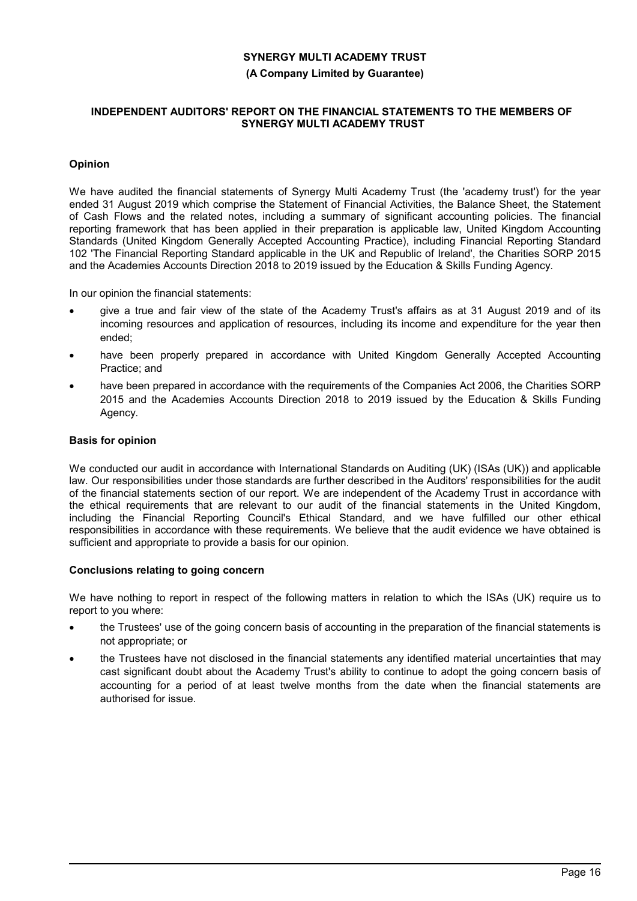**SYNERGY MULTI ACADEMY TRUST**

**(A Company Limited by Guarantee)**

**INDEPENDENT AUDITORS' REPORT ON THE FINANCIAL STATEMENTS TO THE MEMBERS OF SYNERGY MULTI ACADEMY TRUST**

## Opinion

We have audited the financial statements of Synergy Multi Academy Trust (the 'academy trust') for the year ended 31 August 2019 which comprise the Statement of Financial Activities, the Balance Sheet, the Statement of Cash Flows and the related notes, including a summary of significant accounting policies. The financial reporting framework that has been applied in their preparation is applicable law, United Kingdom Accounting Standards (United Kingdom Generally Accepted Accounting Practice), including Financial Reporting Standard 102 'The Financial Reporting Standard applicable in the UK and Republic of Ireland', the Charities SORP 2015 and the Academies Accounts Direction 2018 to 2019 issued by the Education & Skills Funding Agency.

In our opinion the financial statements:

- give a true and fair view of the state of the Academy Trust's affairs as at 31 August 2019 and of its incoming resources and application of resources, including its income and expenditure for the year then ended;
- have been properly prepared in accordance with United Kingdom Generally Accepted Accounting Practice; and
- have been prepared in accordance with the requirements of the Companies Act 2006, the Charities SORP 2015 and the Academies Accounts Direction 2018 to 2019 issued by the Education & Skills Funding Agency.

## Basis for opinion

We conducted our audit in accordance with International Standards on Auditing (UK) (ISAs (UK)) and applicable law. Our responsibilities under those standards are further described in the Auditors' responsibilities for the audit of the financial statements section of our report. We are independent of the Academy Trust in accordance with the ethical requirements that are relevant to our audit of the financial statements in the United Kingdom, including the Financial Reporting Council's Ethical Standard, and we have fulfilled our other ethical responsibilities in accordance with these requirements. We believe that the audit evidence we have obtained is sufficient and appropriate to provide a basis for our opinion.

## Conclusions relating to going concern

We have nothing to report in respect of the following matters in relation to which the ISAs (UK) require us to report to you where:

- the Trustees' use of the going concern basis of accounting in the preparation of the financial statements is not appropriate; or
- the Trustees have not disclosed in the financial statements any identified material uncertainties that may cast significant doubt about the Academy Trust's ability to continue to adopt the going concern basis of accounting for a period of at least twelve months from the date when the financial statements are authorised for issue.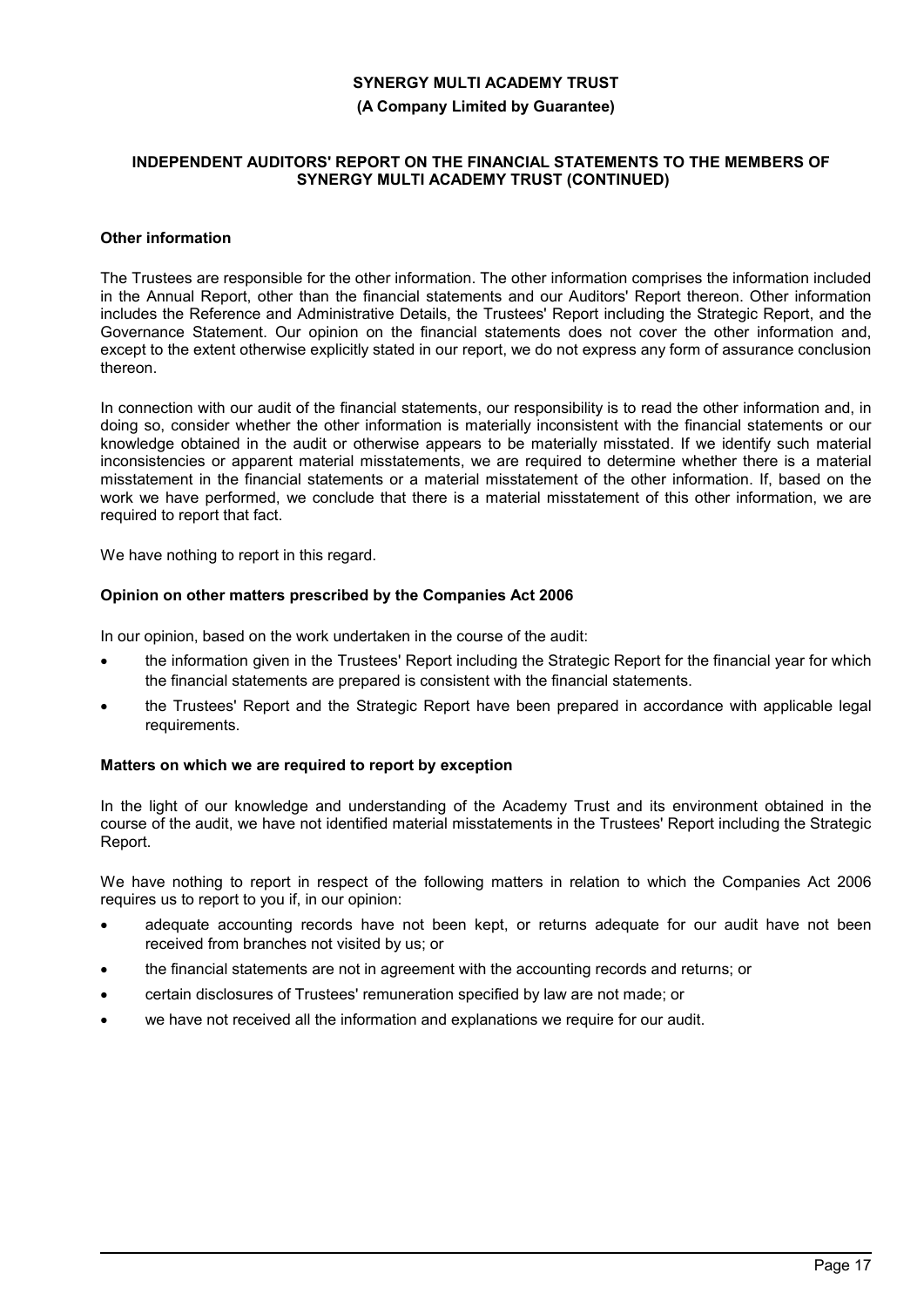**SYNERGY MULTI ACADEMY TRUST**

**(A Company Limited by Guarantee)**

**INDEPENDENT AUDITORS' REPORT ON THE FINANCIAL STATEMENTS TO THE MEMBERS OF SYNERGY MULTI ACADEMY TRUST (CONTINUED)**

### Other information

The Trustees are responsible for the other information. The other information comprises the information included in the Annual Report, other than the financial statements and our Auditors' Report thereon. Other information includes the Reference and Administrative Details, the Trustees' Report including the Strategic Report, and the Governance Statement. Our opinion on the financial statements does not cover the other information and, except to the extent otherwise explicitly stated in our report, we do not express any form of assurance conclusion thereon.

In connection with our audit of the financial statements, our responsibility is to read the other information and, in doing so, consider whether the other information is materially inconsistent with the financial statements or our knowledge obtained in the audit or otherwise appears to be materially misstated. If we identify such material inconsistencies or apparent material misstatements, we are required to determine whether there is a material misstatement in the financial statements or a material misstatement of the other information. If, based on the work we have performed, we conclude that there is a material misstatement of this other information, we are required to report that fact.

We have nothing to report in this regard.

### Opinion on other matters prescribed by the Companies Act 2006

In our opinion, based on the work undertaken in the course of the audit:

- the information given in the Trustees' Report including the Strategic Report for the financial year for which the financial statements are prepared is consistent with the financial statements.
- the Trustees' Report and the Strategic Report have been prepared in accordance with applicable legal requirements.

### Matters on which we are required to report by exception

In the light of our knowledge and understanding of the Academy Trust and its environment obtained in the course of the audit, we have not identified material misstatements in the Trustees' Report including the Strategic Report.

We have nothing to report in respect of the following matters in relation to which the Companies Act 2006 requires us to report to you if, in our opinion:

- adequate accounting records have not been kept, or returns adequate for our audit have not been received from branches not visited by us; or
- the financial statements are not in agreement with the accounting records and returns; or
- certain disclosures of Trustees' remuneration specified by law are not made; or
- we have not received all the information and explanations we require for our audit.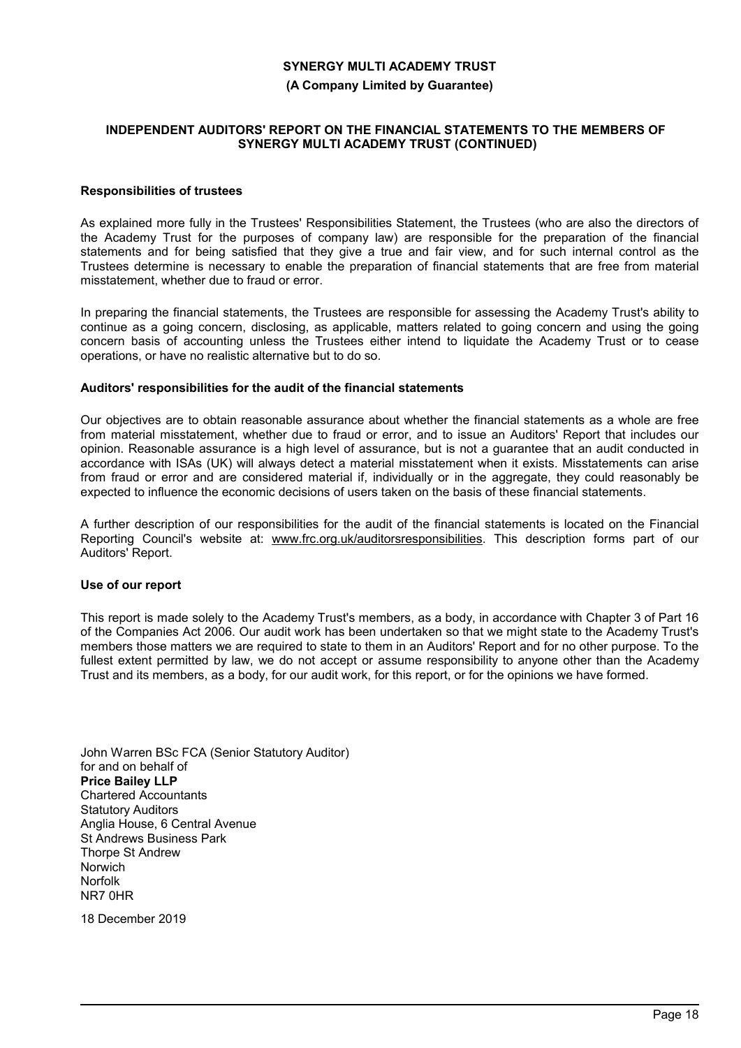### Responsibilities of trustees

As explained more fully in the Trustees' Responsibilities Statement, the Trustees (who are also the directors of the Academy Trust for the purposes of company law) are responsible for the preparation of the financial statements and for being satisfied that they give a true and fair view, and for such internal control as the Trustees determine is necessary to enable the preparation of financial statements that are free from material misstatement, whether due to fraud or error.

In preparing the financial statements, the Trustees are responsible for assessing the Academy Trust's ability to continue as a going concern, disclosing, as applicable, matters related to going concern and using the going concern basis of accounting unless the Trustees either intend to liquidate the Academy Trust or to cease operations, or have no realistic alternative but to do so.

### Auditors' responsibilities for the audit of the financial statements

Our objectives are to obtain reasonable assurance about whether the financial statements as a whole are free from material misstatement, whether due to fraud or error, and to issue an Auditors' Report that includes our opinion. Reasonable assurance is a high level of assurance, but is not a guarantee that an audit conducted in accordance with ISAs (UK) will always detect a material misstatement when it exists. Misstatements can arise from fraud or error and are considered material if, individually or in the aggregate, they could reasonably be expected to influence the economic decisions of users taken on the basis of these financial statements.

A further description of our responsibilities for the audit of the financial statements is located on the Financial Reporting Council's website at: www.frc.org.uk/auditorsresponsibilities. This description forms part of our Auditors' Report.

### Use of our report

This report is made solely to the Academy Trust's members, as a body, in accordance with Chapter 3 of Part 16 of the Companies Act 2006. Our audit work has been undertaken so that we might state to the Academy Trust's members those matters we are required to state to them in an Auditors' Report and for no other purpose. To the fullest extent permitted by law, we do not accept or assume responsibility to anyone other than the Academy Trust and its members, as a body, for our audit work, for this report, or for the opinions we have formed.

John Warren BSc FCA (Senior Statutory Auditor)
for and on behalf of
**Price Bailey LLP**
Chartered Accountants
Statutory Auditors
Anglia House, 6 Central Avenue
St Andrews Business Park
Thorpe St Andrew
Norwich
Norfolk
NR7 0HR

18 December 2019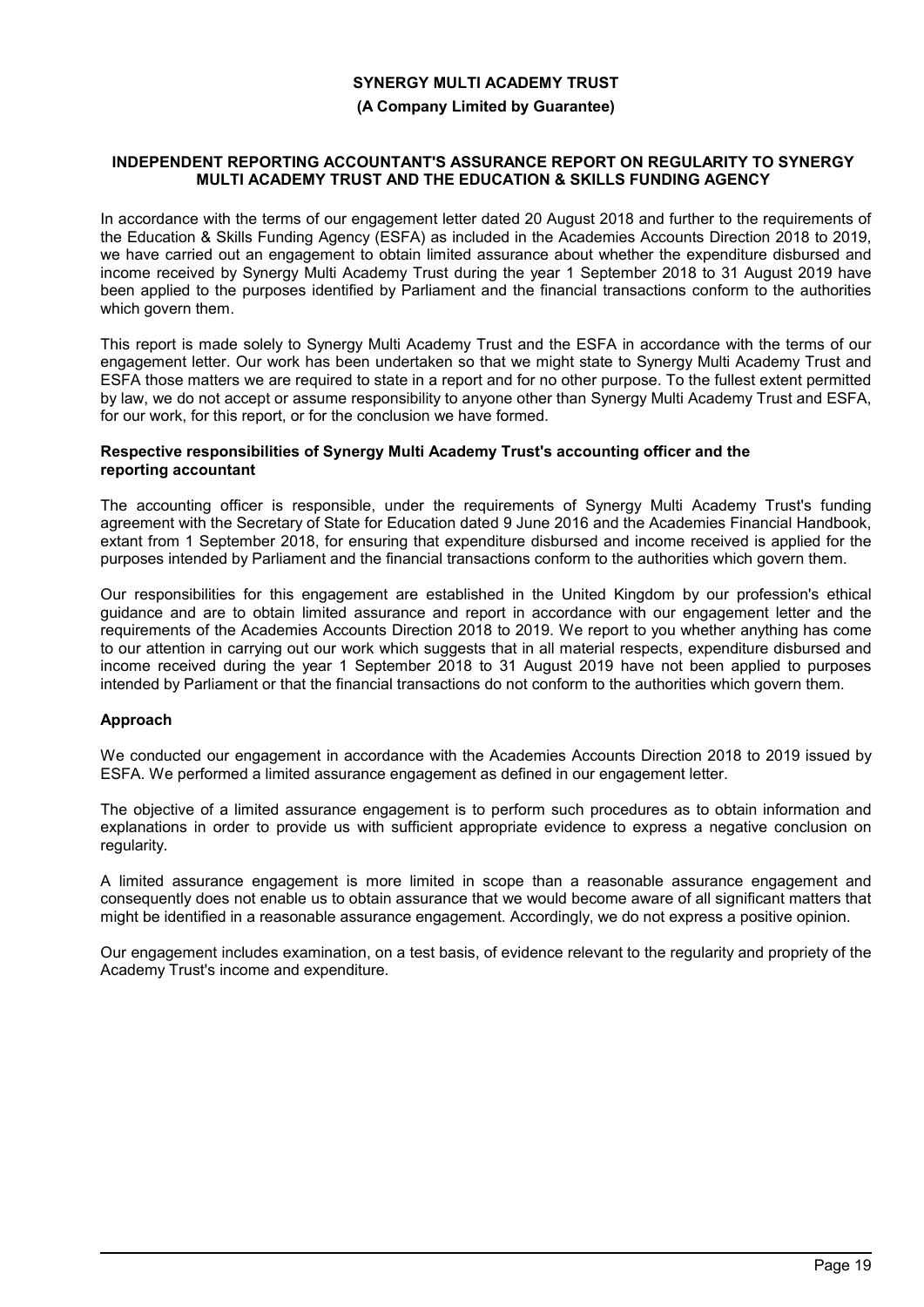**SYNERGY MULTI ACADEMY TRUST**

**(A Company Limited by Guarantee)**

## INDEPENDENT REPORTING ACCOUNTANT'S ASSURANCE REPORT ON REGULARITY TO SYNERGY MULTI ACADEMY TRUST AND THE EDUCATION & SKILLS FUNDING AGENCY

In accordance with the terms of our engagement letter dated 20 August 2018 and further to the requirements of the Education & Skills Funding Agency (ESFA) as included in the Academies Accounts Direction 2018 to 2019, we have carried out an engagement to obtain limited assurance about whether the expenditure disbursed and income received by Synergy Multi Academy Trust during the year 1 September 2018 to 31 August 2019 have been applied to the purposes identified by Parliament and the financial transactions conform to the authorities which govern them.

This report is made solely to Synergy Multi Academy Trust and the ESFA in accordance with the terms of our engagement letter. Our work has been undertaken so that we might state to Synergy Multi Academy Trust and ESFA those matters we are required to state in a report and for no other purpose. To the fullest extent permitted by law, we do not accept or assume responsibility to anyone other than Synergy Multi Academy Trust and ESFA, for our work, for this report, or for the conclusion we have formed.

### Respective responsibilities of Synergy Multi Academy Trust's accounting officer and the reporting accountant

The accounting officer is responsible, under the requirements of Synergy Multi Academy Trust's funding agreement with the Secretary of State for Education dated 9 June 2016 and the Academies Financial Handbook, extant from 1 September 2018, for ensuring that expenditure disbursed and income received is applied for the purposes intended by Parliament and the financial transactions conform to the authorities which govern them.

Our responsibilities for this engagement are established in the United Kingdom by our profession's ethical guidance and are to obtain limited assurance and report in accordance with our engagement letter and the requirements of the Academies Accounts Direction 2018 to 2019. We report to you whether anything has come to our attention in carrying out our work which suggests that in all material respects, expenditure disbursed and income received during the year 1 September 2018 to 31 August 2019 have not been applied to purposes intended by Parliament or that the financial transactions do not conform to the authorities which govern them.

### Approach

We conducted our engagement in accordance with the Academies Accounts Direction 2018 to 2019 issued by ESFA. We performed a limited assurance engagement as defined in our engagement letter.

The objective of a limited assurance engagement is to perform such procedures as to obtain information and explanations in order to provide us with sufficient appropriate evidence to express a negative conclusion on regularity.

A limited assurance engagement is more limited in scope than a reasonable assurance engagement and consequently does not enable us to obtain assurance that we would become aware of all significant matters that might be identified in a reasonable assurance engagement. Accordingly, we do not express a positive opinion.

Our engagement includes examination, on a test basis, of evidence relevant to the regularity and propriety of the Academy Trust's income and expenditure.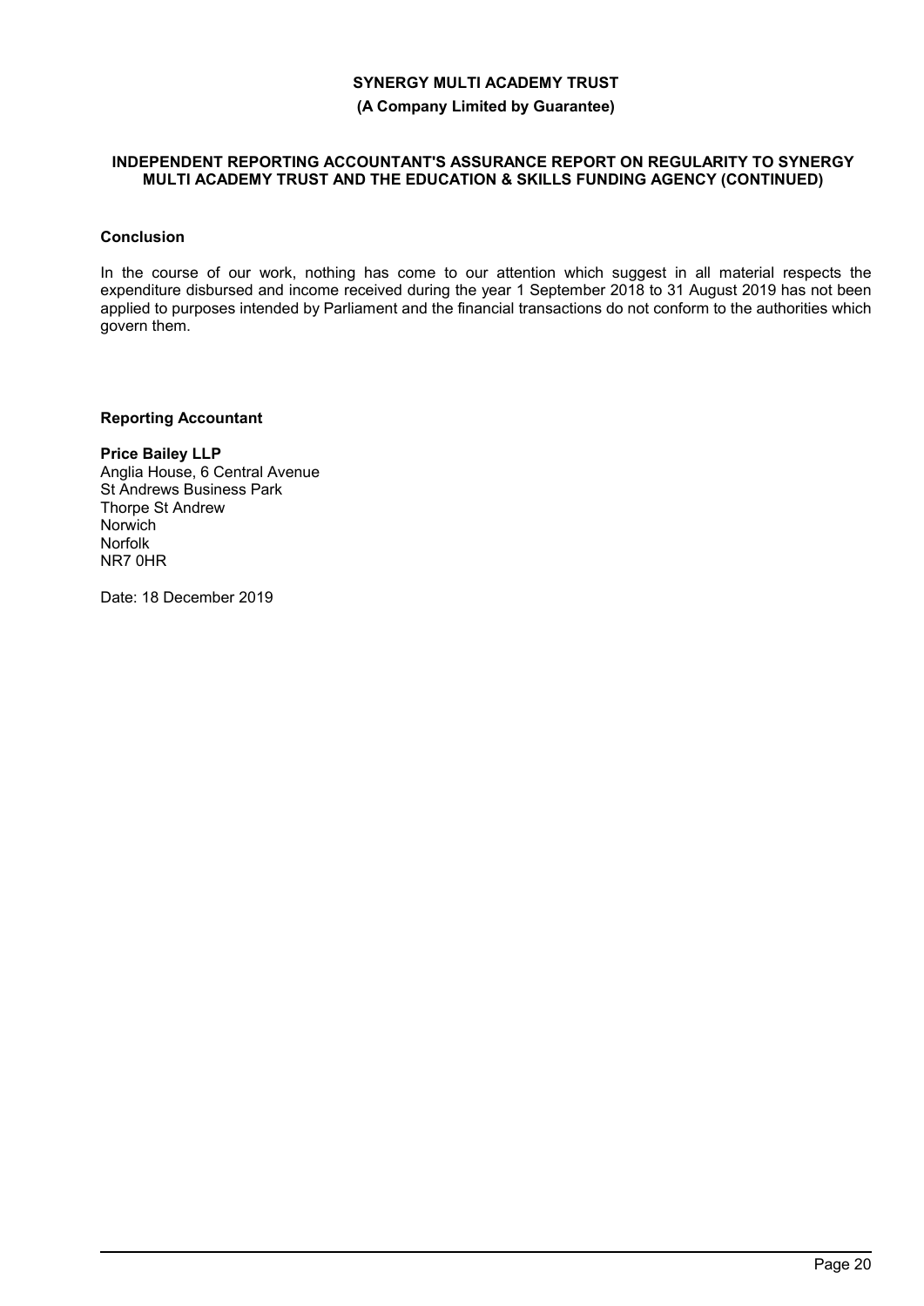**INDEPENDENT REPORTING ACCOUNTANT'S ASSURANCE REPORT ON REGULARITY TO SYNERGY MULTI ACADEMY TRUST AND THE EDUCATION & SKILLS FUNDING AGENCY (CONTINUED)**

### Conclusion

In the course of our work, nothing has come to our attention which suggest in all material respects the expenditure disbursed and income received during the year 1 September 2018 to 31 August 2019 has not been applied to purposes intended by Parliament and the financial transactions do not conform to the authorities which govern them.

### Reporting Accountant

**Price Bailey LLP**
Anglia House, 6 Central Avenue
St Andrews Business Park
Thorpe St Andrew
Norwich
Norfolk
NR7 0HR

Date: 18 December 2019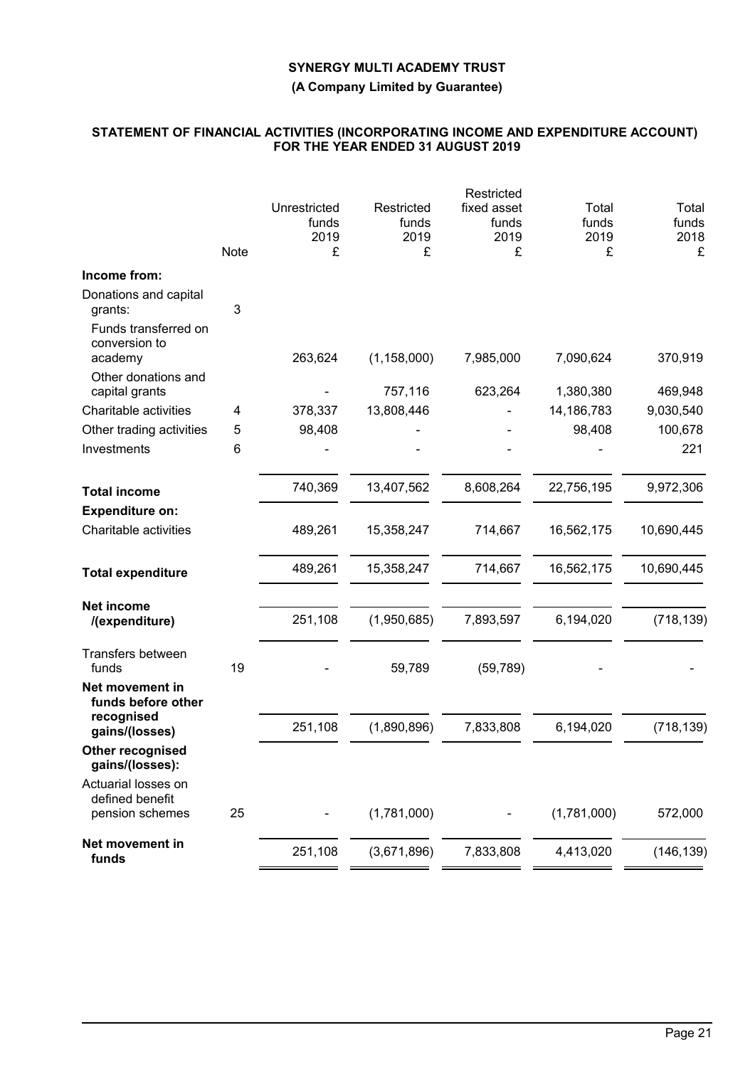**SYNERGY MULTI ACADEMY TRUST**

**(A Company Limited by Guarantee)**

**STATEMENT OF FINANCIAL ACTIVITIES (INCORPORATING INCOME AND EXPENDITURE ACCOUNT) FOR THE YEAR ENDED 31 AUGUST 2019**

| | Note | Unrestricted funds 2019 £ | Restricted funds 2019 £ | Restricted fixed asset funds 2019 £ | Total funds 2019 £ | Total funds 2018 £ |
|---|---|---|---|---|---|---|
| **Income from:** | | | | | | |
| Donations and capital grants: | 3 | | | | | |
| Funds transferred on conversion to academy | | 263,624 | (1,158,000) | 7,985,000 | 7,090,624 | 370,919 |
| Other donations and capital grants | | - | 757,116 | 623,264 | 1,380,380 | 469,948 |
| Charitable activities | 4 | 378,337 | 13,808,446 | - | 14,186,783 | 9,030,540 |
| Other trading activities | 5 | 98,408 | - | - | 98,408 | 100,678 |
| Investments | 6 | - | - | - | - | 221 |
| **Total income** | | 740,369 | 13,407,562 | 8,608,264 | 22,756,195 | 9,972,306 |
| **Expenditure on:** | | | | | | |
| Charitable activities | | 489,261 | 15,358,247 | 714,667 | 16,562,175 | 10,690,445 |
| **Total expenditure** | | 489,261 | 15,358,247 | 714,667 | 16,562,175 | 10,690,445 |
| **Net income /(expenditure)** | | 251,108 | (1,950,685) | 7,893,597 | 6,194,020 | (718,139) |
| Transfers between funds | 19 | - | 59,789 | (59,789) | - | - |
| **Net movement in funds before other recognised gains/(losses)** | | 251,108 | (1,890,896) | 7,833,808 | 6,194,020 | (718,139) |
| **Other recognised gains/(losses):** | | | | | | |
| Actuarial losses on defined benefit pension schemes | 25 | - | (1,781,000) | - | (1,781,000) | 572,000 |
| **Net movement in funds** | | 251,108 | (3,671,896) | 7,833,808 | 4,413,020 | (146,139) |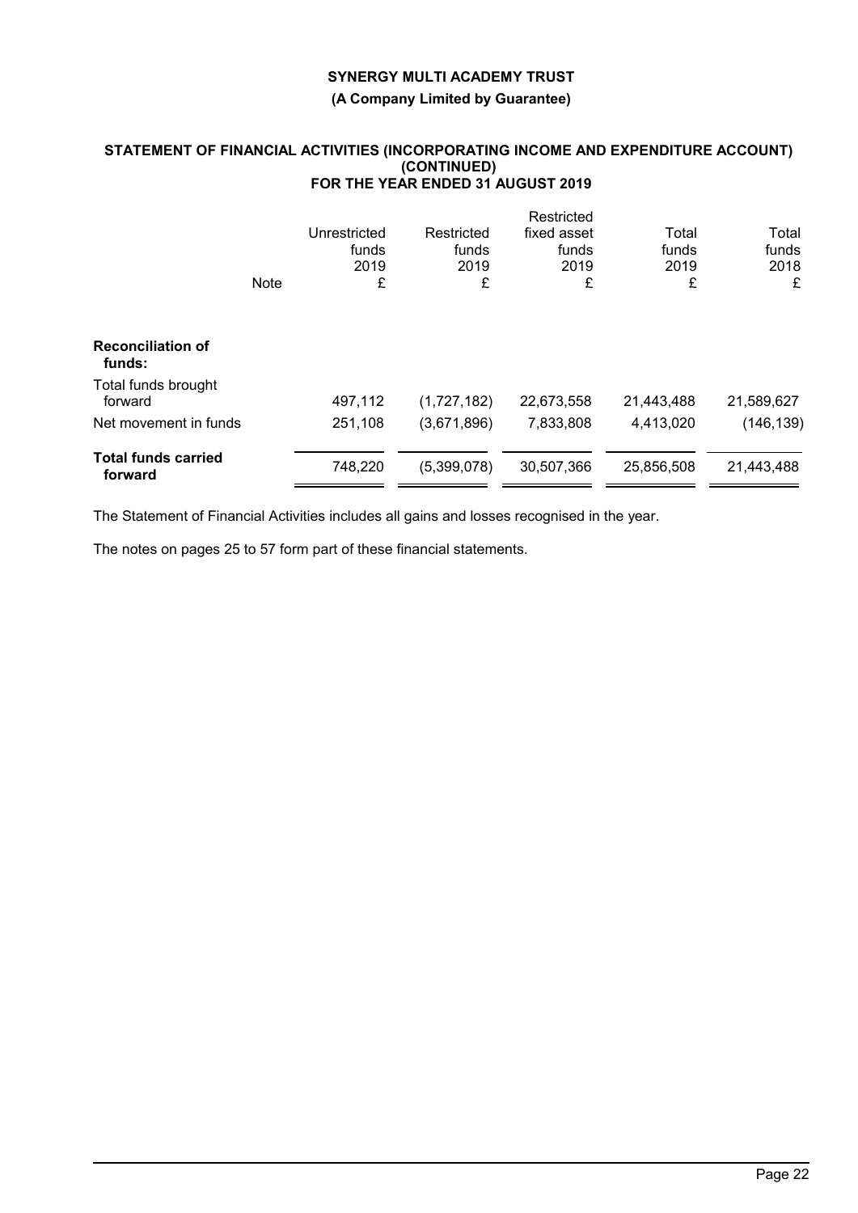**SYNERGY MULTI ACADEMY TRUST**

**(A Company Limited by Guarantee)**

**STATEMENT OF FINANCIAL ACTIVITIES (INCORPORATING INCOME AND EXPENDITURE ACCOUNT) (CONTINUED) FOR THE YEAR ENDED 31 AUGUST 2019**

| | Note | Unrestricted funds 2019 £ | Restricted funds 2019 £ | Restricted fixed asset funds 2019 £ | Total funds 2019 £ | Total funds 2018 £ |
|---|---|---|---|---|---|---|
| **Reconciliation of funds:** | | | | | | |
| Total funds brought forward | | 497,112 | (1,727,182) | 22,673,558 | 21,443,488 | 21,589,627 |
| Net movement in funds | | 251,108 | (3,671,896) | 7,833,808 | 4,413,020 | (146,139) |
| **Total funds carried forward** | | 748,220 | (5,399,078) | 30,507,366 | 25,856,508 | 21,443,488 |

The Statement of Financial Activities includes all gains and losses recognised in the year.

The notes on pages 25 to 57 form part of these financial statements.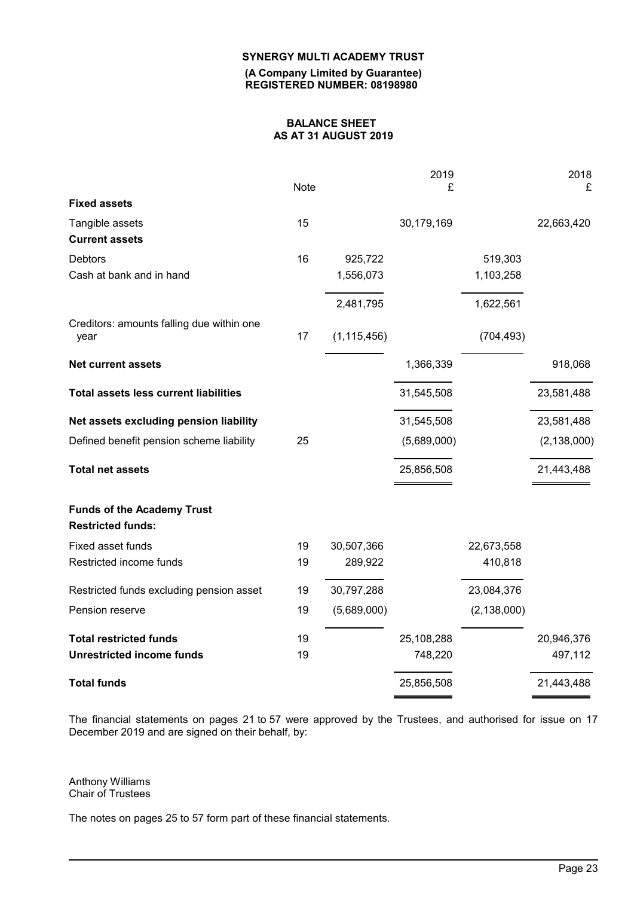**SYNERGY MULTI ACADEMY TRUST**

**(A Company Limited by Guarantee)**
**REGISTERED NUMBER: 08198980**

# BALANCE SHEET
## AS AT 31 AUGUST 2019

| | Note | | 2019 £ | | 2018 £ |
|---|---|---|---|---|---|
| **Fixed assets** | | | | | |
| Tangible assets | 15 | | 30,179,169 | | 22,663,420 |
| **Current assets** | | | | | |
| Debtors | 16 | 925,722 | | 519,303 | |
| Cash at bank and in hand | | 1,556,073 | | 1,103,258 | |
| | | 2,481,795 | | 1,622,561 | |
| Creditors: amounts falling due within one year | 17 | (1,115,456) | | (704,493) | |
| **Net current assets** | | | 1,366,339 | | 918,068 |
| **Total assets less current liabilities** | | | 31,545,508 | | 23,581,488 |
| **Net assets excluding pension liability** | | | 31,545,508 | | 23,581,488 |
| Defined benefit pension scheme liability | 25 | | (5,689,000) | | (2,138,000) |
| **Total net assets** | | | 25,856,508 | | 21,443,488 |
| **Funds of the Academy Trust** | | | | | |
| **Restricted funds:** | | | | | |
| Fixed asset funds | 19 | 30,507,366 | | 22,673,558 | |
| Restricted income funds | 19 | 289,922 | | 410,818 | |
| Restricted funds excluding pension asset | 19 | 30,797,288 | | 23,084,376 | |
| Pension reserve | 19 | (5,689,000) | | (2,138,000) | |
| **Total restricted funds** | 19 | | 25,108,288 | | 20,946,376 |
| **Unrestricted income funds** | 19 | | 748,220 | | 497,112 |
| **Total funds** | | | 25,856,508 | | 21,443,488 |

The financial statements on pages 21 to 57 were approved by the Trustees, and authorised for issue on 17 December 2019 and are signed on their behalf, by:

Anthony Williams
Chair of Trustees

The notes on pages 25 to 57 form part of these financial statements.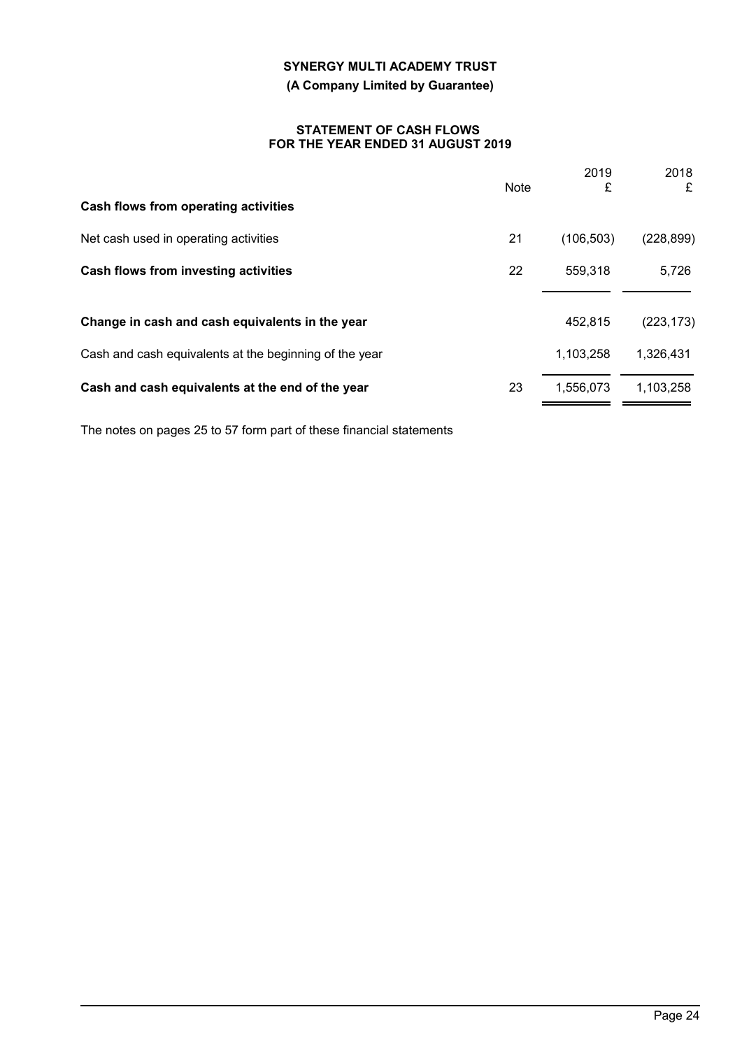**SYNERGY MULTI ACADEMY TRUST**

**(A Company Limited by Guarantee)**

**STATEMENT OF CASH FLOWS
FOR THE YEAR ENDED 31 AUGUST 2019**

| | Note | 2019<br>£ | 2018<br>£ |
|---|---|---|---|
| **Cash flows from operating activities** | | | |
| Net cash used in operating activities | 21 | (106,503) | (228,899) |
| **Cash flows from investing activities** | 22 | 559,318 | 5,726 |
| **Change in cash and cash equivalents in the year** | | 452,815 | (223,173) |
| Cash and cash equivalents at the beginning of the year | | 1,103,258 | 1,326,431 |
| **Cash and cash equivalents at the end of the year** | 23 | 1,556,073 | 1,103,258 |

The notes on pages 25 to 57 form part of these financial statements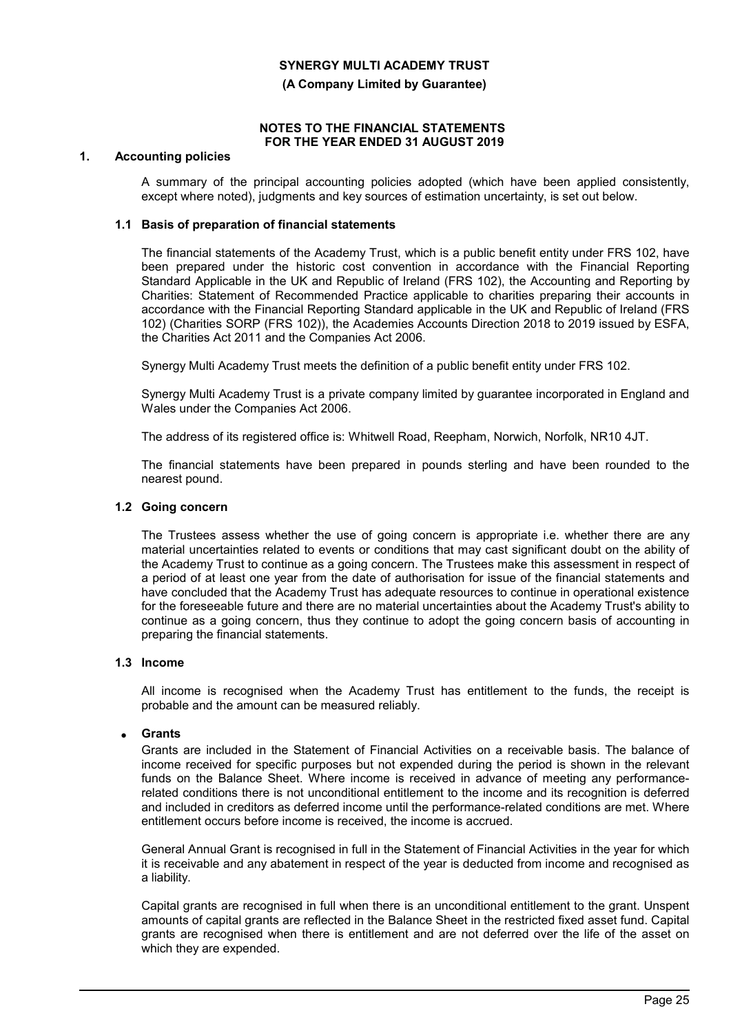**SYNERGY MULTI ACADEMY TRUST**

**(A Company Limited by Guarantee)**

**NOTES TO THE FINANCIAL STATEMENTS FOR THE YEAR ENDED 31 AUGUST 2019**

## 1. Accounting policies

A summary of the principal accounting policies adopted (which have been applied consistently, except where noted), judgments and key sources of estimation uncertainty, is set out below.

### 1.1 Basis of preparation of financial statements

The financial statements of the Academy Trust, which is a public benefit entity under FRS 102, have been prepared under the historic cost convention in accordance with the Financial Reporting Standard Applicable in the UK and Republic of Ireland (FRS 102), the Accounting and Reporting by Charities: Statement of Recommended Practice applicable to charities preparing their accounts in accordance with the Financial Reporting Standard applicable in the UK and Republic of Ireland (FRS 102) (Charities SORP (FRS 102)), the Academies Accounts Direction 2018 to 2019 issued by ESFA, the Charities Act 2011 and the Companies Act 2006.

Synergy Multi Academy Trust meets the definition of a public benefit entity under FRS 102.

Synergy Multi Academy Trust is a private company limited by guarantee incorporated in England and Wales under the Companies Act 2006.

The address of its registered office is: Whitwell Road, Reepham, Norwich, Norfolk, NR10 4JT.

The financial statements have been prepared in pounds sterling and have been rounded to the nearest pound.

### 1.2 Going concern

The Trustees assess whether the use of going concern is appropriate i.e. whether there are any material uncertainties related to events or conditions that may cast significant doubt on the ability of the Academy Trust to continue as a going concern. The Trustees make this assessment in respect of a period of at least one year from the date of authorisation for issue of the financial statements and have concluded that the Academy Trust has adequate resources to continue in operational existence for the foreseeable future and there are no material uncertainties about the Academy Trust's ability to continue as a going concern, thus they continue to adopt the going concern basis of accounting in preparing the financial statements.

### 1.3 Income

All income is recognised when the Academy Trust has entitlement to the funds, the receipt is probable and the amount can be measured reliably.

- **Grants**

Grants are included in the Statement of Financial Activities on a receivable basis. The balance of income received for specific purposes but not expended during the period is shown in the relevant funds on the Balance Sheet. Where income is received in advance of meeting any performance-related conditions there is not unconditional entitlement to the income and its recognition is deferred and included in creditors as deferred income until the performance-related conditions are met. Where entitlement occurs before income is received, the income is accrued.

General Annual Grant is recognised in full in the Statement of Financial Activities in the year for which it is receivable and any abatement in respect of the year is deducted from income and recognised as a liability.

Capital grants are recognised in full when there is an unconditional entitlement to the grant. Unspent amounts of capital grants are reflected in the Balance Sheet in the restricted fixed asset fund. Capital grants are recognised when there is entitlement and are not deferred over the life of the asset on which they are expended.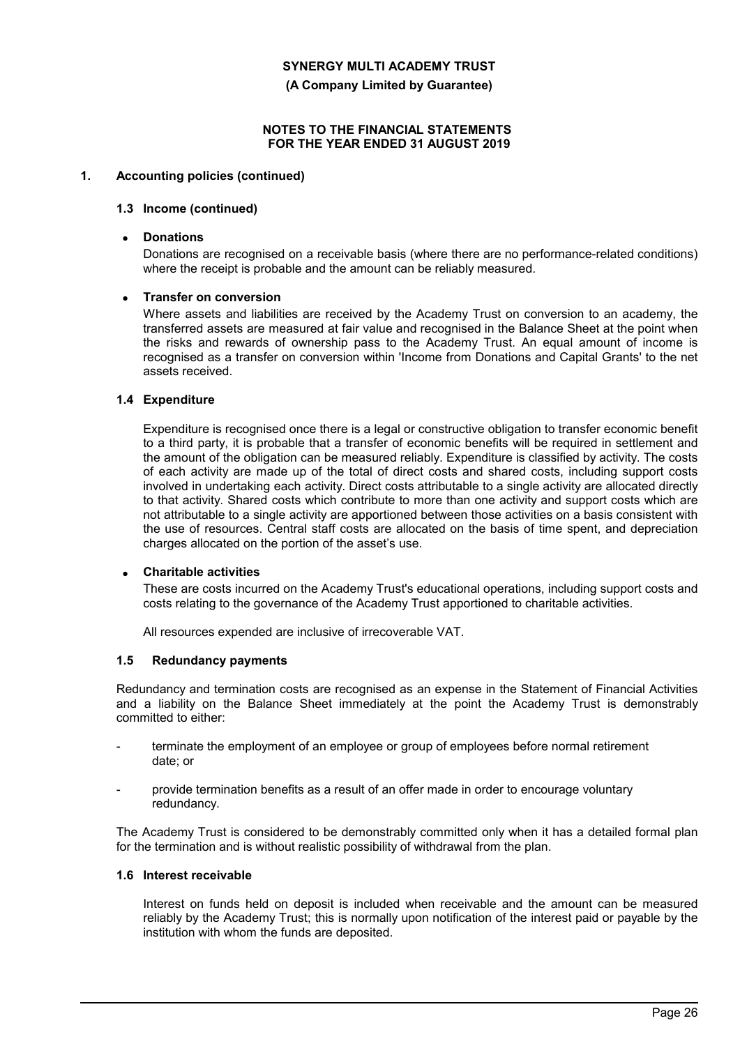## 1. Accounting policies (continued)

### 1.3 Income (continued)

- **Donations**

  Donations are recognised on a receivable basis (where there are no performance-related conditions) where the receipt is probable and the amount can be reliably measured.

- **Transfer on conversion**

  Where assets and liabilities are received by the Academy Trust on conversion to an academy, the transferred assets are measured at fair value and recognised in the Balance Sheet at the point when the risks and rewards of ownership pass to the Academy Trust. An equal amount of income is recognised as a transfer on conversion within 'Income from Donations and Capital Grants' to the net assets received.

### 1.4 Expenditure

Expenditure is recognised once there is a legal or constructive obligation to transfer economic benefit to a third party, it is probable that a transfer of economic benefits will be required in settlement and the amount of the obligation can be measured reliably. Expenditure is classified by activity. The costs of each activity are made up of the total of direct costs and shared costs, including support costs involved in undertaking each activity. Direct costs attributable to a single activity are allocated directly to that activity. Shared costs which contribute to more than one activity and support costs which are not attributable to a single activity are apportioned between those activities on a basis consistent with the use of resources. Central staff costs are allocated on the basis of time spent, and depreciation charges allocated on the portion of the asset's use.

- **Charitable activities**

  These are costs incurred on the Academy Trust's educational operations, including support costs and costs relating to the governance of the Academy Trust apportioned to charitable activities.

All resources expended are inclusive of irrecoverable VAT.

### 1.5 Redundancy payments

Redundancy and termination costs are recognised as an expense in the Statement of Financial Activities and a liability on the Balance Sheet immediately at the point the Academy Trust is demonstrably committed to either:

- terminate the employment of an employee or group of employees before normal retirement date; or
- provide termination benefits as a result of an offer made in order to encourage voluntary redundancy.

The Academy Trust is considered to be demonstrably committed only when it has a detailed formal plan for the termination and is without realistic possibility of withdrawal from the plan.

### 1.6 Interest receivable

Interest on funds held on deposit is included when receivable and the amount can be measured reliably by the Academy Trust; this is normally upon notification of the interest paid or payable by the institution with whom the funds are deposited.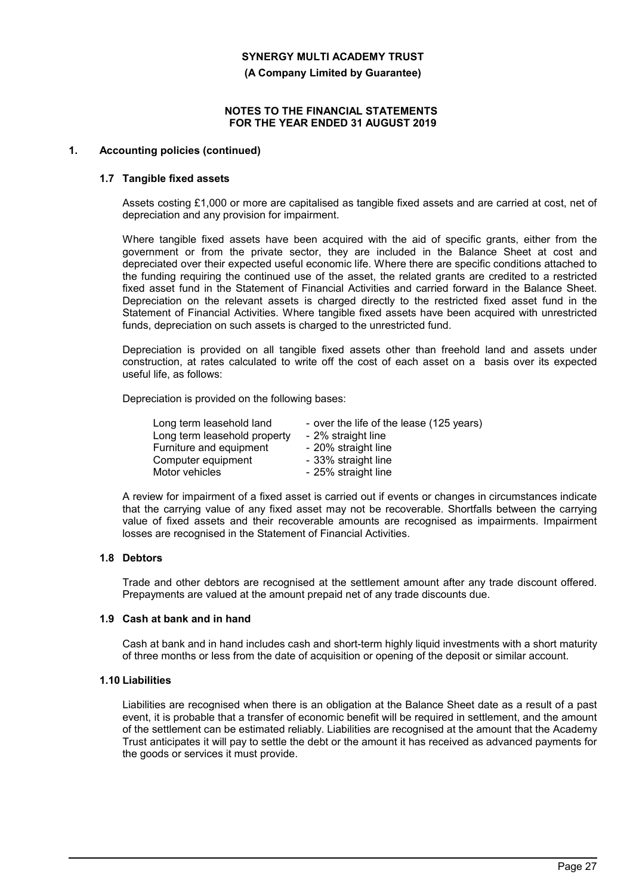## 1. Accounting policies (continued)

### 1.7 Tangible fixed assets

Assets costing £1,000 or more are capitalised as tangible fixed assets and are carried at cost, net of depreciation and any provision for impairment.

Where tangible fixed assets have been acquired with the aid of specific grants, either from the government or from the private sector, they are included in the Balance Sheet at cost and depreciated over their expected useful economic life. Where there are specific conditions attached to the funding requiring the continued use of the asset, the related grants are credited to a restricted fixed asset fund in the Statement of Financial Activities and carried forward in the Balance Sheet. Depreciation on the relevant assets is charged directly to the restricted fixed asset fund in the Statement of Financial Activities. Where tangible fixed assets have been acquired with unrestricted funds, depreciation on such assets is charged to the unrestricted fund.

Depreciation is provided on all tangible fixed assets other than freehold land and assets under construction, at rates calculated to write off the cost of each asset on a basis over its expected useful life, as follows:

Depreciation is provided on the following bases:

| | |
|---|---|
| Long term leasehold land | - over the life of the lease (125 years) |
| Long term leasehold property | - 2% straight line |
| Furniture and equipment | - 20% straight line |
| Computer equipment | - 33% straight line |
| Motor vehicles | - 25% straight line |

A review for impairment of a fixed asset is carried out if events or changes in circumstances indicate that the carrying value of any fixed asset may not be recoverable. Shortfalls between the carrying value of fixed assets and their recoverable amounts are recognised as impairments. Impairment losses are recognised in the Statement of Financial Activities.

### 1.8 Debtors

Trade and other debtors are recognised at the settlement amount after any trade discount offered. Prepayments are valued at the amount prepaid net of any trade discounts due.

### 1.9 Cash at bank and in hand

Cash at bank and in hand includes cash and short-term highly liquid investments with a short maturity of three months or less from the date of acquisition or opening of the deposit or similar account.

### 1.10 Liabilities

Liabilities are recognised when there is an obligation at the Balance Sheet date as a result of a past event, it is probable that a transfer of economic benefit will be required in settlement, and the amount of the settlement can be estimated reliably. Liabilities are recognised at the amount that the Academy Trust anticipates it will pay to settle the debt or the amount it has received as advanced payments for the goods or services it must provide.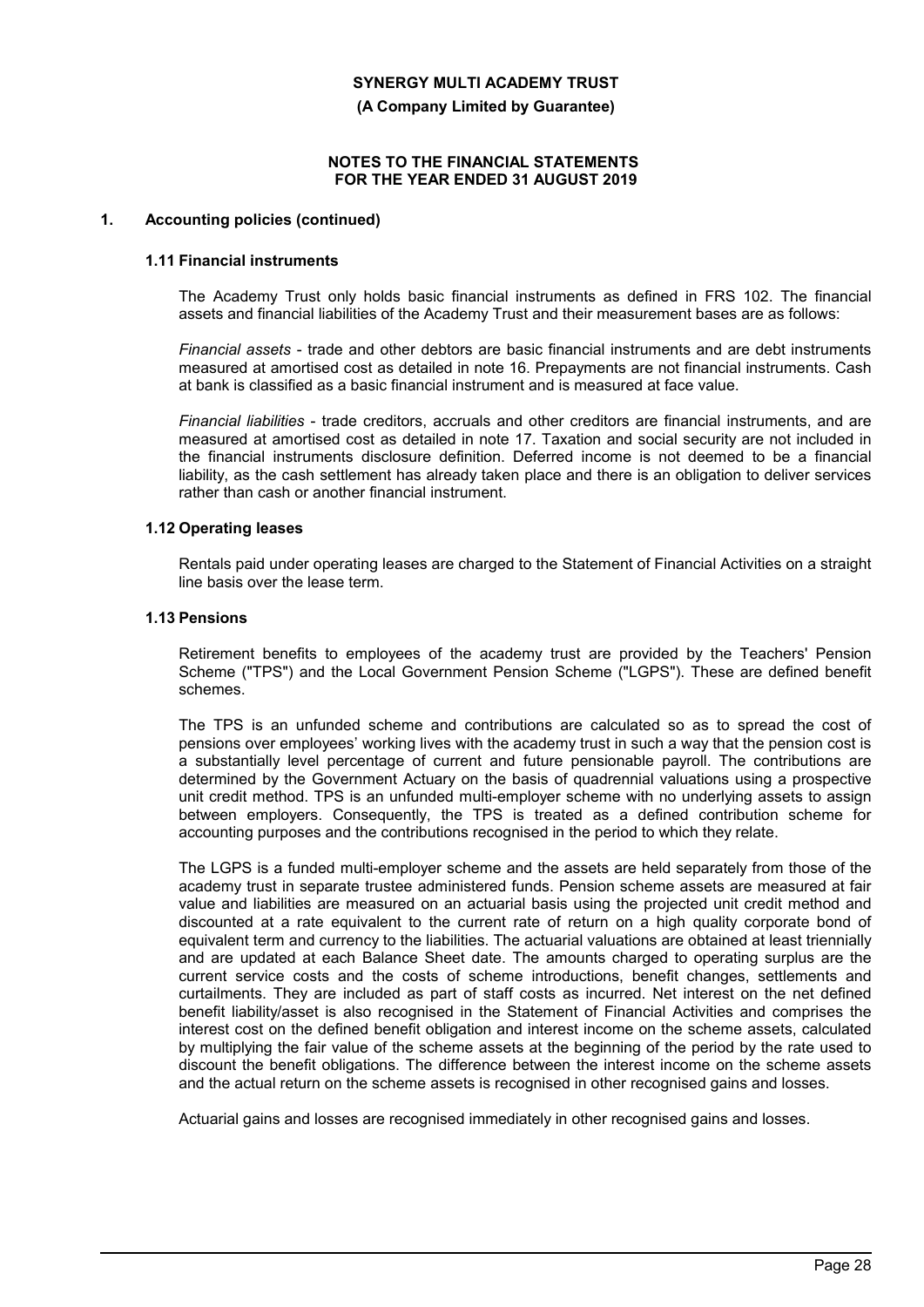## 1. Accounting policies (continued)

### 1.11 Financial instruments

The Academy Trust only holds basic financial instruments as defined in FRS 102. The financial assets and financial liabilities of the Academy Trust and their measurement bases are as follows:

*Financial assets* - trade and other debtors are basic financial instruments and are debt instruments measured at amortised cost as detailed in note 16. Prepayments are not financial instruments. Cash at bank is classified as a basic financial instrument and is measured at face value.

*Financial liabilities* - trade creditors, accruals and other creditors are financial instruments, and are measured at amortised cost as detailed in note 17. Taxation and social security are not included in the financial instruments disclosure definition. Deferred income is not deemed to be a financial liability, as the cash settlement has already taken place and there is an obligation to deliver services rather than cash or another financial instrument.

### 1.12 Operating leases

Rentals paid under operating leases are charged to the Statement of Financial Activities on a straight line basis over the lease term.

### 1.13 Pensions

Retirement benefits to employees of the academy trust are provided by the Teachers' Pension Scheme ("TPS") and the Local Government Pension Scheme ("LGPS"). These are defined benefit schemes.

The TPS is an unfunded scheme and contributions are calculated so as to spread the cost of pensions over employees' working lives with the academy trust in such a way that the pension cost is a substantially level percentage of current and future pensionable payroll. The contributions are determined by the Government Actuary on the basis of quadrennial valuations using a prospective unit credit method. TPS is an unfunded multi-employer scheme with no underlying assets to assign between employers. Consequently, the TPS is treated as a defined contribution scheme for accounting purposes and the contributions recognised in the period to which they relate.

The LGPS is a funded multi-employer scheme and the assets are held separately from those of the academy trust in separate trustee administered funds. Pension scheme assets are measured at fair value and liabilities are measured on an actuarial basis using the projected unit credit method and discounted at a rate equivalent to the current rate of return on a high quality corporate bond of equivalent term and currency to the liabilities. The actuarial valuations are obtained at least triennially and are updated at each Balance Sheet date. The amounts charged to operating surplus are the current service costs and the costs of scheme introductions, benefit changes, settlements and curtailments. They are included as part of staff costs as incurred. Net interest on the net defined benefit liability/asset is also recognised in the Statement of Financial Activities and comprises the interest cost on the defined benefit obligation and interest income on the scheme assets, calculated by multiplying the fair value of the scheme assets at the beginning of the period by the rate used to discount the benefit obligations. The difference between the interest income on the scheme assets and the actual return on the scheme assets is recognised in other recognised gains and losses.

Actuarial gains and losses are recognised immediately in other recognised gains and losses.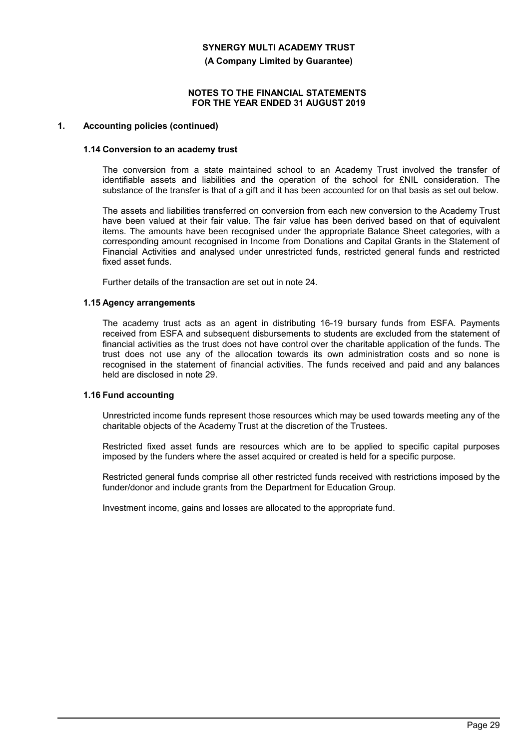## 1. Accounting policies (continued)

### 1.14 Conversion to an academy trust

The conversion from a state maintained school to an Academy Trust involved the transfer of identifiable assets and liabilities and the operation of the school for £NIL consideration. The substance of the transfer is that of a gift and it has been accounted for on that basis as set out below.

The assets and liabilities transferred on conversion from each new conversion to the Academy Trust have been valued at their fair value. The fair value has been derived based on that of equivalent items. The amounts have been recognised under the appropriate Balance Sheet categories, with a corresponding amount recognised in Income from Donations and Capital Grants in the Statement of Financial Activities and analysed under unrestricted funds, restricted general funds and restricted fixed asset funds.

Further details of the transaction are set out in note 24.

### 1.15 Agency arrangements

The academy trust acts as an agent in distributing 16-19 bursary funds from ESFA. Payments received from ESFA and subsequent disbursements to students are excluded from the statement of financial activities as the trust does not have control over the charitable application of the funds. The trust does not use any of the allocation towards its own administration costs and so none is recognised in the statement of financial activities. The funds received and paid and any balances held are disclosed in note 29.

### 1.16 Fund accounting

Unrestricted income funds represent those resources which may be used towards meeting any of the charitable objects of the Academy Trust at the discretion of the Trustees.

Restricted fixed asset funds are resources which are to be applied to specific capital purposes imposed by the funders where the asset acquired or created is held for a specific purpose.

Restricted general funds comprise all other restricted funds received with restrictions imposed by the funder/donor and include grants from the Department for Education Group.

Investment income, gains and losses are allocated to the appropriate fund.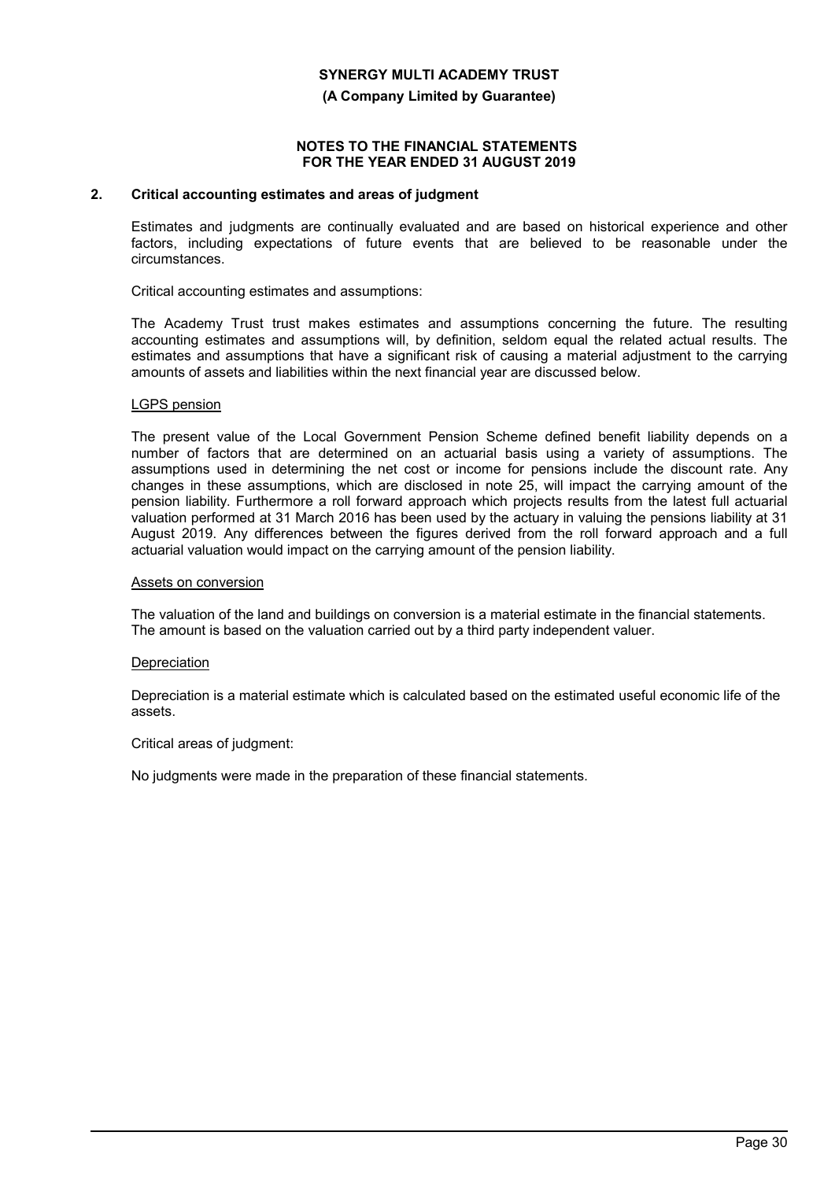## 2. Critical accounting estimates and areas of judgment

Estimates and judgments are continually evaluated and are based on historical experience and other factors, including expectations of future events that are believed to be reasonable under the circumstances.

Critical accounting estimates and assumptions:

The Academy Trust trust makes estimates and assumptions concerning the future. The resulting accounting estimates and assumptions will, by definition, seldom equal the related actual results. The estimates and assumptions that have a significant risk of causing a material adjustment to the carrying amounts of assets and liabilities within the next financial year are discussed below.

LGPS pension

The present value of the Local Government Pension Scheme defined benefit liability depends on a number of factors that are determined on an actuarial basis using a variety of assumptions. The assumptions used in determining the net cost or income for pensions include the discount rate. Any changes in these assumptions, which are disclosed in note 25, will impact the carrying amount of the pension liability. Furthermore a roll forward approach which projects results from the latest full actuarial valuation performed at 31 March 2016 has been used by the actuary in valuing the pensions liability at 31 August 2019. Any differences between the figures derived from the roll forward approach and a full actuarial valuation would impact on the carrying amount of the pension liability.

Assets on conversion

The valuation of the land and buildings on conversion is a material estimate in the financial statements. The amount is based on the valuation carried out by a third party independent valuer.

Depreciation

Depreciation is a material estimate which is calculated based on the estimated useful economic life of the assets.

Critical areas of judgment:

No judgments were made in the preparation of these financial statements.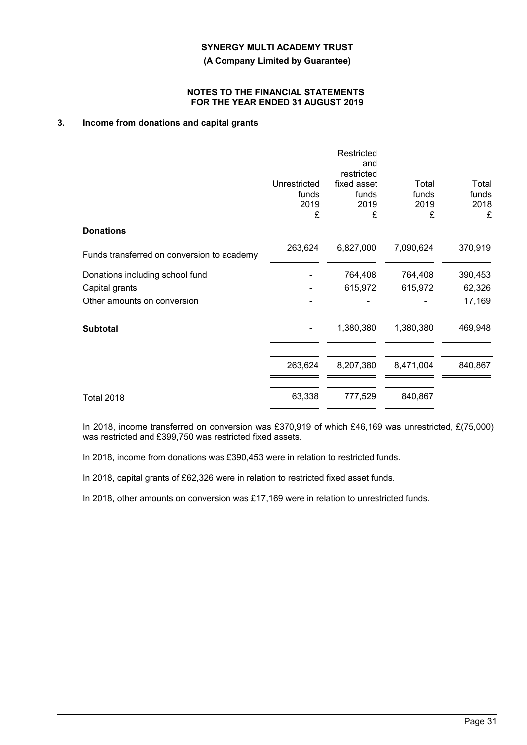**SYNERGY MULTI ACADEMY TRUST**

**(A Company Limited by Guarantee)**

**NOTES TO THE FINANCIAL STATEMENTS FOR THE YEAR ENDED 31 AUGUST 2019**

### 3. Income from donations and capital grants

| | Unrestricted funds 2019 £ | Restricted and restricted fixed asset funds 2019 £ | Total funds 2019 £ | Total funds 2018 £ |
|---|---|---|---|---|
| **Donations** | | | | |
| Funds transferred on conversion to academy | 263,624 | 6,827,000 | 7,090,624 | 370,919 |
| Donations including school fund | - | 764,408 | 764,408 | 390,453 |
| Capital grants | - | 615,972 | 615,972 | 62,326 |
| Other amounts on conversion | - | - | - | 17,169 |
| **Subtotal** | - | 1,380,380 | 1,380,380 | 469,948 |
| | 263,624 | 8,207,380 | 8,471,004 | 840,867 |
| Total 2018 | 63,338 | 777,529 | 840,867 | |

In 2018, income transferred on conversion was £370,919 of which £46,169 was unrestricted, £(75,000) was restricted and £399,750 was restricted fixed assets.

In 2018, income from donations was £390,453 were in relation to restricted funds.

In 2018, capital grants of £62,326 were in relation to restricted fixed asset funds.

In 2018, other amounts on conversion was £17,169 were in relation to unrestricted funds.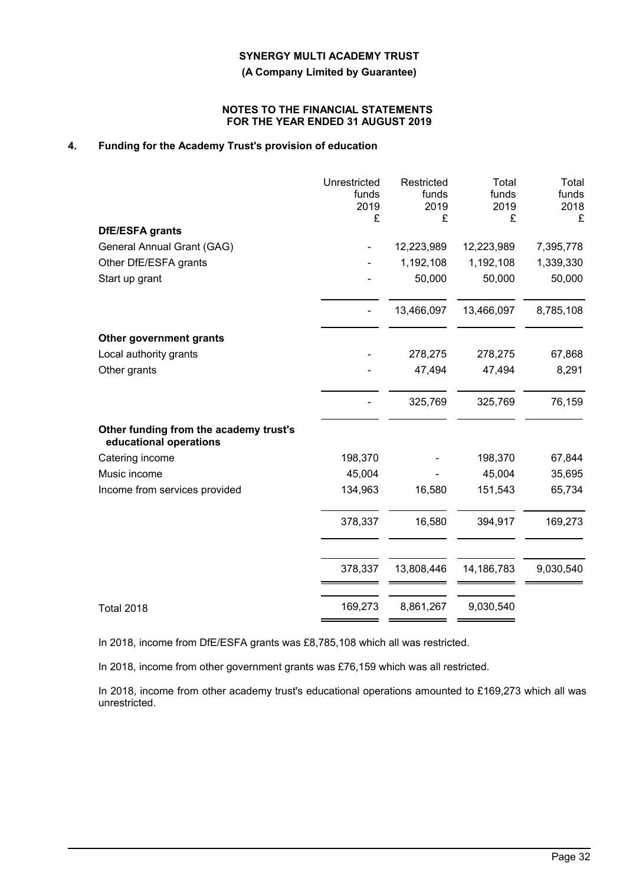**SYNERGY MULTI ACADEMY TRUST**

**(A Company Limited by Guarantee)**

**NOTES TO THE FINANCIAL STATEMENTS FOR THE YEAR ENDED 31 AUGUST 2019**

## 4. Funding for the Academy Trust's provision of education

| | Unrestricted funds 2019 £ | Restricted funds 2019 £ | Total funds 2019 £ | Total funds 2018 £ |
|---|---|---|---|---|
| **DfE/ESFA grants** | | | | |
| General Annual Grant (GAG) | - | 12,223,989 | 12,223,989 | 7,395,778 |
| Other DfE/ESFA grants | - | 1,192,108 | 1,192,108 | 1,339,330 |
| Start up grant | - | 50,000 | 50,000 | 50,000 |
| | - | 13,466,097 | 13,466,097 | 8,785,108 |
| **Other government grants** | | | | |
| Local authority grants | - | 278,275 | 278,275 | 67,868 |
| Other grants | - | 47,494 | 47,494 | 8,291 |
| | - | 325,769 | 325,769 | 76,159 |
| **Other funding from the academy trust's educational operations** | | | | |
| Catering income | 198,370 | - | 198,370 | 67,844 |
| Music income | 45,004 | - | 45,004 | 35,695 |
| Income from services provided | 134,963 | 16,580 | 151,543 | 65,734 |
| | 378,337 | 16,580 | 394,917 | 169,273 |
| | 378,337 | 13,808,446 | 14,186,783 | 9,030,540 |
| Total 2018 | 169,273 | 8,861,267 | 9,030,540 | |

In 2018, income from DfE/ESFA grants was £8,785,108 which all was restricted.

In 2018, income from other government grants was £76,159 which was all restricted.

In 2018, income from other academy trust's educational operations amounted to £169,273 which all was unrestricted.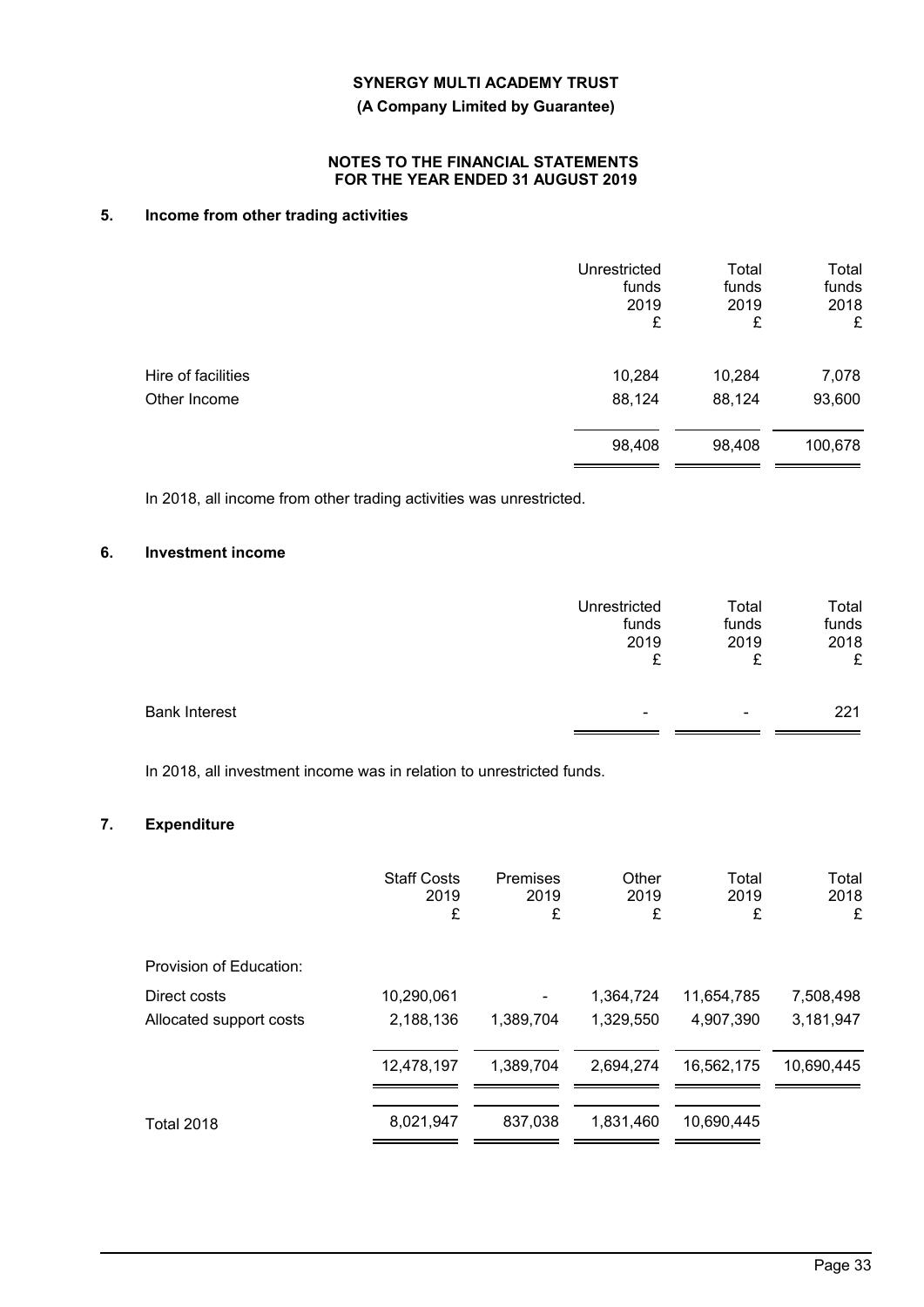**SYNERGY MULTI ACADEMY TRUST**

**(A Company Limited by Guarantee)**

**NOTES TO THE FINANCIAL STATEMENTS FOR THE YEAR ENDED 31 AUGUST 2019**

## 5. Income from other trading activities

| | Unrestricted funds 2019 £ | Total funds 2019 £ | Total funds 2018 £ |
|---|---|---|---|
| Hire of facilities | 10,284 | 10,284 | 7,078 |
| Other Income | 88,124 | 88,124 | 93,600 |
| | 98,408 | 98,408 | 100,678 |

In 2018, all income from other trading activities was unrestricted.

## 6. Investment income

| | Unrestricted funds 2019 £ | Total funds 2019 £ | Total funds 2018 £ |
|---|---|---|---|
| Bank Interest | - | - | 221 |

In 2018, all investment income was in relation to unrestricted funds.

## 7. Expenditure

| | Staff Costs 2019 £ | Premises 2019 £ | Other 2019 £ | Total 2019 £ | Total 2018 £ |
|---|---|---|---|---|---|
| Provision of Education: | | | | | |
| Direct costs | 10,290,061 | - | 1,364,724 | 11,654,785 | 7,508,498 |
| Allocated support costs | 2,188,136 | 1,389,704 | 1,329,550 | 4,907,390 | 3,181,947 |
| | 12,478,197 | 1,389,704 | 2,694,274 | 16,562,175 | 10,690,445 |
| Total 2018 | 8,021,947 | 837,038 | 1,831,460 | 10,690,445 | |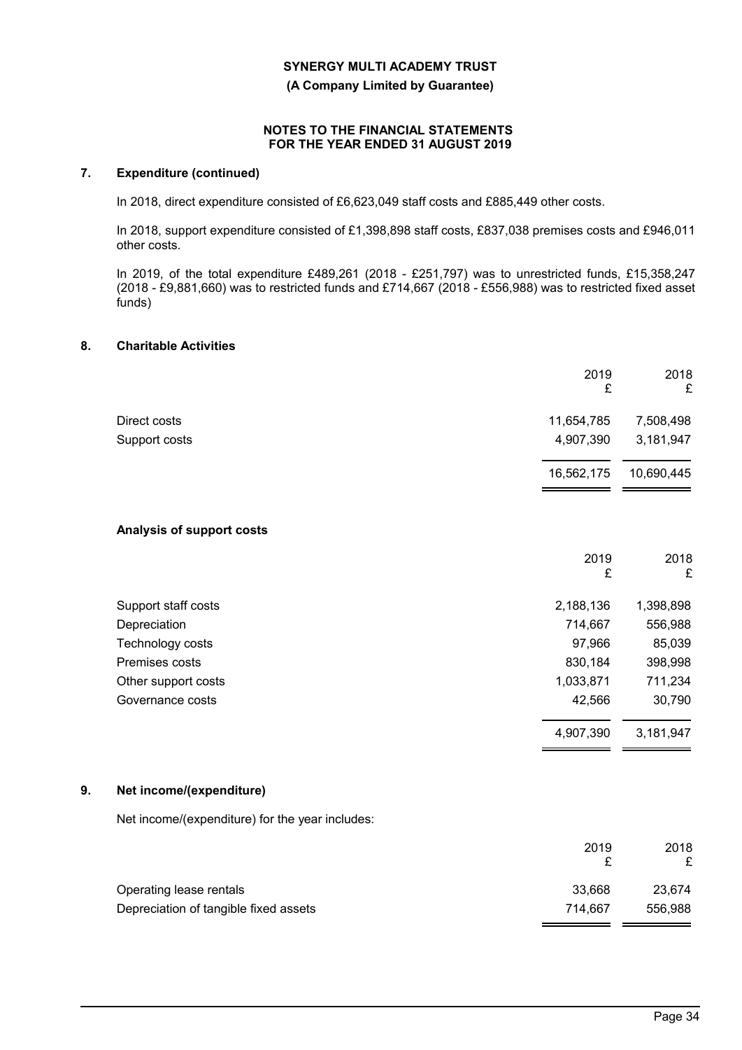## 7. Expenditure (continued)

In 2018, direct expenditure consisted of £6,623,049 staff costs and £885,449 other costs.

In 2018, support expenditure consisted of £1,398,898 staff costs, £837,038 premises costs and £946,011 other costs.

In 2019, of the total expenditure £489,261 (2018 - £251,797) was to unrestricted funds, £15,358,247 (2018 - £9,881,660) was to restricted funds and £714,667 (2018 - £556,988) was to restricted fixed asset funds)

## 8. Charitable Activities

| | 2019 £ | 2018 £ |
|---|---|---|
| Direct costs | 11,654,785 | 7,508,498 |
| Support costs | 4,907,390 | 3,181,947 |
| | 16,562,175 | 10,690,445 |

### Analysis of support costs

| | 2019 £ | 2018 £ |
|---|---|---|
| Support staff costs | 2,188,136 | 1,398,898 |
| Depreciation | 714,667 | 556,988 |
| Technology costs | 97,966 | 85,039 |
| Premises costs | 830,184 | 398,998 |
| Other support costs | 1,033,871 | 711,234 |
| Governance costs | 42,566 | 30,790 |
| | 4,907,390 | 3,181,947 |

## 9. Net income/(expenditure)

Net income/(expenditure) for the year includes:

| | 2019 £ | 2018 £ |
|---|---|---|
| Operating lease rentals | 33,668 | 23,674 |
| Depreciation of tangible fixed assets | 714,667 | 556,988 |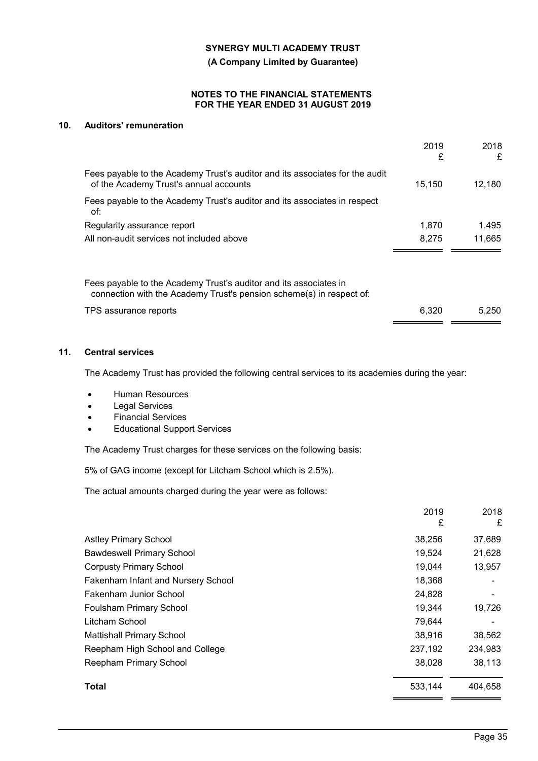## 10. Auditors' remuneration

| | 2019 £ | 2018 £ |
|---|---|---|
| Fees payable to the Academy Trust's auditor and its associates for the audit of the Academy Trust's annual accounts | 15,150 | 12,180 |
| Fees payable to the Academy Trust's auditor and its associates in respect of: | | |
| Regularity assurance report | 1,870 | 1,495 |
| All non-audit services not included above | 8,275 | 11,665 |

| | 2019 £ | 2018 £ |
|---|---|---|
| Fees payable to the Academy Trust's auditor and its associates in connection with the Academy Trust's pension scheme(s) in respect of: | | |
| TPS assurance reports | 6,320 | 5,250 |

## 11. Central services

The Academy Trust has provided the following central services to its academies during the year:

- Human Resources
- Legal Services
- Financial Services
- Educational Support Services

The Academy Trust charges for these services on the following basis:

5% of GAG income (except for Litcham School which is 2.5%).

The actual amounts charged during the year were as follows:

| | 2019 £ | 2018 £ |
|---|---|---|
| Astley Primary School | 38,256 | 37,689 |
| Bawdeswell Primary School | 19,524 | 21,628 |
| Corpusty Primary School | 19,044 | 13,957 |
| Fakenham Infant and Nursery School | 18,368 | - |
| Fakenham Junior School | 24,828 | - |
| Foulsham Primary School | 19,344 | 19,726 |
| Litcham School | 79,644 | - |
| Mattishall Primary School | 38,916 | 38,562 |
| Reepham High School and College | 237,192 | 234,983 |
| Reepham Primary School | 38,028 | 38,113 |
| **Total** | 533,144 | 404,658 |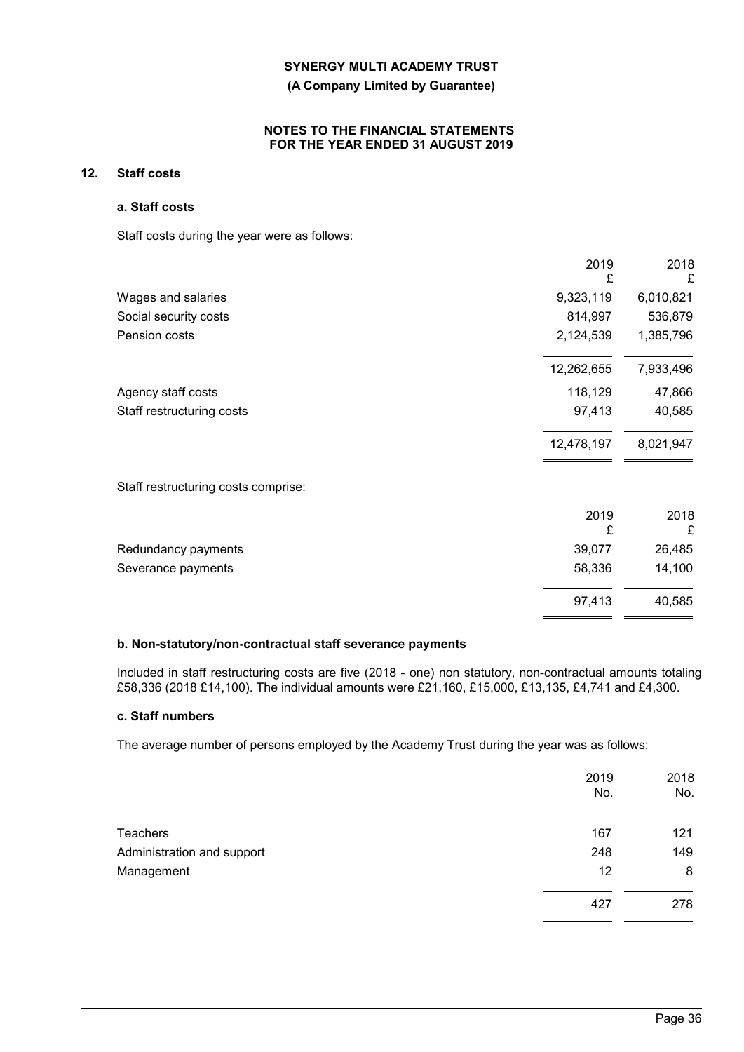**SYNERGY MULTI ACADEMY TRUST**

**(A Company Limited by Guarantee)**

**NOTES TO THE FINANCIAL STATEMENTS FOR THE YEAR ENDED 31 AUGUST 2019**

## 12. Staff costs

### a. Staff costs

Staff costs during the year were as follows:

| | 2019 £ | 2018 £ |
|---|---|---|
| Wages and salaries | 9,323,119 | 6,010,821 |
| Social security costs | 814,997 | 536,879 |
| Pension costs | 2,124,539 | 1,385,796 |
| | 12,262,655 | 7,933,496 |
| Agency staff costs | 118,129 | 47,866 |
| Staff restructuring costs | 97,413 | 40,585 |
| | 12,478,197 | 8,021,947 |

Staff restructuring costs comprise:

| | 2019 £ | 2018 £ |
|---|---|---|
| Redundancy payments | 39,077 | 26,485 |
| Severance payments | 58,336 | 14,100 |
| | 97,413 | 40,585 |

### b. Non-statutory/non-contractual staff severance payments

Included in staff restructuring costs are five (2018 - one) non statutory, non-contractual amounts totaling £58,336 (2018 £14,100). The individual amounts were £21,160, £15,000, £13,135, £4,741 and £4,300.

### c. Staff numbers

The average number of persons employed by the Academy Trust during the year was as follows:

| | 2019 No. | 2018 No. |
|---|---|---|
| Teachers | 167 | 121 |
| Administration and support | 248 | 149 |
| Management | 12 | 8 |
| | 427 | 278 |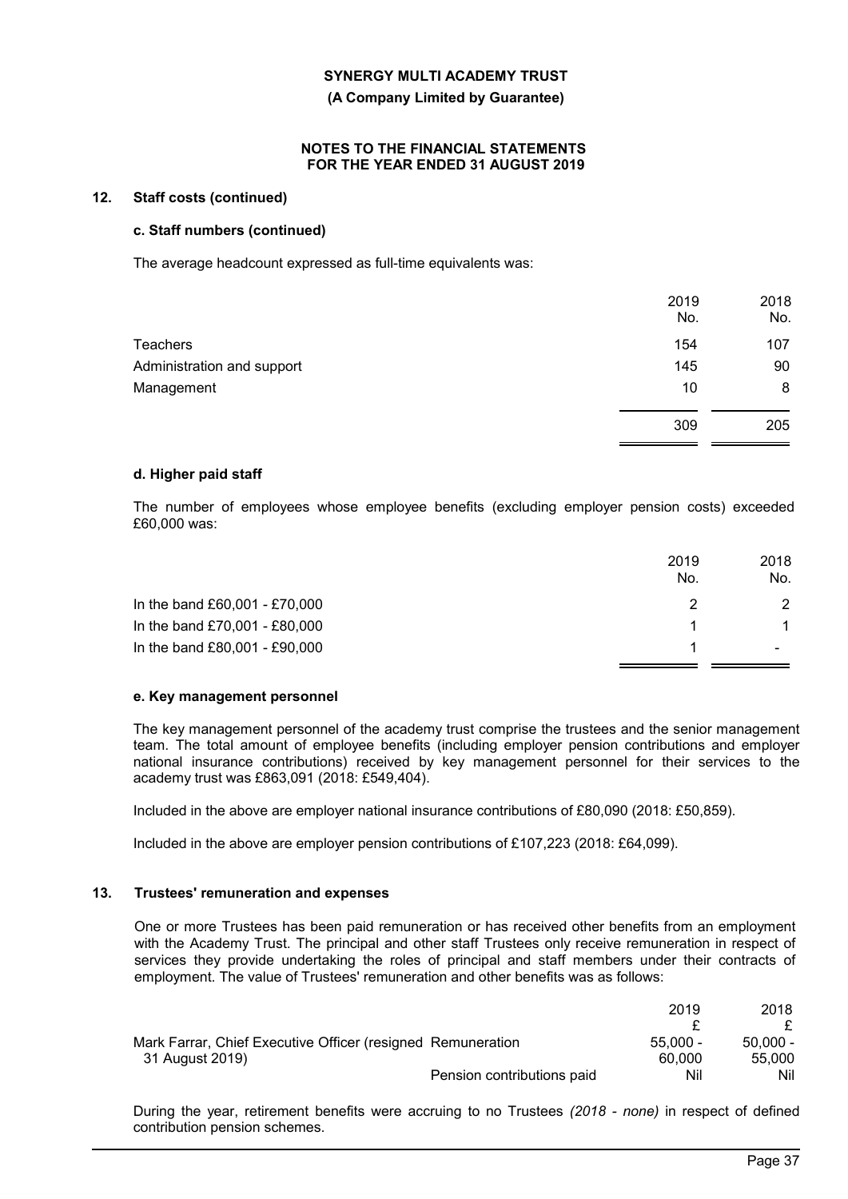## 12. Staff costs (continued)

### c. Staff numbers (continued)

The average headcount expressed as full-time equivalents was:

| | 2019 No. | 2018 No. |
|---|---|---|
| Teachers | 154 | 107 |
| Administration and support | 145 | 90 |
| Management | 10 | 8 |
| | 309 | 205 |

### d. Higher paid staff

The number of employees whose employee benefits (excluding employer pension costs) exceeded £60,000 was:

| | 2019 No. | 2018 No. |
|---|---|---|
| In the band £60,001 - £70,000 | 2 | 2 |
| In the band £70,001 - £80,000 | 1 | 1 |
| In the band £80,001 - £90,000 | 1 | - |

### e. Key management personnel

The key management personnel of the academy trust comprise the trustees and the senior management team. The total amount of employee benefits (including employer pension contributions and employer national insurance contributions) received by key management personnel for their services to the academy trust was £863,091 (2018: £549,404).

Included in the above are employer national insurance contributions of £80,090 (2018: £50,859).

Included in the above are employer pension contributions of £107,223 (2018: £64,099).

## 13. Trustees' remuneration and expenses

One or more Trustees has been paid remuneration or has received other benefits from an employment with the Academy Trust. The principal and other staff Trustees only receive remuneration in respect of services they provide undertaking the roles of principal and staff members under their contracts of employment. The value of Trustees' remuneration and other benefits was as follows:

| | | 2019 £ | 2018 £ |
|---|---|---|---|
| Mark Farrar, Chief Executive Officer (resigned 31 August 2019) | Remuneration | 55,000 - 60,000 | 50,000 - 55,000 |
| | Pension contributions paid | Nil | Nil |

During the year, retirement benefits were accruing to no Trustees *(2018 - none)* in respect of defined contribution pension schemes.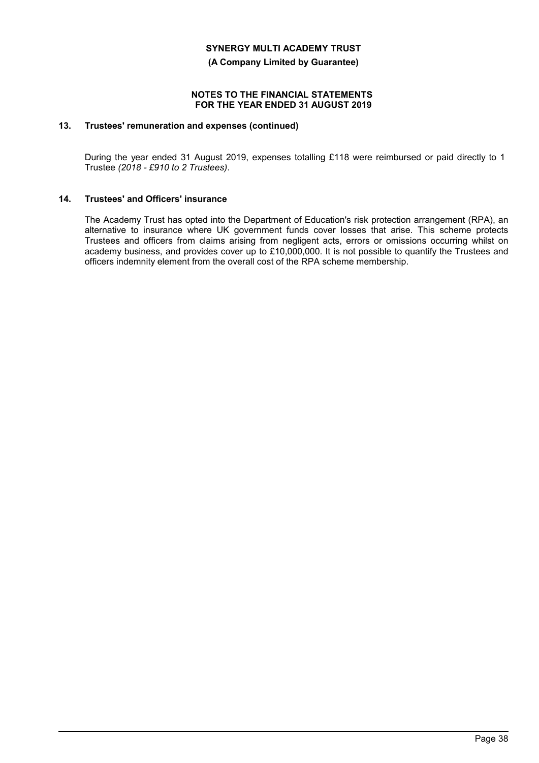## 13. Trustees' remuneration and expenses (continued)

During the year ended 31 August 2019, expenses totalling £118 were reimbursed or paid directly to 1 Trustee *(2018 - £910 to 2 Trustees)*.

## 14. Trustees' and Officers' insurance

The Academy Trust has opted into the Department of Education's risk protection arrangement (RPA), an alternative to insurance where UK government funds cover losses that arise. This scheme protects Trustees and officers from claims arising from negligent acts, errors or omissions occurring whilst on academy business, and provides cover up to £10,000,000. It is not possible to quantify the Trustees and officers indemnity element from the overall cost of the RPA scheme membership.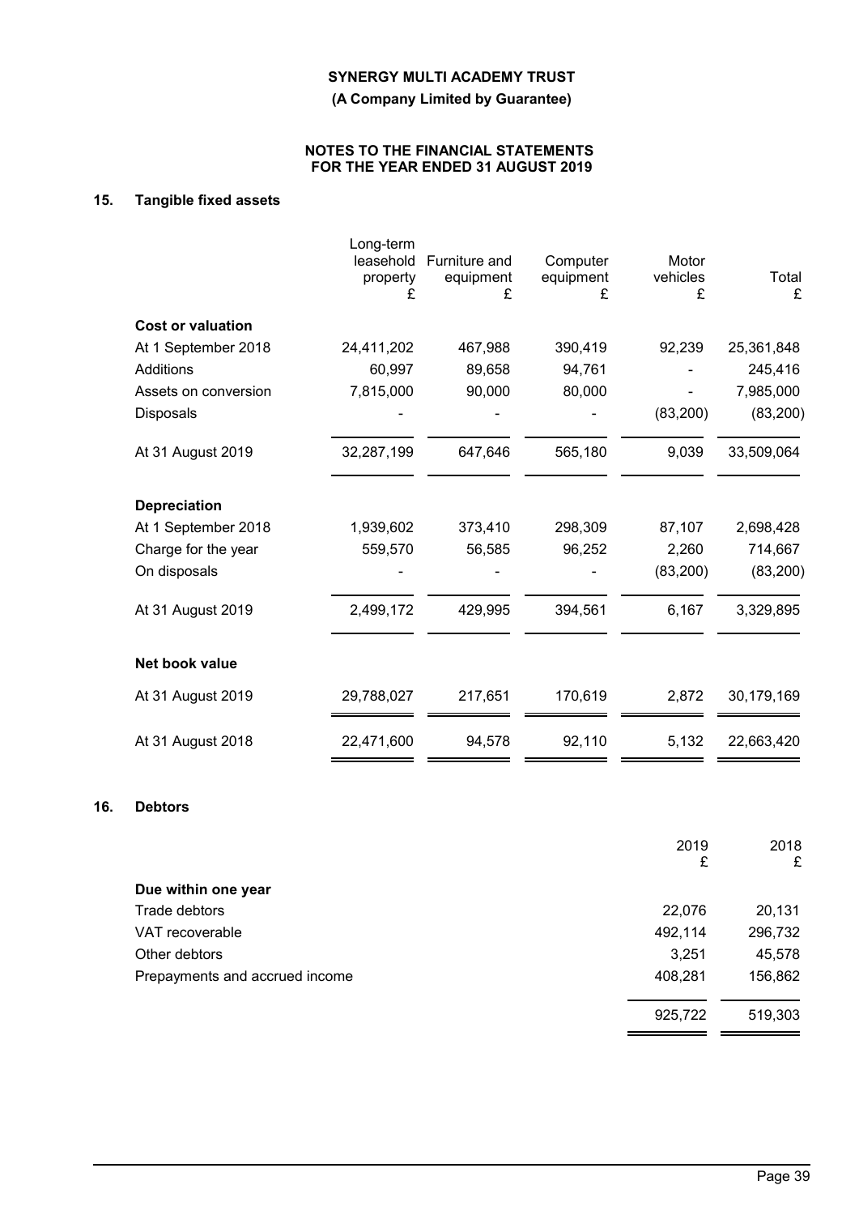**SYNERGY MULTI ACADEMY TRUST**

**(A Company Limited by Guarantee)**

**NOTES TO THE FINANCIAL STATEMENTS FOR THE YEAR ENDED 31 AUGUST 2019**

## 15. Tangible fixed assets

| | Long-term leasehold property £ | Furniture and equipment £ | Computer equipment £ | Motor vehicles £ | Total £ |
|---|---|---|---|---|---|
| **Cost or valuation** | | | | | |
| At 1 September 2018 | 24,411,202 | 467,988 | 390,419 | 92,239 | 25,361,848 |
| Additions | 60,997 | 89,658 | 94,761 | - | 245,416 |
| Assets on conversion | 7,815,000 | 90,000 | 80,000 | - | 7,985,000 |
| Disposals | - | - | - | (83,200) | (83,200) |
| At 31 August 2019 | 32,287,199 | 647,646 | 565,180 | 9,039 | 33,509,064 |
| **Depreciation** | | | | | |
| At 1 September 2018 | 1,939,602 | 373,410 | 298,309 | 87,107 | 2,698,428 |
| Charge for the year | 559,570 | 56,585 | 96,252 | 2,260 | 714,667 |
| On disposals | - | - | - | (83,200) | (83,200) |
| At 31 August 2019 | 2,499,172 | 429,995 | 394,561 | 6,167 | 3,329,895 |
| **Net book value** | | | | | |
| At 31 August 2019 | 29,788,027 | 217,651 | 170,619 | 2,872 | 30,179,169 |
| At 31 August 2018 | 22,471,600 | 94,578 | 92,110 | 5,132 | 22,663,420 |

## 16. Debtors

| | 2019 £ | 2018 £ |
|---|---|---|
| **Due within one year** | | |
| Trade debtors | 22,076 | 20,131 |
| VAT recoverable | 492,114 | 296,732 |
| Other debtors | 3,251 | 45,578 |
| Prepayments and accrued income | 408,281 | 156,862 |
| | 925,722 | 519,303 |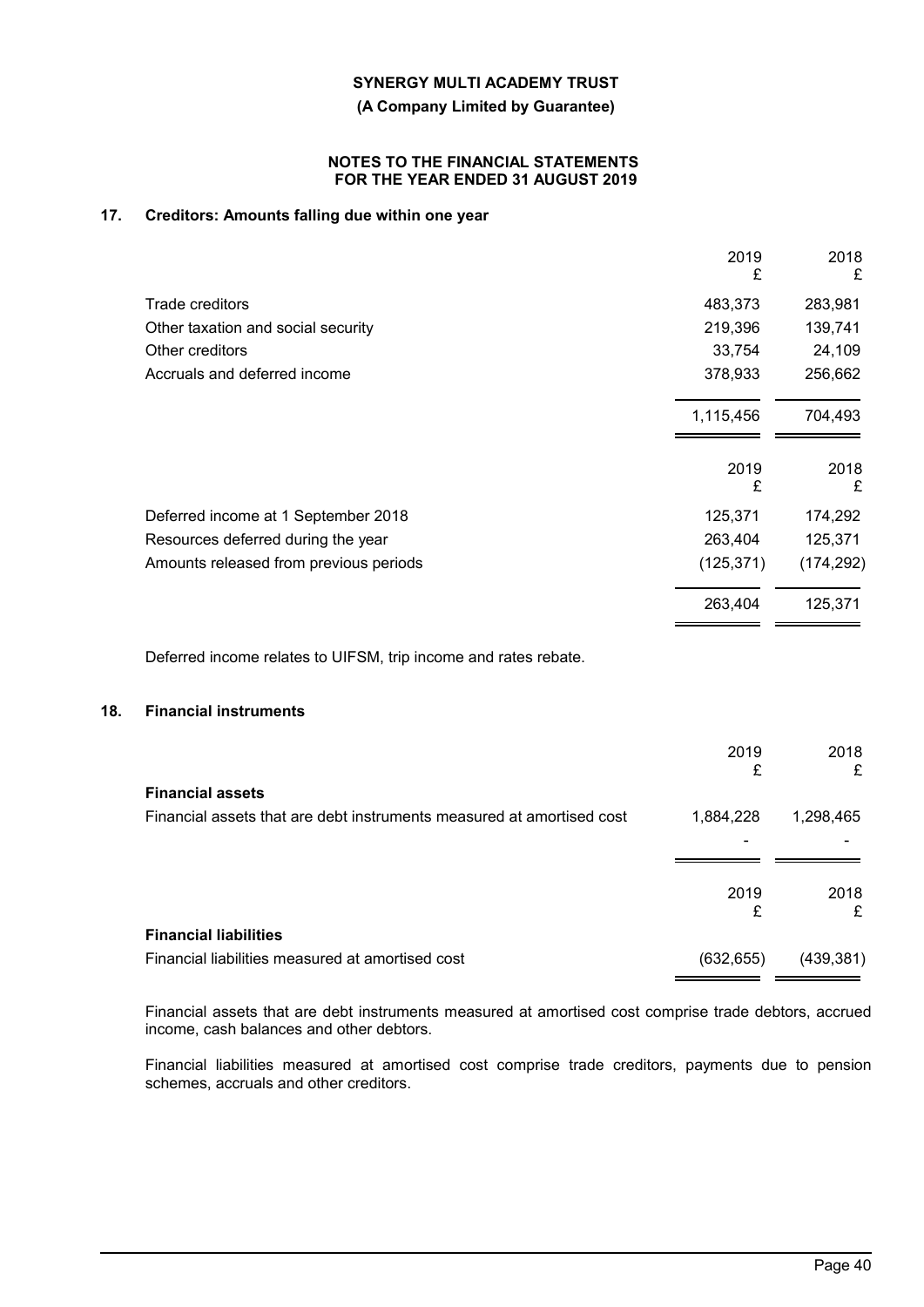SYNERGY MULTI ACADEMY TRUST

(A Company Limited by Guarantee)

NOTES TO THE FINANCIAL STATEMENTS FOR THE YEAR ENDED 31 AUGUST 2019

## 17. Creditors: Amounts falling due within one year

| | 2019 £ | 2018 £ |
|---|---|---|
| Trade creditors | 483,373 | 283,981 |
| Other taxation and social security | 219,396 | 139,741 |
| Other creditors | 33,754 | 24,109 |
| Accruals and deferred income | 378,933 | 256,662 |
| | 1,115,456 | 704,493 |

| | 2019 £ | 2018 £ |
|---|---|---|
| Deferred income at 1 September 2018 | 125,371 | 174,292 |
| Resources deferred during the year | 263,404 | 125,371 |
| Amounts released from previous periods | (125,371) | (174,292) |
| | 263,404 | 125,371 |

Deferred income relates to UIFSM, trip income and rates rebate.

## 18. Financial instruments

| | 2019 £ | 2018 £ |
|---|---|---|
| **Financial assets** | | |
| Financial assets that are debt instruments measured at amortised cost | 1,884,228 | 1,298,465 |
| | - | - |

| | 2019 £ | 2018 £ |
|---|---|---|
| **Financial liabilities** | | |
| Financial liabilities measured at amortised cost | (632,655) | (439,381) |

Financial assets that are debt instruments measured at amortised cost comprise trade debtors, accrued income, cash balances and other debtors.

Financial liabilities measured at amortised cost comprise trade creditors, payments due to pension schemes, accruals and other creditors.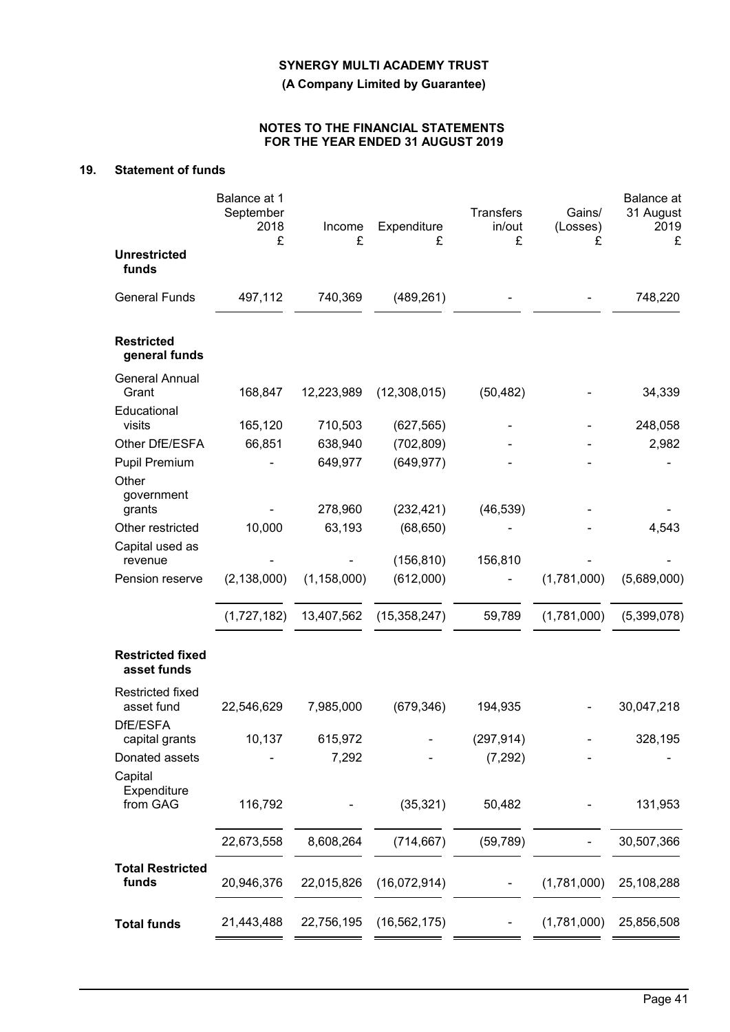**SYNERGY MULTI ACADEMY TRUST**

**(A Company Limited by Guarantee)**

**NOTES TO THE FINANCIAL STATEMENTS FOR THE YEAR ENDED 31 AUGUST 2019**

## 19. Statement of funds

| | Balance at 1 September 2018 £ | Income £ | Expenditure £ | Transfers in/out £ | Gains/ (Losses) £ | Balance at 31 August 2019 £ |
|---|---|---|---|---|---|---|
| **Unrestricted funds** | | | | | | |
| General Funds | 497,112 | 740,369 | (489,261) | - | - | 748,220 |
| **Restricted general funds** | | | | | | |
| General Annual Grant | 168,847 | 12,223,989 | (12,308,015) | (50,482) | - | 34,339 |
| Educational visits | 165,120 | 710,503 | (627,565) | - | - | 248,058 |
| Other DfE/ESFA | 66,851 | 638,940 | (702,809) | - | - | 2,982 |
| Pupil Premium | - | 649,977 | (649,977) | - | - | - |
| Other government grants | - | 278,960 | (232,421) | (46,539) | - | - |
| Other restricted | 10,000 | 63,193 | (68,650) | - | - | 4,543 |
| Capital used as revenue | - | - | (156,810) | 156,810 | - | - |
| Pension reserve | (2,138,000) | (1,158,000) | (612,000) | - | (1,781,000) | (5,689,000) |
| | (1,727,182) | 13,407,562 | (15,358,247) | 59,789 | (1,781,000) | (5,399,078) |
| **Restricted fixed asset funds** | | | | | | |
| Restricted fixed asset fund | 22,546,629 | 7,985,000 | (679,346) | 194,935 | - | 30,047,218 |
| DfE/ESFA capital grants | 10,137 | 615,972 | - | (297,914) | - | 328,195 |
| Donated assets | - | 7,292 | - | (7,292) | - | - |
| Capital Expenditure from GAG | 116,792 | - | (35,321) | 50,482 | - | 131,953 |
| | 22,673,558 | 8,608,264 | (714,667) | (59,789) | - | 30,507,366 |
| **Total Restricted funds** | 20,946,376 | 22,015,826 | (16,072,914) | - | (1,781,000) | 25,108,288 |
| **Total funds** | 21,443,488 | 22,756,195 | (16,562,175) | - | (1,781,000) | 25,856,508 |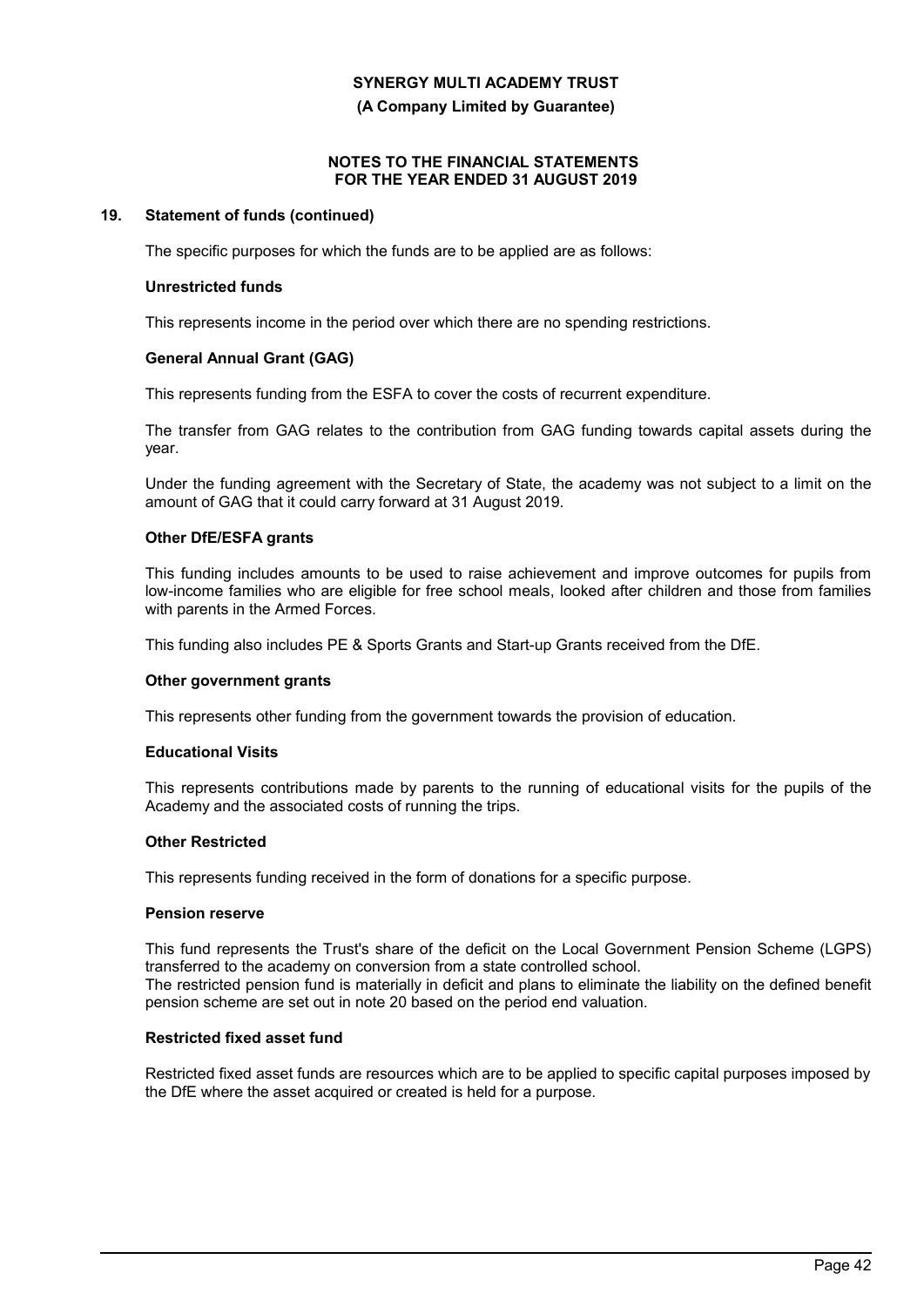## 19. Statement of funds (continued)

The specific purposes for which the funds are to be applied are as follows:

**Unrestricted funds**

This represents income in the period over which there are no spending restrictions.

**General Annual Grant (GAG)**

This represents funding from the ESFA to cover the costs of recurrent expenditure.

The transfer from GAG relates to the contribution from GAG funding towards capital assets during the year.

Under the funding agreement with the Secretary of State, the academy was not subject to a limit on the amount of GAG that it could carry forward at 31 August 2019.

**Other DfE/ESFA grants**

This funding includes amounts to be used to raise achievement and improve outcomes for pupils from low-income families who are eligible for free school meals, looked after children and those from families with parents in the Armed Forces.

This funding also includes PE & Sports Grants and Start-up Grants received from the DfE.

**Other government grants**

This represents other funding from the government towards the provision of education.

**Educational Visits**

This represents contributions made by parents to the running of educational visits for the pupils of the Academy and the associated costs of running the trips.

**Other Restricted**

This represents funding received in the form of donations for a specific purpose.

**Pension reserve**

This fund represents the Trust's share of the deficit on the Local Government Pension Scheme (LGPS) transferred to the academy on conversion from a state controlled school.
The restricted pension fund is materially in deficit and plans to eliminate the liability on the defined benefit pension scheme are set out in note 20 based on the period end valuation.

**Restricted fixed asset fund**

Restricted fixed asset funds are resources which are to be applied to specific capital purposes imposed by the DfE where the asset acquired or created is held for a purpose.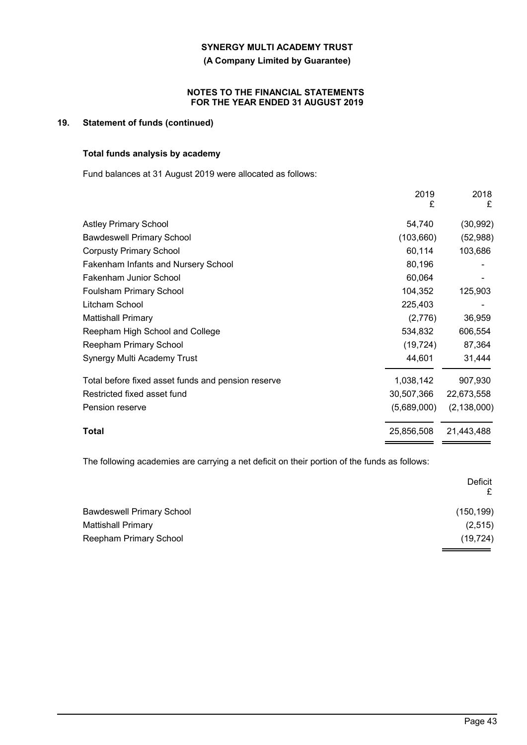## 19. Statement of funds (continued)

### Total funds analysis by academy

Fund balances at 31 August 2019 were allocated as follows:

| | 2019 £ | 2018 £ |
|---|---|---|
| Astley Primary School | 54,740 | (30,992) |
| Bawdeswell Primary School | (103,660) | (52,988) |
| Corpusty Primary School | 60,114 | 103,686 |
| Fakenham Infants and Nursery School | 80,196 | - |
| Fakenham Junior School | 60,064 | - |
| Foulsham Primary School | 104,352 | 125,903 |
| Litcham School | 225,403 | - |
| Mattishall Primary | (2,776) | 36,959 |
| Reepham High School and College | 534,832 | 606,554 |
| Reepham Primary School | (19,724) | 87,364 |
| Synergy Multi Academy Trust | 44,601 | 31,444 |
| Total before fixed asset funds and pension reserve | 1,038,142 | 907,930 |
| Restricted fixed asset fund | 30,507,366 | 22,673,558 |
| Pension reserve | (5,689,000) | (2,138,000) |
| **Total** | 25,856,508 | 21,443,488 |

The following academies are carrying a net deficit on their portion of the funds as follows:

| | Deficit £ |
|---|---|
| Bawdeswell Primary School | (150,199) |
| Mattishall Primary | (2,515) |
| Reepham Primary School | (19,724) |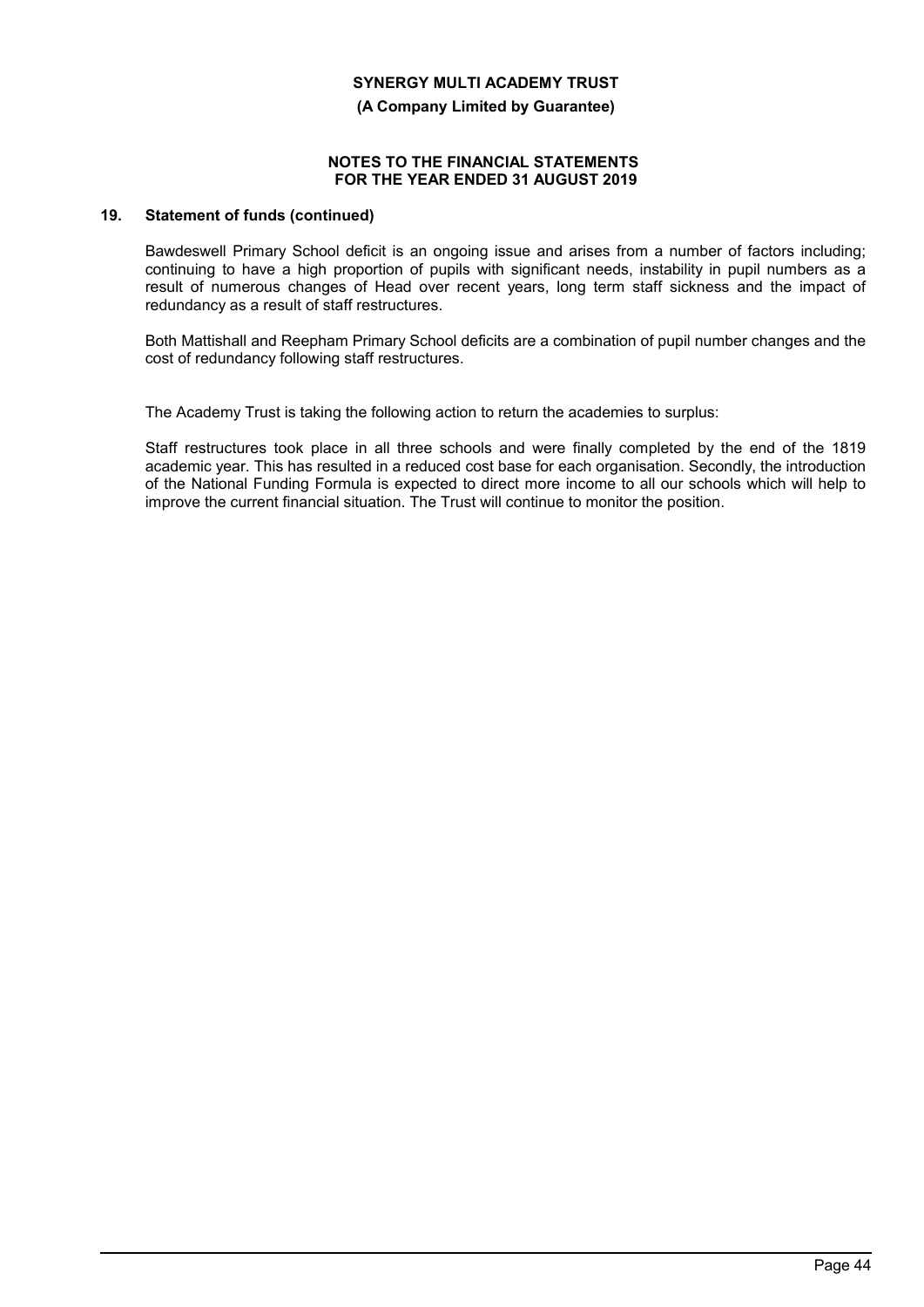## 19. Statement of funds (continued)

Bawdeswell Primary School deficit is an ongoing issue and arises from a number of factors including; continuing to have a high proportion of pupils with significant needs, instability in pupil numbers as a result of numerous changes of Head over recent years, long term staff sickness and the impact of redundancy as a result of staff restructures.

Both Mattishall and Reepham Primary School deficits are a combination of pupil number changes and the cost of redundancy following staff restructures.

The Academy Trust is taking the following action to return the academies to surplus:

Staff restructures took place in all three schools and were finally completed by the end of the 1819 academic year. This has resulted in a reduced cost base for each organisation. Secondly, the introduction of the National Funding Formula is expected to direct more income to all our schools which will help to improve the current financial situation. The Trust will continue to monitor the position.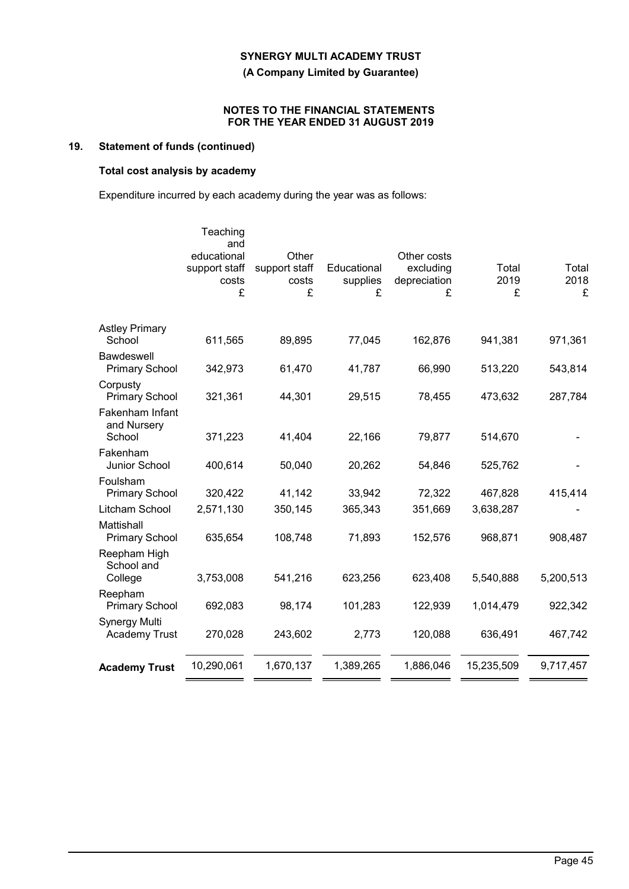**SYNERGY MULTI ACADEMY TRUST**

**(A Company Limited by Guarantee)**

**NOTES TO THE FINANCIAL STATEMENTS FOR THE YEAR ENDED 31 AUGUST 2019**

## 19. Statement of funds (continued)

### Total cost analysis by academy

Expenditure incurred by each academy during the year was as follows:

| | Teaching and educational support staff costs £ | Other support staff costs £ | Educational supplies £ | Other costs excluding depreciation £ | Total 2019 £ | Total 2018 £ |
|---|---|---|---|---|---|---|
| Astley Primary School | 611,565 | 89,895 | 77,045 | 162,876 | 941,381 | 971,361 |
| Bawdeswell Primary School | 342,973 | 61,470 | 41,787 | 66,990 | 513,220 | 543,814 |
| Corpusty Primary School | 321,361 | 44,301 | 29,515 | 78,455 | 473,632 | 287,784 |
| Fakenham Infant and Nursery School | 371,223 | 41,404 | 22,166 | 79,877 | 514,670 | - |
| Fakenham Junior School | 400,614 | 50,040 | 20,262 | 54,846 | 525,762 | - |
| Foulsham Primary School | 320,422 | 41,142 | 33,942 | 72,322 | 467,828 | 415,414 |
| Litcham School | 2,571,130 | 350,145 | 365,343 | 351,669 | 3,638,287 | - |
| Mattishall Primary School | 635,654 | 108,748 | 71,893 | 152,576 | 968,871 | 908,487 |
| Reepham High School and College | 3,753,008 | 541,216 | 623,256 | 623,408 | 5,540,888 | 5,200,513 |
| Reepham Primary School | 692,083 | 98,174 | 101,283 | 122,939 | 1,014,479 | 922,342 |
| Synergy Multi Academy Trust | 270,028 | 243,602 | 2,773 | 120,088 | 636,491 | 467,742 |
| **Academy Trust** | 10,290,061 | 1,670,137 | 1,389,265 | 1,886,046 | 15,235,509 | 9,717,457 |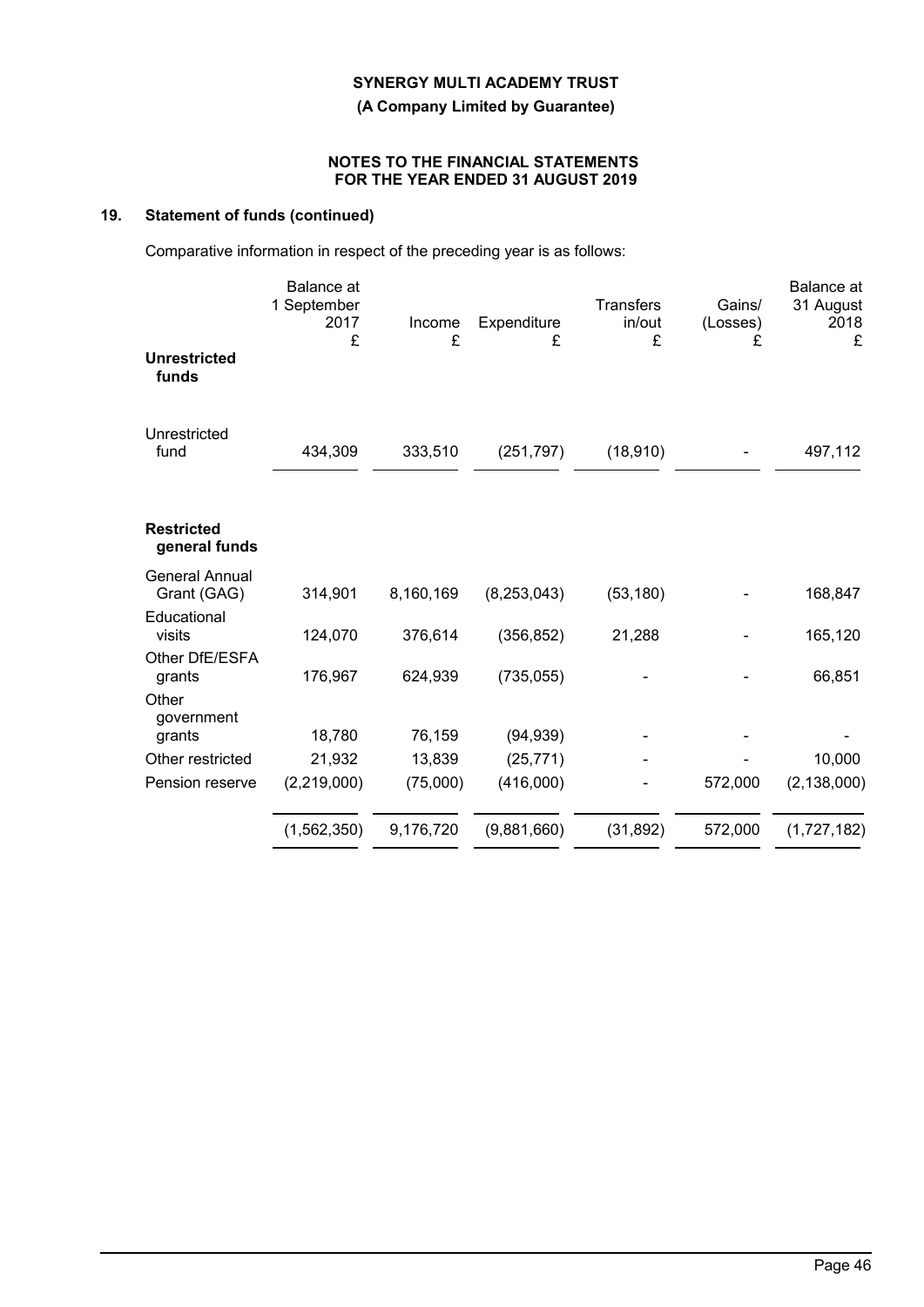## 19. Statement of funds (continued)

Comparative information in respect of the preceding year is as follows:

| | Balance at 1 September 2017 £ | Income £ | Expenditure £ | Transfers in/out £ | Gains/ (Losses) £ | Balance at 31 August 2018 £ |
|---|---|---|---|---|---|---|
| **Unrestricted funds** | | | | | | |
| Unrestricted fund | 434,309 | 333,510 | (251,797) | (18,910) | - | 497,112 |
| **Restricted general funds** | | | | | | |
| General Annual Grant (GAG) | 314,901 | 8,160,169 | (8,253,043) | (53,180) | - | 168,847 |
| Educational visits | 124,070 | 376,614 | (356,852) | 21,288 | - | 165,120 |
| Other DfE/ESFA grants | 176,967 | 624,939 | (735,055) | - | - | 66,851 |
| Other government grants | 18,780 | 76,159 | (94,939) | - | - | - |
| Other restricted | 21,932 | 13,839 | (25,771) | - | - | 10,000 |
| Pension reserve | (2,219,000) | (75,000) | (416,000) | - | 572,000 | (2,138,000) |
| | (1,562,350) | 9,176,720 | (9,881,660) | (31,892) | 572,000 | (1,727,182) |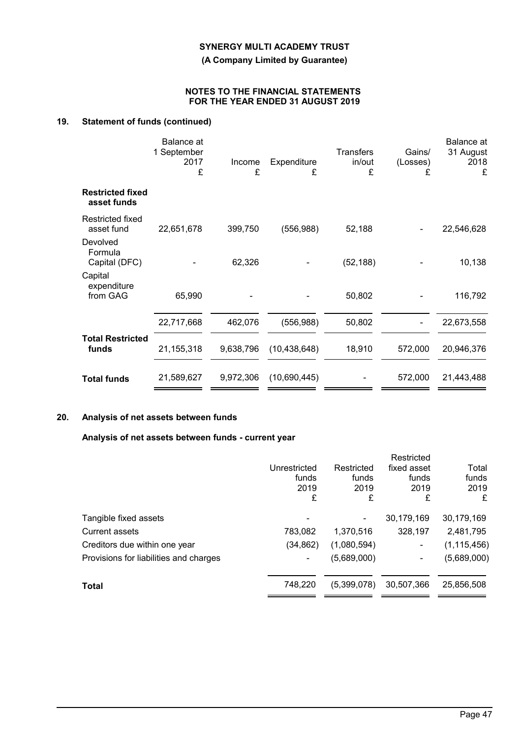**SYNERGY MULTI ACADEMY TRUST**

**(A Company Limited by Guarantee)**

**NOTES TO THE FINANCIAL STATEMENTS FOR THE YEAR ENDED 31 AUGUST 2019**

## 19. Statement of funds (continued)

| | Balance at 1 September 2017 £ | Income £ | Expenditure £ | Transfers in/out £ | Gains/ (Losses) £ | Balance at 31 August 2018 £ |
|---|---|---|---|---|---|---|
| **Restricted fixed asset funds** | | | | | | |
| Restricted fixed asset fund | 22,651,678 | 399,750 | (556,988) | 52,188 | - | 22,546,628 |
| Devolved Formula Capital (DFC) | - | 62,326 | - | (52,188) | - | 10,138 |
| Capital expenditure from GAG | 65,990 | - | - | 50,802 | - | 116,792 |
| | 22,717,668 | 462,076 | (556,988) | 50,802 | - | 22,673,558 |
| **Total Restricted funds** | 21,155,318 | 9,638,796 | (10,438,648) | 18,910 | 572,000 | 20,946,376 |
| **Total funds** | 21,589,627 | 9,972,306 | (10,690,445) | - | 572,000 | 21,443,488 |

## 20. Analysis of net assets between funds

### Analysis of net assets between funds - current year

| | Unrestricted funds 2019 £ | Restricted funds 2019 £ | Restricted fixed asset funds 2019 £ | Total funds 2019 £ |
|---|---|---|---|---|
| Tangible fixed assets | - | - | 30,179,169 | 30,179,169 |
| Current assets | 783,082 | 1,370,516 | 328,197 | 2,481,795 |
| Creditors due within one year | (34,862) | (1,080,594) | - | (1,115,456) |
| Provisions for liabilities and charges | - | (5,689,000) | - | (5,689,000) |
| **Total** | 748,220 | (5,399,078) | 30,507,366 | 25,856,508 |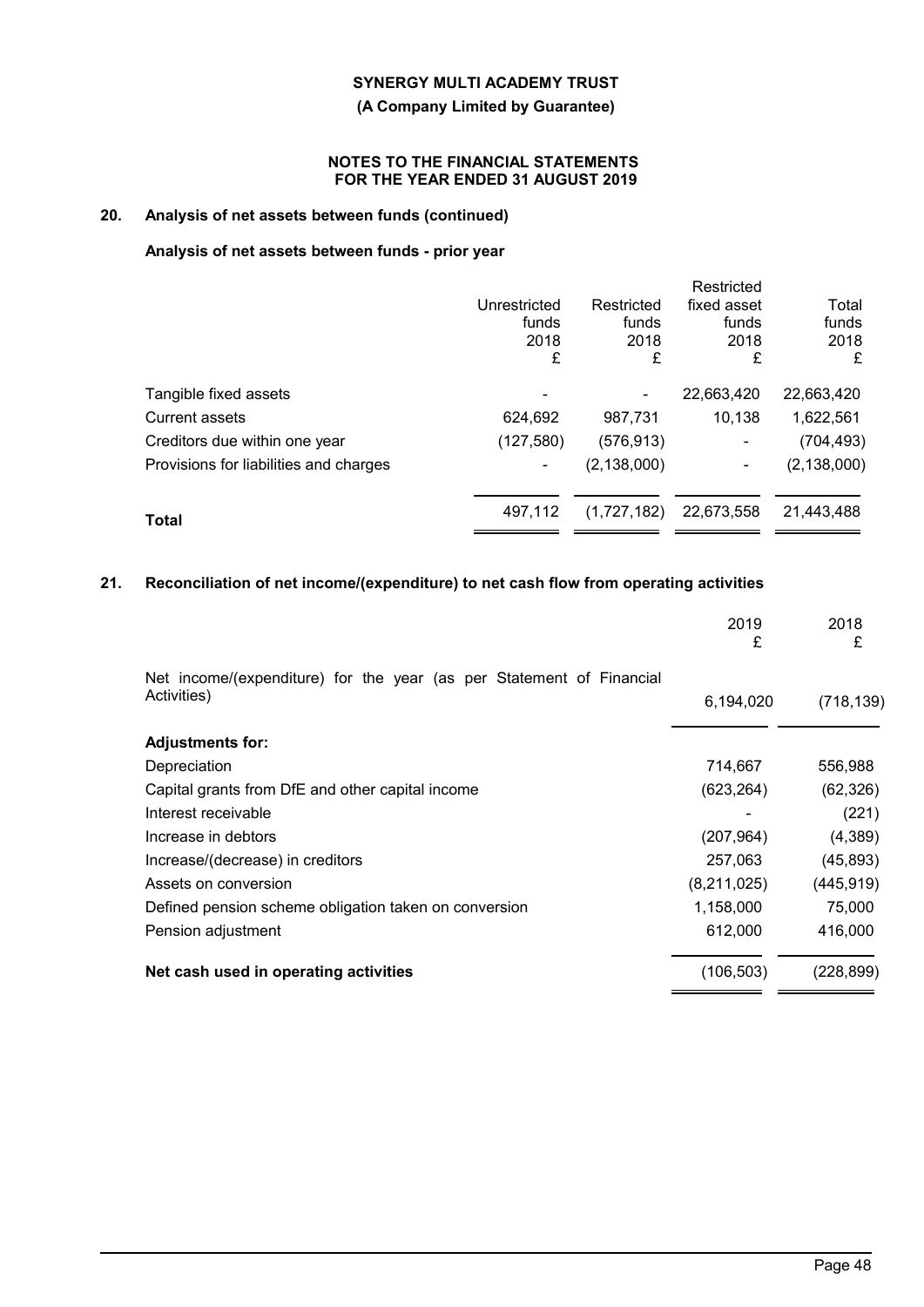## 20. Analysis of net assets between funds (continued)

### Analysis of net assets between funds - prior year

| | Unrestricted funds 2018 £ | Restricted funds 2018 £ | Restricted fixed asset funds 2018 £ | Total funds 2018 £ |
|---|---|---|---|---|
| Tangible fixed assets | - | - | 22,663,420 | 22,663,420 |
| Current assets | 624,692 | 987,731 | 10,138 | 1,622,561 |
| Creditors due within one year | (127,580) | (576,913) | - | (704,493) |
| Provisions for liabilities and charges | - | (2,138,000) | - | (2,138,000) |
| **Total** | 497,112 | (1,727,182) | 22,673,558 | 21,443,488 |

## 21. Reconciliation of net income/(expenditure) to net cash flow from operating activities

| | 2019 £ | 2018 £ |
|---|---|---|
| Net income/(expenditure) for the year (as per Statement of Financial Activities) | 6,194,020 | (718,139) |
| **Adjustments for:** | | |
| Depreciation | 714,667 | 556,988 |
| Capital grants from DfE and other capital income | (623,264) | (62,326) |
| Interest receivable | - | (221) |
| Increase in debtors | (207,964) | (4,389) |
| Increase/(decrease) in creditors | 257,063 | (45,893) |
| Assets on conversion | (8,211,025) | (445,919) |
| Defined pension scheme obligation taken on conversion | 1,158,000 | 75,000 |
| Pension adjustment | 612,000 | 416,000 |
| **Net cash used in operating activities** | (106,503) | (228,899) |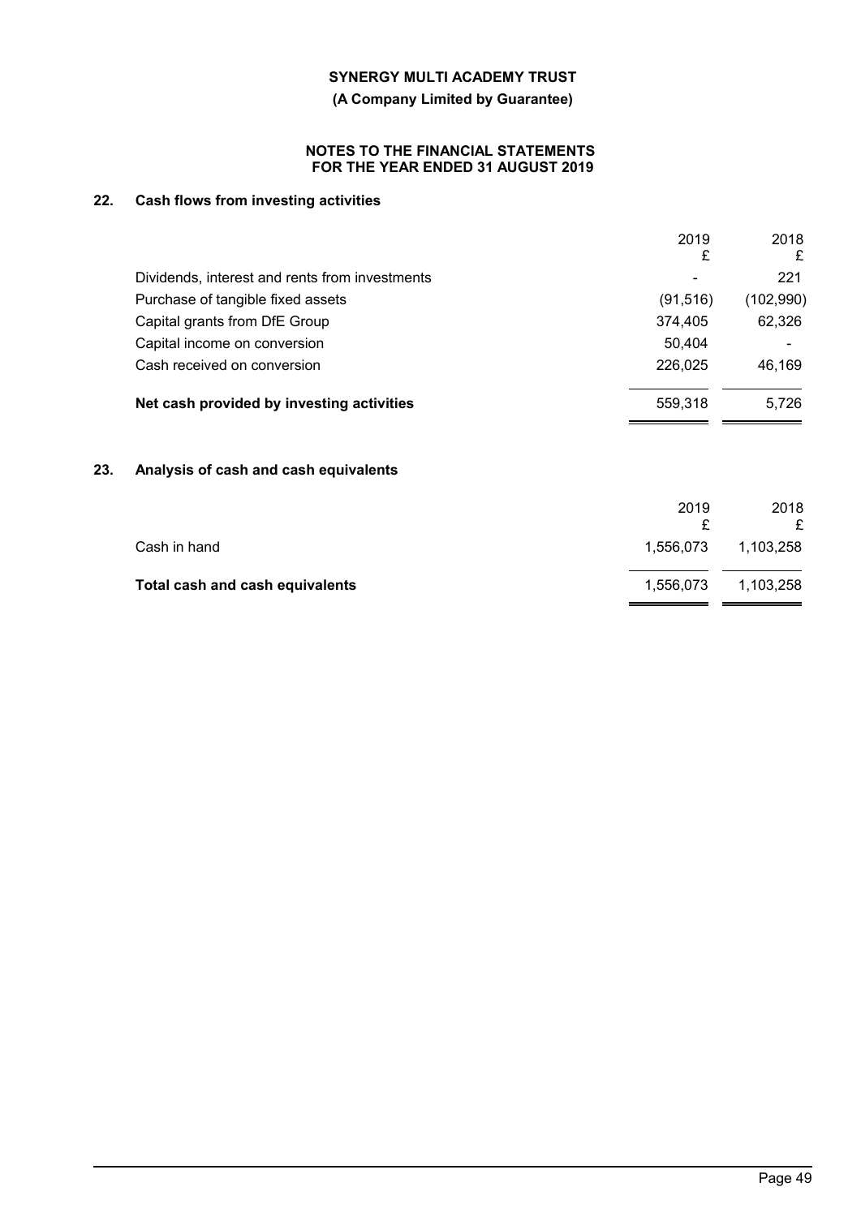**SYNERGY MULTI ACADEMY TRUST**

**(A Company Limited by Guarantee)**

**NOTES TO THE FINANCIAL STATEMENTS FOR THE YEAR ENDED 31 AUGUST 2019**

## 22. Cash flows from investing activities

| | 2019 £ | 2018 £ |
|---|---|---|
| Dividends, interest and rents from investments | - | 221 |
| Purchase of tangible fixed assets | (91,516) | (102,990) |
| Capital grants from DfE Group | 374,405 | 62,326 |
| Capital income on conversion | 50,404 | - |
| Cash received on conversion | 226,025 | 46,169 |
| **Net cash provided by investing activities** | 559,318 | 5,726 |

## 23. Analysis of cash and cash equivalents

| | 2019 £ | 2018 £ |
|---|---|---|
| Cash in hand | 1,556,073 | 1,103,258 |
| **Total cash and cash equivalents** | 1,556,073 | 1,103,258 |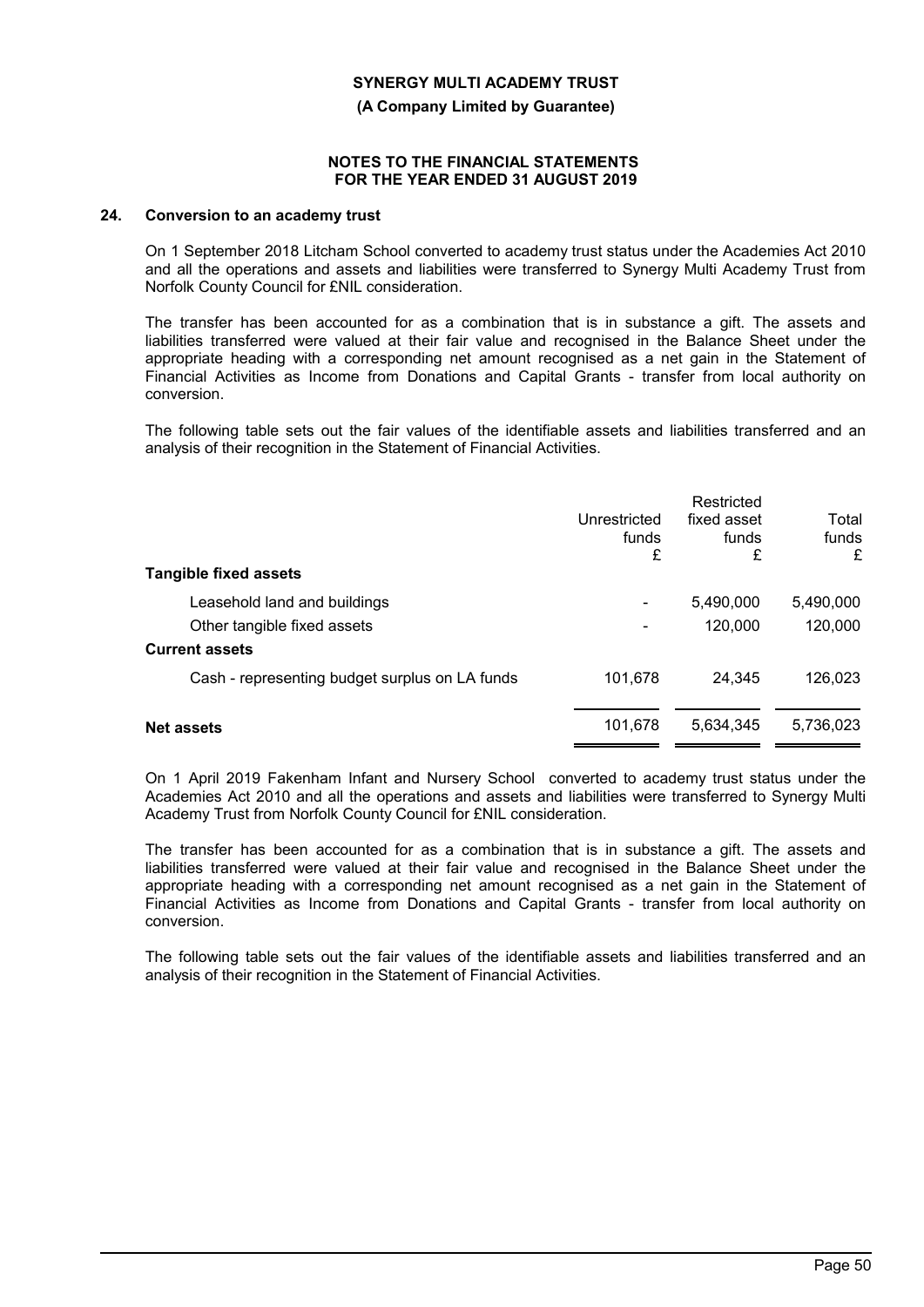**NOTES TO THE FINANCIAL STATEMENTS FOR THE YEAR ENDED 31 AUGUST 2019**

## 24. Conversion to an academy trust

On 1 September 2018 Litcham School converted to academy trust status under the Academies Act 2010 and all the operations and assets and liabilities were transferred to Synergy Multi Academy Trust from Norfolk County Council for £NIL consideration.

The transfer has been accounted for as a combination that is in substance a gift. The assets and liabilities transferred were valued at their fair value and recognised in the Balance Sheet under the appropriate heading with a corresponding net amount recognised as a net gain in the Statement of Financial Activities as Income from Donations and Capital Grants - transfer from local authority on conversion.

The following table sets out the fair values of the identifiable assets and liabilities transferred and an analysis of their recognition in the Statement of Financial Activities.

| | Unrestricted funds £ | Restricted fixed asset funds £ | Total funds £ |
|---|---|---|---|
| **Tangible fixed assets** | | | |
| Leasehold land and buildings | - | 5,490,000 | 5,490,000 |
| Other tangible fixed assets | - | 120,000 | 120,000 |
| **Current assets** | | | |
| Cash - representing budget surplus on LA funds | 101,678 | 24,345 | 126,023 |
| **Net assets** | 101,678 | 5,634,345 | 5,736,023 |

On 1 April 2019 Fakenham Infant and Nursery School converted to academy trust status under the Academies Act 2010 and all the operations and assets and liabilities were transferred to Synergy Multi Academy Trust from Norfolk County Council for £NIL consideration.

The transfer has been accounted for as a combination that is in substance a gift. The assets and liabilities transferred were valued at their fair value and recognised in the Balance Sheet under the appropriate heading with a corresponding net amount recognised as a net gain in the Statement of Financial Activities as Income from Donations and Capital Grants - transfer from local authority on conversion.

The following table sets out the fair values of the identifiable assets and liabilities transferred and an analysis of their recognition in the Statement of Financial Activities.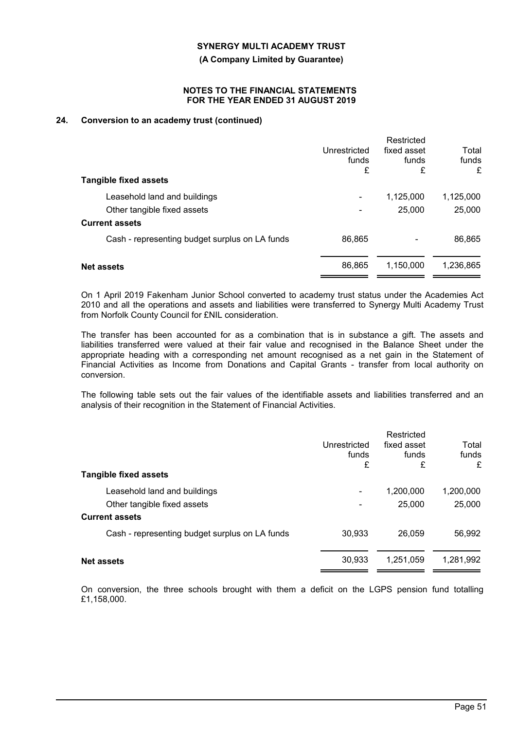## 24. Conversion to an academy trust (continued)

| | Unrestricted funds £ | Restricted fixed asset funds £ | Total funds £ |
|---|---|---|---|
| **Tangible fixed assets** | | | |
| Leasehold land and buildings | - | 1,125,000 | 1,125,000 |
| Other tangible fixed assets | - | 25,000 | 25,000 |
| **Current assets** | | | |
| Cash - representing budget surplus on LA funds | 86,865 | - | 86,865 |
| **Net assets** | 86,865 | 1,150,000 | 1,236,865 |

On 1 April 2019 Fakenham Junior School converted to academy trust status under the Academies Act 2010 and all the operations and assets and liabilities were transferred to Synergy Multi Academy Trust from Norfolk County Council for £NIL consideration.

The transfer has been accounted for as a combination that is in substance a gift. The assets and liabilities transferred were valued at their fair value and recognised in the Balance Sheet under the appropriate heading with a corresponding net amount recognised as a net gain in the Statement of Financial Activities as Income from Donations and Capital Grants - transfer from local authority on conversion.

The following table sets out the fair values of the identifiable assets and liabilities transferred and an analysis of their recognition in the Statement of Financial Activities.

| | Unrestricted funds £ | Restricted fixed asset funds £ | Total funds £ |
|---|---|---|---|
| **Tangible fixed assets** | | | |
| Leasehold land and buildings | - | 1,200,000 | 1,200,000 |
| Other tangible fixed assets | - | 25,000 | 25,000 |
| **Current assets** | | | |
| Cash - representing budget surplus on LA funds | 30,933 | 26,059 | 56,992 |
| **Net assets** | 30,933 | 1,251,059 | 1,281,992 |

On conversion, the three schools brought with them a deficit on the LGPS pension fund totalling £1,158,000.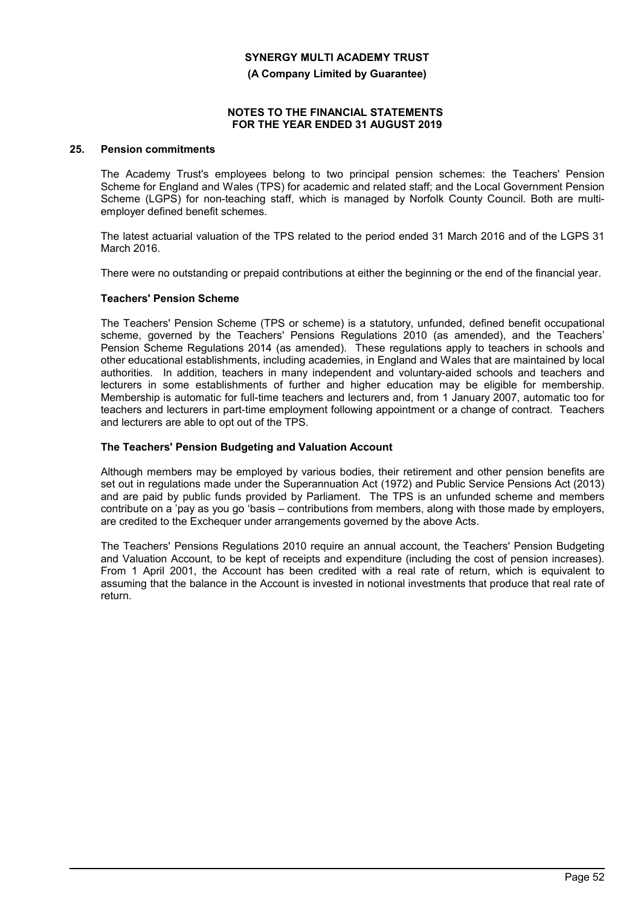## 25. Pension commitments

The Academy Trust's employees belong to two principal pension schemes: the Teachers' Pension Scheme for England and Wales (TPS) for academic and related staff; and the Local Government Pension Scheme (LGPS) for non-teaching staff, which is managed by Norfolk County Council. Both are multi-employer defined benefit schemes.

The latest actuarial valuation of the TPS related to the period ended 31 March 2016 and of the LGPS 31 March 2016.

There were no outstanding or prepaid contributions at either the beginning or the end of the financial year.

### Teachers' Pension Scheme

The Teachers' Pension Scheme (TPS or scheme) is a statutory, unfunded, defined benefit occupational scheme, governed by the Teachers' Pensions Regulations 2010 (as amended), and the Teachers' Pension Scheme Regulations 2014 (as amended). These regulations apply to teachers in schools and other educational establishments, including academies, in England and Wales that are maintained by local authorities. In addition, teachers in many independent and voluntary-aided schools and teachers and lecturers in some establishments of further and higher education may be eligible for membership. Membership is automatic for full-time teachers and lecturers and, from 1 January 2007, automatic too for teachers and lecturers in part-time employment following appointment or a change of contract. Teachers and lecturers are able to opt out of the TPS.

### The Teachers' Pension Budgeting and Valuation Account

Although members may be employed by various bodies, their retirement and other pension benefits are set out in regulations made under the Superannuation Act (1972) and Public Service Pensions Act (2013) and are paid by public funds provided by Parliament. The TPS is an unfunded scheme and members contribute on a 'pay as you go 'basis – contributions from members, along with those made by employers, are credited to the Exchequer under arrangements governed by the above Acts.

The Teachers' Pensions Regulations 2010 require an annual account, the Teachers' Pension Budgeting and Valuation Account, to be kept of receipts and expenditure (including the cost of pension increases). From 1 April 2001, the Account has been credited with a real rate of return, which is equivalent to assuming that the balance in the Account is invested in notional investments that produce that real rate of return.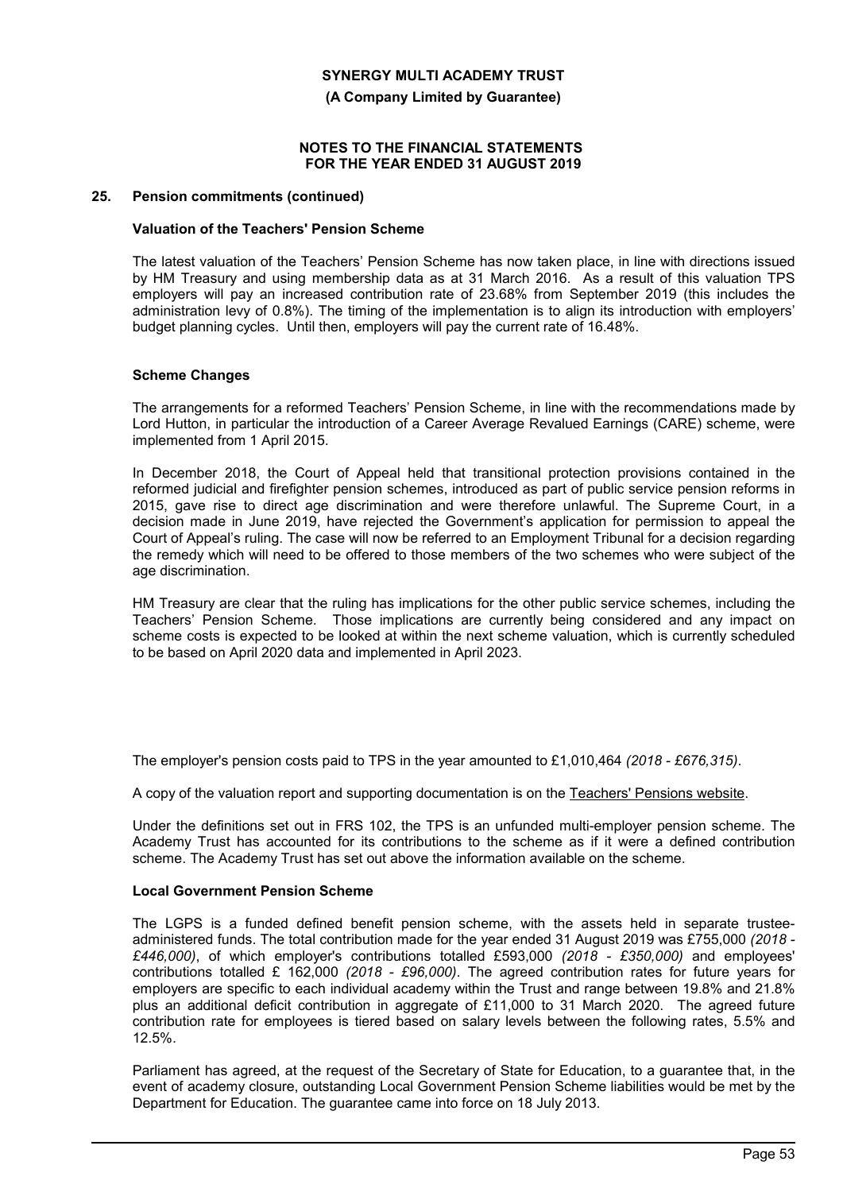## 25. Pension commitments (continued)

### Valuation of the Teachers' Pension Scheme

The latest valuation of the Teachers' Pension Scheme has now taken place, in line with directions issued by HM Treasury and using membership data as at 31 March 2016. As a result of this valuation TPS employers will pay an increased contribution rate of 23.68% from September 2019 (this includes the administration levy of 0.8%). The timing of the implementation is to align its introduction with employers' budget planning cycles. Until then, employers will pay the current rate of 16.48%.

### Scheme Changes

The arrangements for a reformed Teachers' Pension Scheme, in line with the recommendations made by Lord Hutton, in particular the introduction of a Career Average Revalued Earnings (CARE) scheme, were implemented from 1 April 2015.

In December 2018, the Court of Appeal held that transitional protection provisions contained in the reformed judicial and firefighter pension schemes, introduced as part of public service pension reforms in 2015, gave rise to direct age discrimination and were therefore unlawful. The Supreme Court, in a decision made in June 2019, have rejected the Government's application for permission to appeal the Court of Appeal's ruling. The case will now be referred to an Employment Tribunal for a decision regarding the remedy which will need to be offered to those members of the two schemes who were subject of the age discrimination.

HM Treasury are clear that the ruling has implications for the other public service schemes, including the Teachers' Pension Scheme. Those implications are currently being considered and any impact on scheme costs is expected to be looked at within the next scheme valuation, which is currently scheduled to be based on April 2020 data and implemented in April 2023.

The employer's pension costs paid to TPS in the year amounted to £1,010,464 *(2018 - £676,315)*.

A copy of the valuation report and supporting documentation is on the Teachers' Pensions website.

Under the definitions set out in FRS 102, the TPS is an unfunded multi-employer pension scheme. The Academy Trust has accounted for its contributions to the scheme as if it were a defined contribution scheme. The Academy Trust has set out above the information available on the scheme.

### Local Government Pension Scheme

The LGPS is a funded defined benefit pension scheme, with the assets held in separate trustee-administered funds. The total contribution made for the year ended 31 August 2019 was £755,000 *(2018 - £446,000)*, of which employer's contributions totalled £593,000 *(2018 - £350,000)* and employees' contributions totalled £ 162,000 *(2018 - £96,000)*. The agreed contribution rates for future years for employers are specific to each individual academy within the Trust and range between 19.8% and 21.8% plus an additional deficit contribution in aggregate of £11,000 to 31 March 2020. The agreed future contribution rate for employees is tiered based on salary levels between the following rates, 5.5% and 12.5%.

Parliament has agreed, at the request of the Secretary of State for Education, to a guarantee that, in the event of academy closure, outstanding Local Government Pension Scheme liabilities would be met by the Department for Education. The guarantee came into force on 18 July 2013.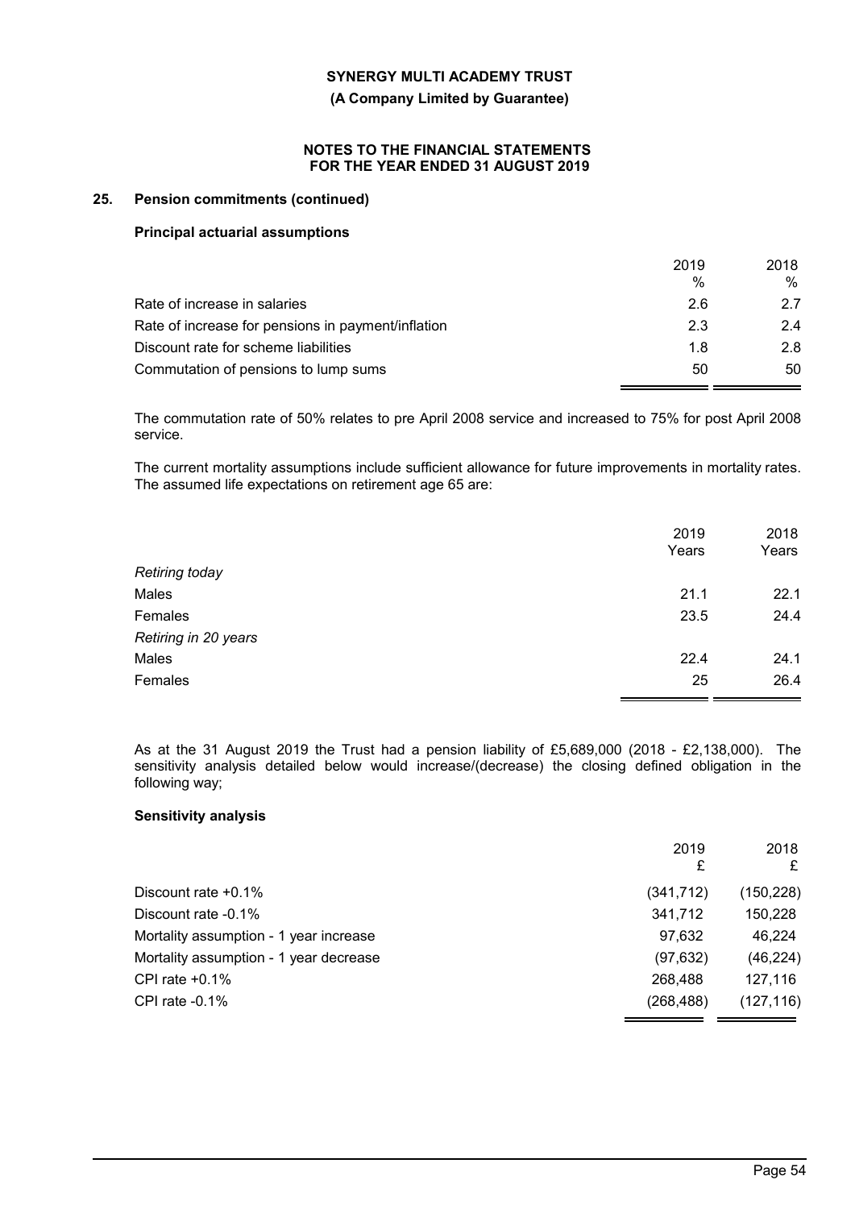## 25. Pension commitments (continued)

### Principal actuarial assumptions

| | 2019 % | 2018 % |
|---|---|---|
| Rate of increase in salaries | 2.6 | 2.7 |
| Rate of increase for pensions in payment/inflation | 2.3 | 2.4 |
| Discount rate for scheme liabilities | 1.8 | 2.8 |
| Commutation of pensions to lump sums | 50 | 50 |

The commutation rate of 50% relates to pre April 2008 service and increased to 75% for post April 2008 service.

The current mortality assumptions include sufficient allowance for future improvements in mortality rates. The assumed life expectations on retirement age 65 are:

| | 2019 Years | 2018 Years |
|---|---|---|
| *Retiring today* | | |
| Males | 21.1 | 22.1 |
| Females | 23.5 | 24.4 |
| *Retiring in 20 years* | | |
| Males | 22.4 | 24.1 |
| Females | 25 | 26.4 |

As at the 31 August 2019 the Trust had a pension liability of £5,689,000 (2018 - £2,138,000). The sensitivity analysis detailed below would increase/(decrease) the closing defined obligation in the following way;

### Sensitivity analysis

| | 2019 £ | 2018 £ |
|---|---|---|
| Discount rate +0.1% | (341,712) | (150,228) |
| Discount rate -0.1% | 341,712 | 150,228 |
| Mortality assumption - 1 year increase | 97,632 | 46,224 |
| Mortality assumption - 1 year decrease | (97,632) | (46,224) |
| CPI rate +0.1% | 268,488 | 127,116 |
| CPI rate -0.1% | (268,488) | (127,116) |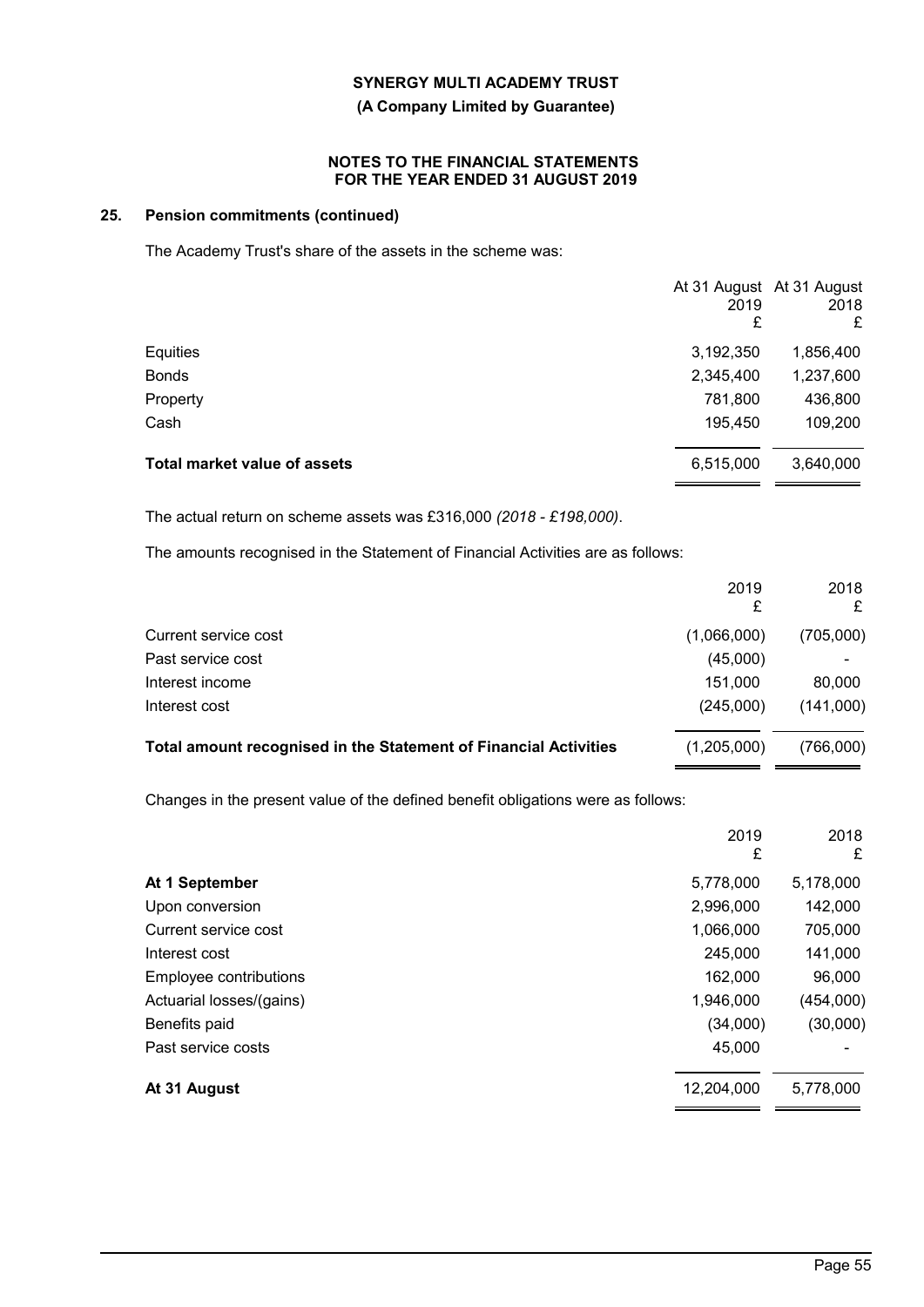## 25. Pension commitments (continued)

The Academy Trust's share of the assets in the scheme was:

| | At 31 August 2019 £ | At 31 August 2018 £ |
|---|---|---|
| Equities | 3,192,350 | 1,856,400 |
| Bonds | 2,345,400 | 1,237,600 |
| Property | 781,800 | 436,800 |
| Cash | 195,450 | 109,200 |
| **Total market value of assets** | 6,515,000 | 3,640,000 |

The actual return on scheme assets was £316,000 *(2018 - £198,000)*.

The amounts recognised in the Statement of Financial Activities are as follows:

| | 2019 £ | 2018 £ |
|---|---|---|
| Current service cost | (1,066,000) | (705,000) |
| Past service cost | (45,000) | - |
| Interest income | 151,000 | 80,000 |
| Interest cost | (245,000) | (141,000) |
| **Total amount recognised in the Statement of Financial Activities** | (1,205,000) | (766,000) |

Changes in the present value of the defined benefit obligations were as follows:

| | 2019 £ | 2018 £ |
|---|---|---|
| **At 1 September** | 5,778,000 | 5,178,000 |
| Upon conversion | 2,996,000 | 142,000 |
| Current service cost | 1,066,000 | 705,000 |
| Interest cost | 245,000 | 141,000 |
| Employee contributions | 162,000 | 96,000 |
| Actuarial losses/(gains) | 1,946,000 | (454,000) |
| Benefits paid | (34,000) | (30,000) |
| Past service costs | 45,000 | - |
| **At 31 August** | 12,204,000 | 5,778,000 |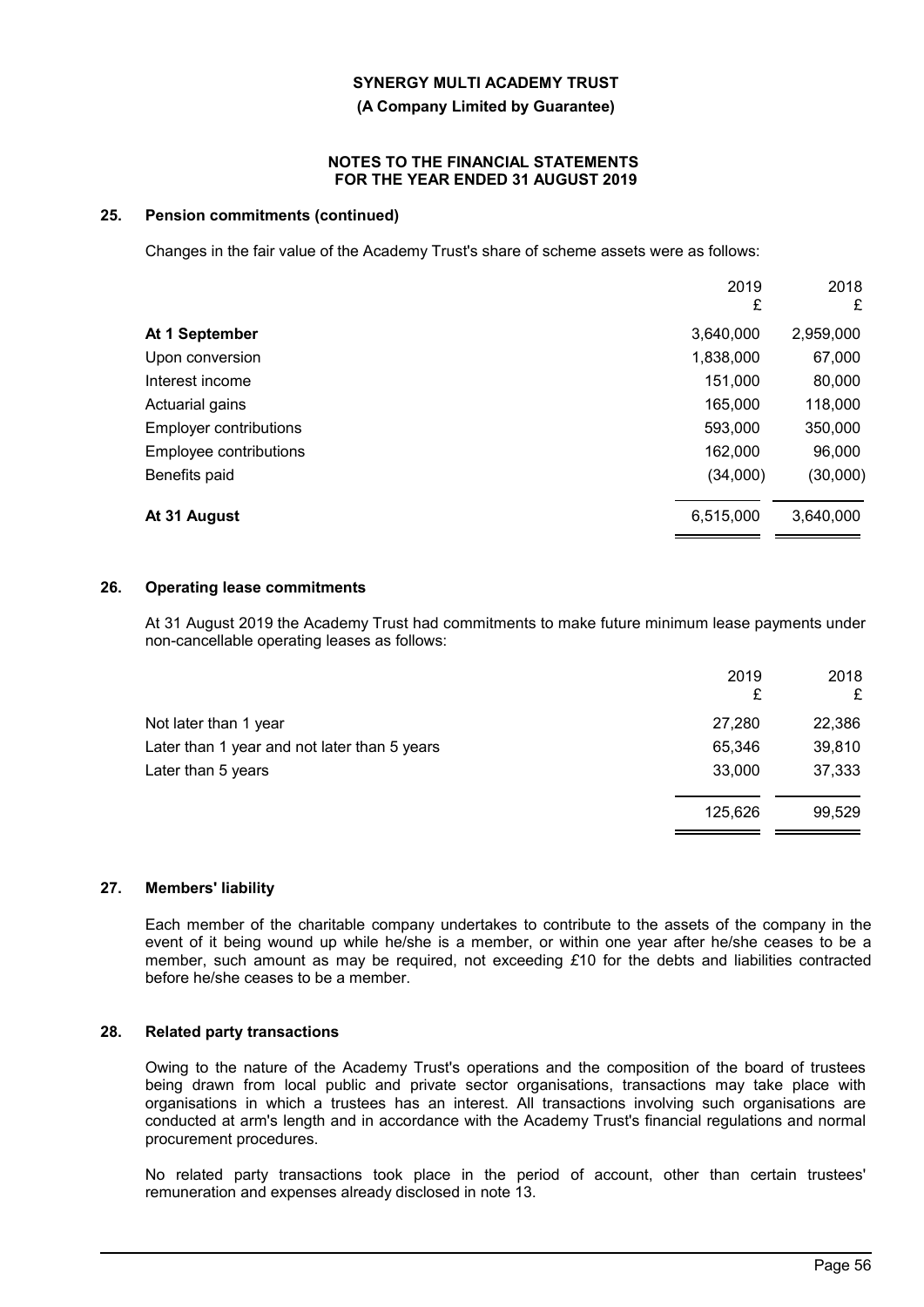## 25. Pension commitments (continued)

Changes in the fair value of the Academy Trust's share of scheme assets were as follows:

| | 2019 £ | 2018 £ |
|---|---|---|
| **At 1 September** | 3,640,000 | 2,959,000 |
| Upon conversion | 1,838,000 | 67,000 |
| Interest income | 151,000 | 80,000 |
| Actuarial gains | 165,000 | 118,000 |
| Employer contributions | 593,000 | 350,000 |
| Employee contributions | 162,000 | 96,000 |
| Benefits paid | (34,000) | (30,000) |
| **At 31 August** | 6,515,000 | 3,640,000 |

## 26. Operating lease commitments

At 31 August 2019 the Academy Trust had commitments to make future minimum lease payments under non-cancellable operating leases as follows:

| | 2019 £ | 2018 £ |
|---|---|---|
| Not later than 1 year | 27,280 | 22,386 |
| Later than 1 year and not later than 5 years | 65,346 | 39,810 |
| Later than 5 years | 33,000 | 37,333 |
| | 125,626 | 99,529 |

## 27. Members' liability

Each member of the charitable company undertakes to contribute to the assets of the company in the event of it being wound up while he/she is a member, or within one year after he/she ceases to be a member, such amount as may be required, not exceeding £10 for the debts and liabilities contracted before he/she ceases to be a member.

## 28. Related party transactions

Owing to the nature of the Academy Trust's operations and the composition of the board of trustees being drawn from local public and private sector organisations, transactions may take place with organisations in which a trustees has an interest. All transactions involving such organisations are conducted at arm's length and in accordance with the Academy Trust's financial regulations and normal procurement procedures.

No related party transactions took place in the period of account, other than certain trustees' remuneration and expenses already disclosed in note 13.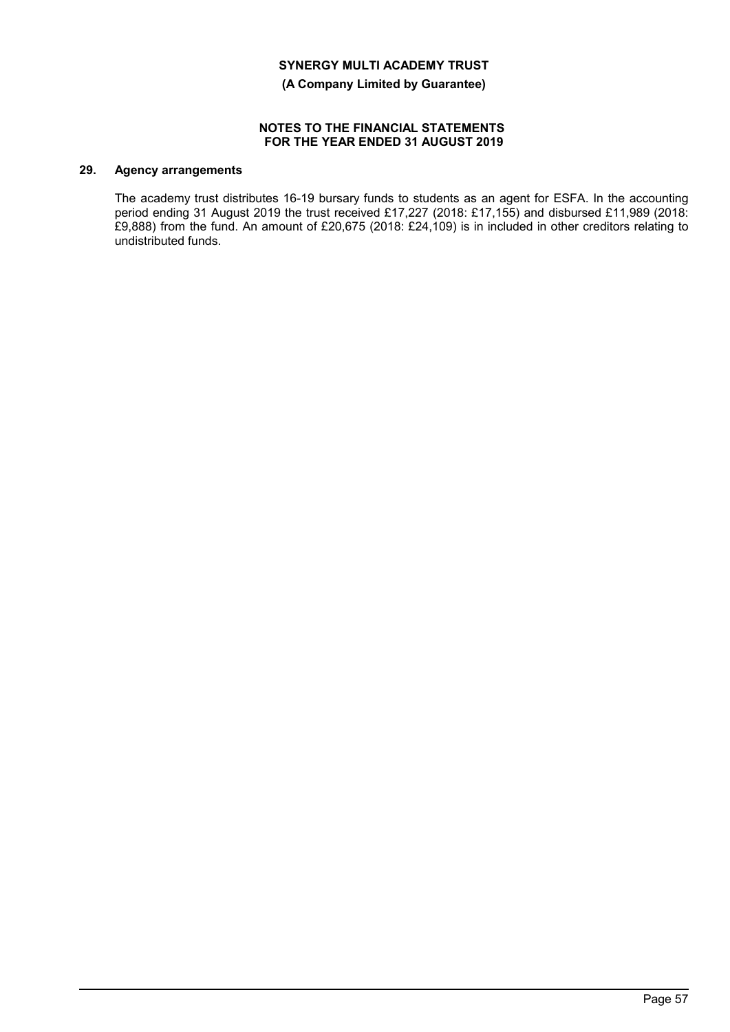## 29. Agency arrangements

The academy trust distributes 16-19 bursary funds to students as an agent for ESFA. In the accounting period ending 31 August 2019 the trust received £17,227 (2018: £17,155) and disbursed £11,989 (2018: £9,888) from the fund. An amount of £20,675 (2018: £24,109) is in included in other creditors relating to undistributed funds.